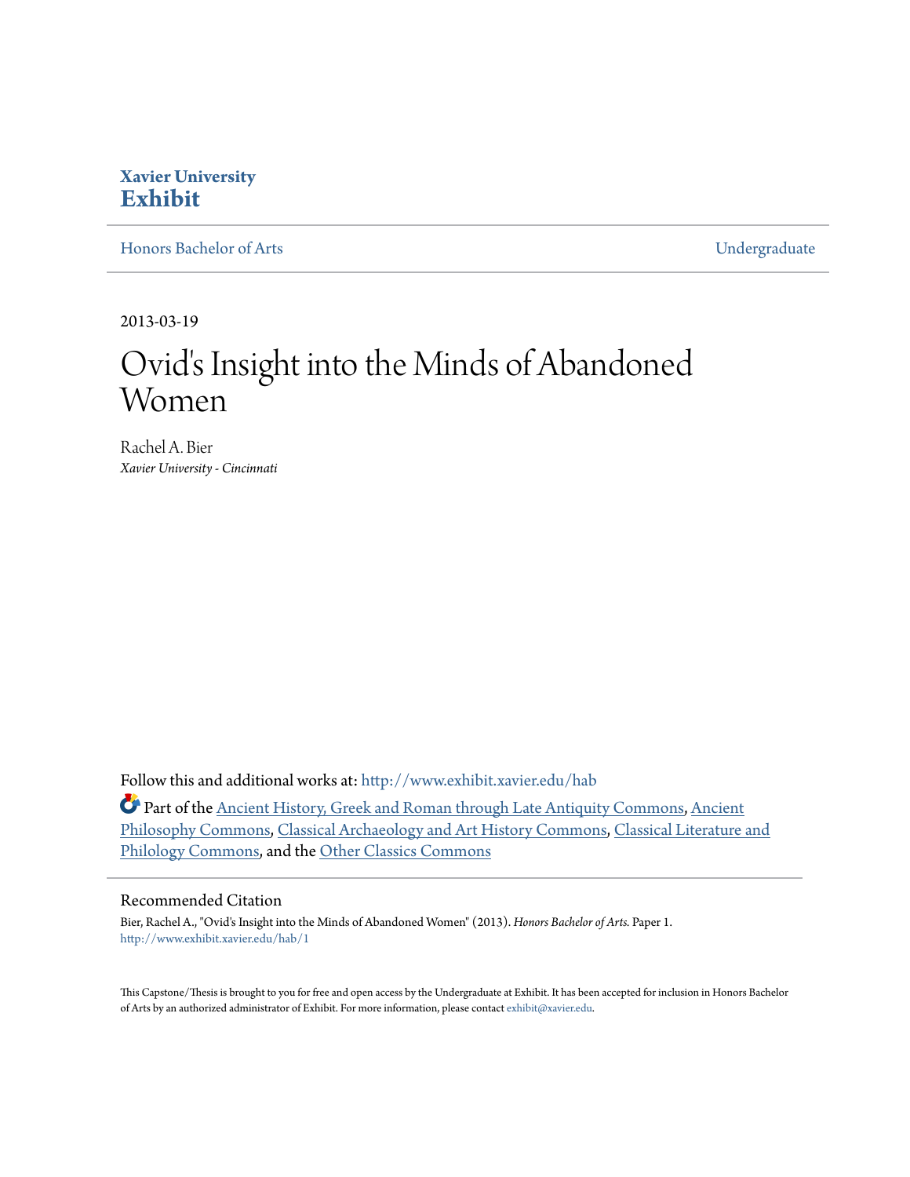**Xavier University**
**Exhibit**

Honors Bachelor of Arts | Undergraduate

2013-03-19

# Ovid's Insight into the Minds of Abandoned Women

Rachel A. Bier
*Xavier University - Cincinnati*

Follow this and additional works at: http://www.exhibit.xavier.edu/hab

Part of the Ancient History, Greek and Roman through Late Antiquity Commons, Ancient Philosophy Commons, Classical Archaeology and Art History Commons, Classical Literature and Philology Commons, and the Other Classics Commons

## Recommended Citation

Bier, Rachel A., "Ovid's Insight into the Minds of Abandoned Women" (2013). *Honors Bachelor of Arts*. Paper 1.
http://www.exhibit.xavier.edu/hab/1

This Capstone/Thesis is brought to you for free and open access by the Undergraduate at Exhibit. It has been accepted for inclusion in Honors Bachelor of Arts by an authorized administrator of Exhibit. For more information, please contact exhibit@xavier.edu.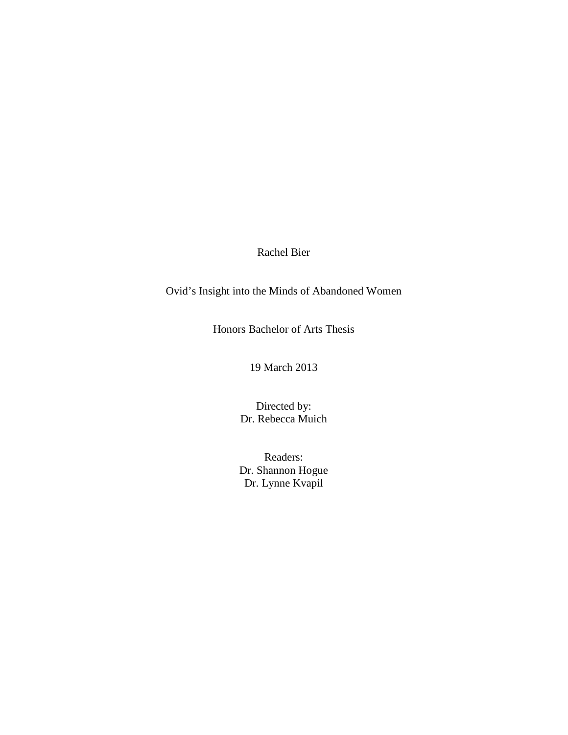Rachel Bier

Ovid's Insight into the Minds of Abandoned Women

Honors Bachelor of Arts Thesis

19 March 2013

Directed by:
Dr. Rebecca Muich

Readers:
Dr. Shannon Hogue
Dr. Lynne Kvapil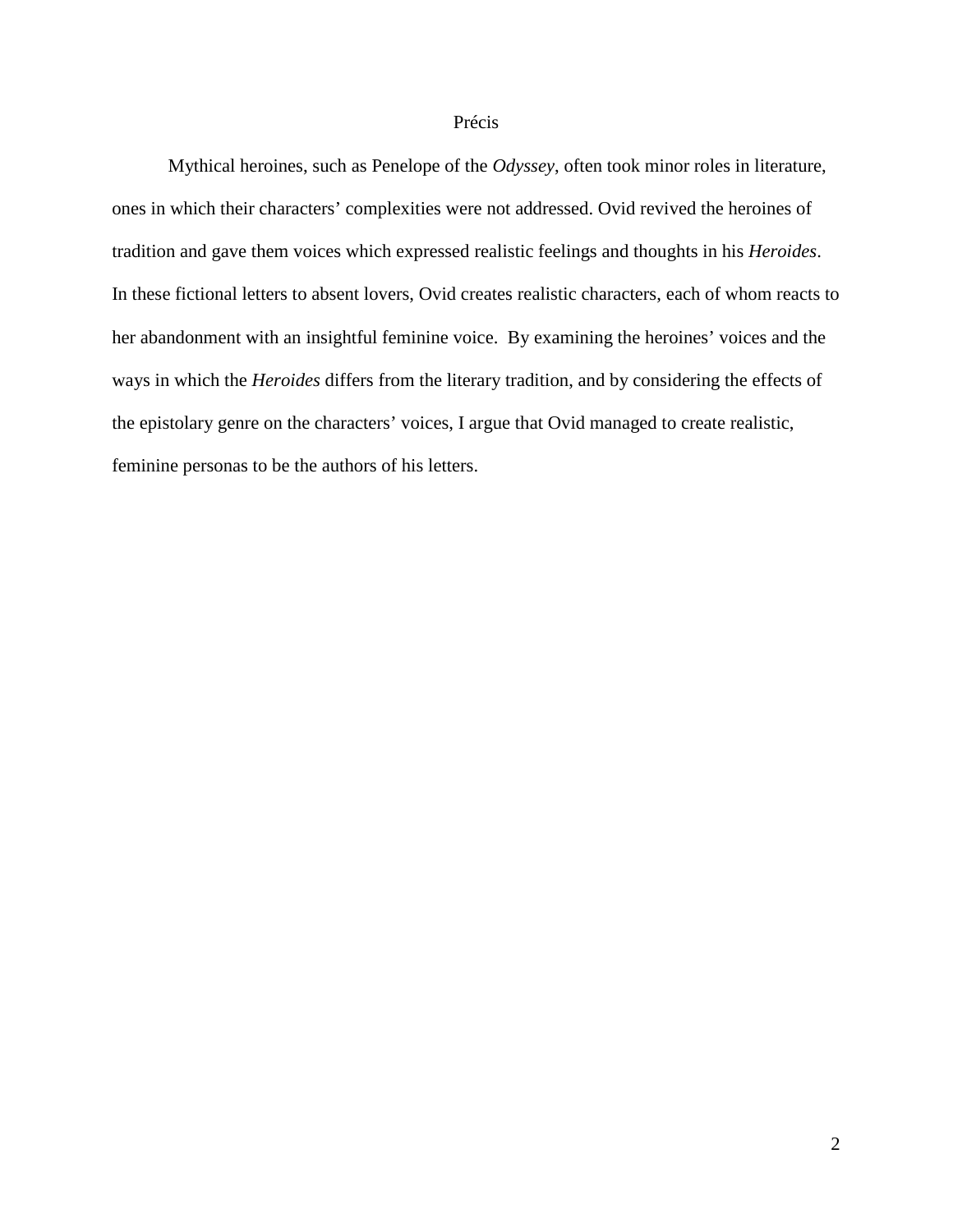# Précis

Mythical heroines, such as Penelope of the *Odyssey*, often took minor roles in literature, ones in which their characters' complexities were not addressed. Ovid revived the heroines of tradition and gave them voices which expressed realistic feelings and thoughts in his *Heroides*. In these fictional letters to absent lovers, Ovid creates realistic characters, each of whom reacts to her abandonment with an insightful feminine voice. By examining the heroines' voices and the ways in which the *Heroides* differs from the literary tradition, and by considering the effects of the epistolary genre on the characters' voices, I argue that Ovid managed to create realistic, feminine personas to be the authors of his letters.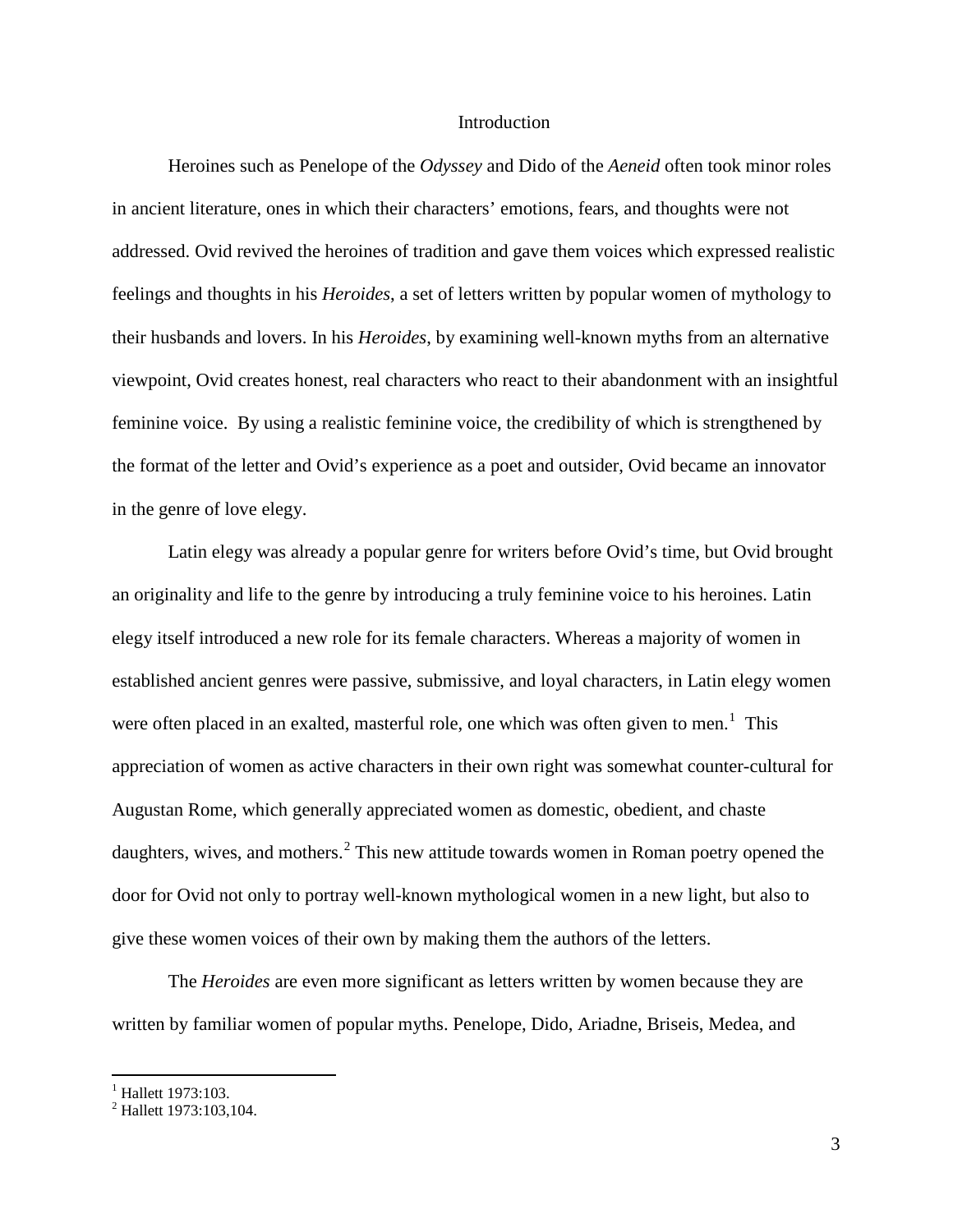# Introduction

Heroines such as Penelope of the *Odyssey* and Dido of the *Aeneid* often took minor roles in ancient literature, ones in which their characters' emotions, fears, and thoughts were not addressed. Ovid revived the heroines of tradition and gave them voices which expressed realistic feelings and thoughts in his *Heroides*, a set of letters written by popular women of mythology to their husbands and lovers. In his *Heroides*, by examining well-known myths from an alternative viewpoint, Ovid creates honest, real characters who react to their abandonment with an insightful feminine voice. By using a realistic feminine voice, the credibility of which is strengthened by the format of the letter and Ovid's experience as a poet and outsider, Ovid became an innovator in the genre of love elegy.

Latin elegy was already a popular genre for writers before Ovid's time, but Ovid brought an originality and life to the genre by introducing a truly feminine voice to his heroines. Latin elegy itself introduced a new role for its female characters. Whereas a majority of women in established ancient genres were passive, submissive, and loyal characters, in Latin elegy women were often placed in an exalted, masterful role, one which was often given to men.[1] This appreciation of women as active characters in their own right was somewhat counter-cultural for Augustan Rome, which generally appreciated women as domestic, obedient, and chaste daughters, wives, and mothers.[2] This new attitude towards women in Roman poetry opened the door for Ovid not only to portray well-known mythological women in a new light, but also to give these women voices of their own by making them the authors of the letters.

The *Heroides* are even more significant as letters written by women because they are written by familiar women of popular myths. Penelope, Dido, Ariadne, Briseis, Medea, and

[1] Hallett 1973:103.
[2] Hallett 1973:103,104.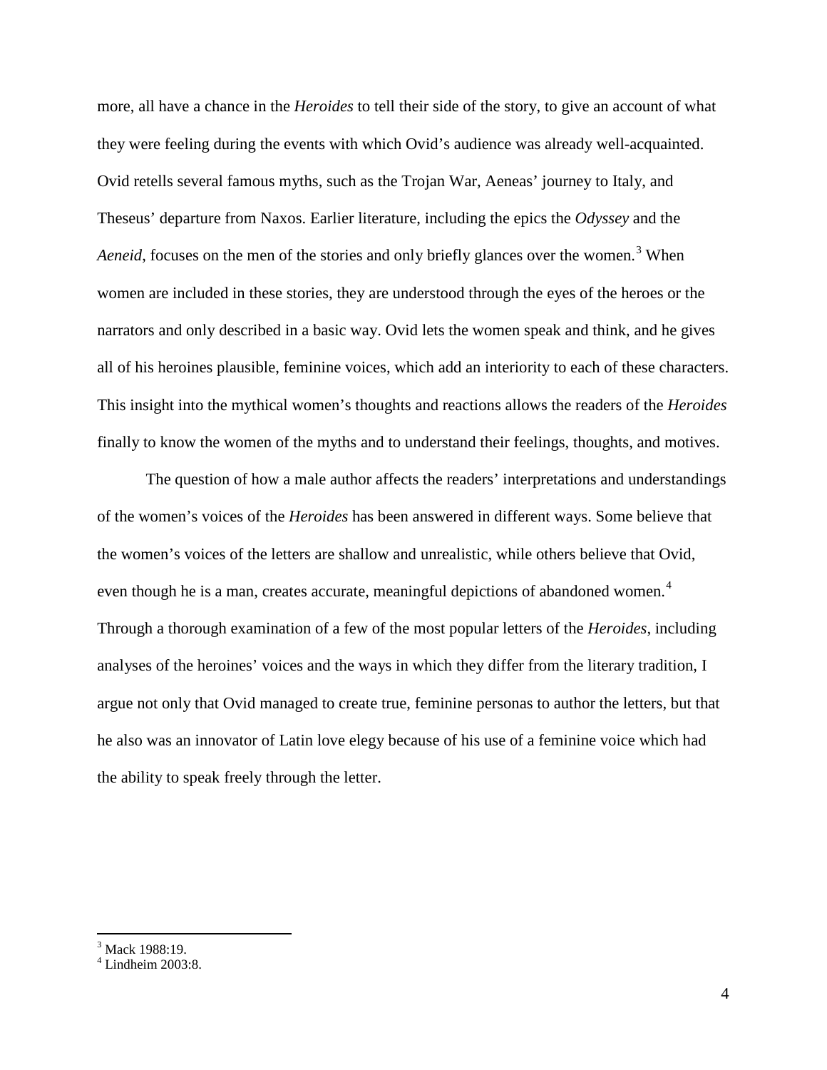more, all have a chance in the *Heroides* to tell their side of the story, to give an account of what they were feeling during the events with which Ovid's audience was already well-acquainted. Ovid retells several famous myths, such as the Trojan War, Aeneas' journey to Italy, and Theseus' departure from Naxos. Earlier literature, including the epics the *Odyssey* and the *Aeneid*, focuses on the men of the stories and only briefly glances over the women.[3] When women are included in these stories, they are understood through the eyes of the heroes or the narrators and only described in a basic way. Ovid lets the women speak and think, and he gives all of his heroines plausible, feminine voices, which add an interiority to each of these characters. This insight into the mythical women's thoughts and reactions allows the readers of the *Heroides* finally to know the women of the myths and to understand their feelings, thoughts, and motives.

The question of how a male author affects the readers' interpretations and understandings of the women's voices of the *Heroides* has been answered in different ways. Some believe that the women's voices of the letters are shallow and unrealistic, while others believe that Ovid, even though he is a man, creates accurate, meaningful depictions of abandoned women.[4] Through a thorough examination of a few of the most popular letters of the *Heroides*, including analyses of the heroines' voices and the ways in which they differ from the literary tradition, I argue not only that Ovid managed to create true, feminine personas to author the letters, but that he also was an innovator of Latin love elegy because of his use of a feminine voice which had the ability to speak freely through the letter.

---

[3] Mack 1988:19.

[4] Lindheim 2003:8.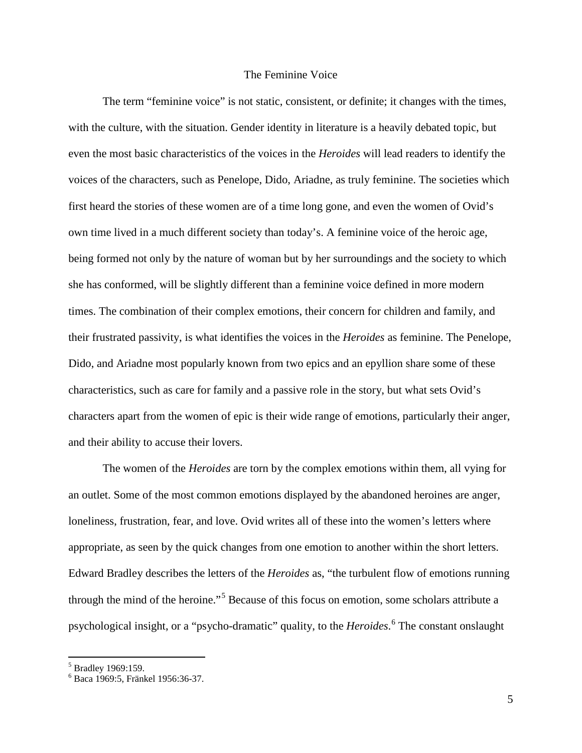## The Feminine Voice

The term "feminine voice" is not static, consistent, or definite; it changes with the times, with the culture, with the situation. Gender identity in literature is a heavily debated topic, but even the most basic characteristics of the voices in the *Heroides* will lead readers to identify the voices of the characters, such as Penelope, Dido, Ariadne, as truly feminine. The societies which first heard the stories of these women are of a time long gone, and even the women of Ovid's own time lived in a much different society than today's. A feminine voice of the heroic age, being formed not only by the nature of woman but by her surroundings and the society to which she has conformed, will be slightly different than a feminine voice defined in more modern times. The combination of their complex emotions, their concern for children and family, and their frustrated passivity, is what identifies the voices in the *Heroides* as feminine. The Penelope, Dido, and Ariadne most popularly known from two epics and an epyllion share some of these characteristics, such as care for family and a passive role in the story, but what sets Ovid's characters apart from the women of epic is their wide range of emotions, particularly their anger, and their ability to accuse their lovers.

The women of the *Heroides* are torn by the complex emotions within them, all vying for an outlet. Some of the most common emotions displayed by the abandoned heroines are anger, loneliness, frustration, fear, and love. Ovid writes all of these into the women's letters where appropriate, as seen by the quick changes from one emotion to another within the short letters. Edward Bradley describes the letters of the *Heroides* as, "the turbulent flow of emotions running through the mind of the heroine."[5] Because of this focus on emotion, some scholars attribute a psychological insight, or a "psycho-dramatic" quality, to the *Heroides*.[6] The constant onslaught

---

[5] Bradley 1969:159.

[6] Baca 1969:5, Fränkel 1956:36-37.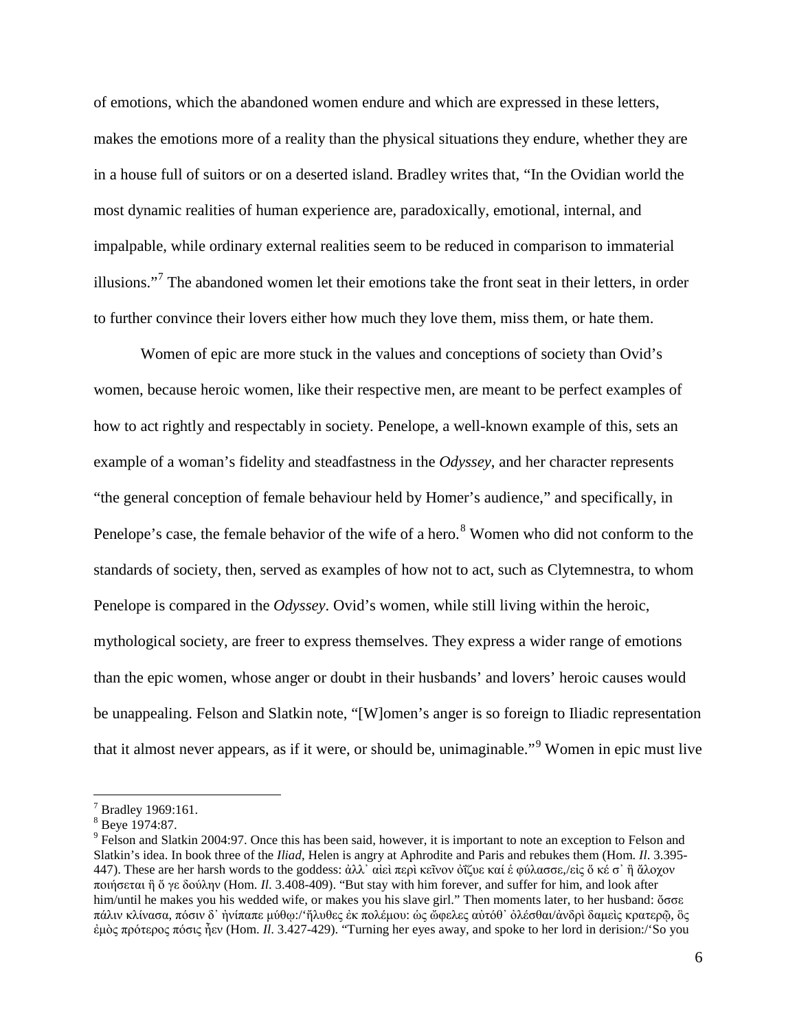of emotions, which the abandoned women endure and which are expressed in these letters, makes the emotions more of a reality than the physical situations they endure, whether they are in a house full of suitors or on a deserted island. Bradley writes that, "In the Ovidian world the most dynamic realities of human experience are, paradoxically, emotional, internal, and impalpable, while ordinary external realities seem to be reduced in comparison to immaterial illusions."[7] The abandoned women let their emotions take the front seat in their letters, in order to further convince their lovers either how much they love them, miss them, or hate them.

Women of epic are more stuck in the values and conceptions of society than Ovid's women, because heroic women, like their respective men, are meant to be perfect examples of how to act rightly and respectably in society. Penelope, a well-known example of this, sets an example of a woman's fidelity and steadfastness in the *Odyssey*, and her character represents "the general conception of female behaviour held by Homer's audience," and specifically, in Penelope's case, the female behavior of the wife of a hero.[8] Women who did not conform to the standards of society, then, served as examples of how not to act, such as Clytemnestra, to whom Penelope is compared in the *Odyssey*. Ovid's women, while still living within the heroic, mythological society, are freer to express themselves. They express a wider range of emotions than the epic women, whose anger or doubt in their husbands' and lovers' heroic causes would be unappealing. Felson and Slatkin note, "[W]omen's anger is so foreign to Iliadic representation that it almost never appears, as if it were, or should be, unimaginable."[9] Women in epic must live

---

[7] Bradley 1969:161.

[8] Beye 1974:87.

[9] Felson and Slatkin 2004:97. Once this has been said, however, it is important to note an exception to Felson and Slatkin's idea. In book three of the *Iliad*, Helen is angry at Aphrodite and Paris and rebukes them (Hom. *Il*. 3.395-447). These are her harsh words to the goddess: ἀλλ᾽ αἰεὶ περὶ κεῖνον ὀΐζυε καί ἑ φύλασσε,/εἰς ὅ κέ σ᾽ ἢ ἄλοχον ποιήσεται ἢ ὅ γε δούλην (Hom. *Il*. 3.408-409). "But stay with him forever, and suffer for him, and look after him/until he makes you his wedded wife, or makes you his slave girl." Then moments later, to her husband: ὄσσε πάλιν κλίνασα, πόσιν δ᾽ ἠνίπαπε μύθῳ:/'ἤλυθες ἐκ πολέμου: ὡς ὤφελες αὐτόθ᾽ ὀλέσθαι/ἀνδρὶ δαμεὶς κρατερῷ, ὃς ἐμὸς πρότερος πόσις ἦεν (Hom. *Il*. 3.427-429). "Turning her eyes away, and spoke to her lord in derision:/'So you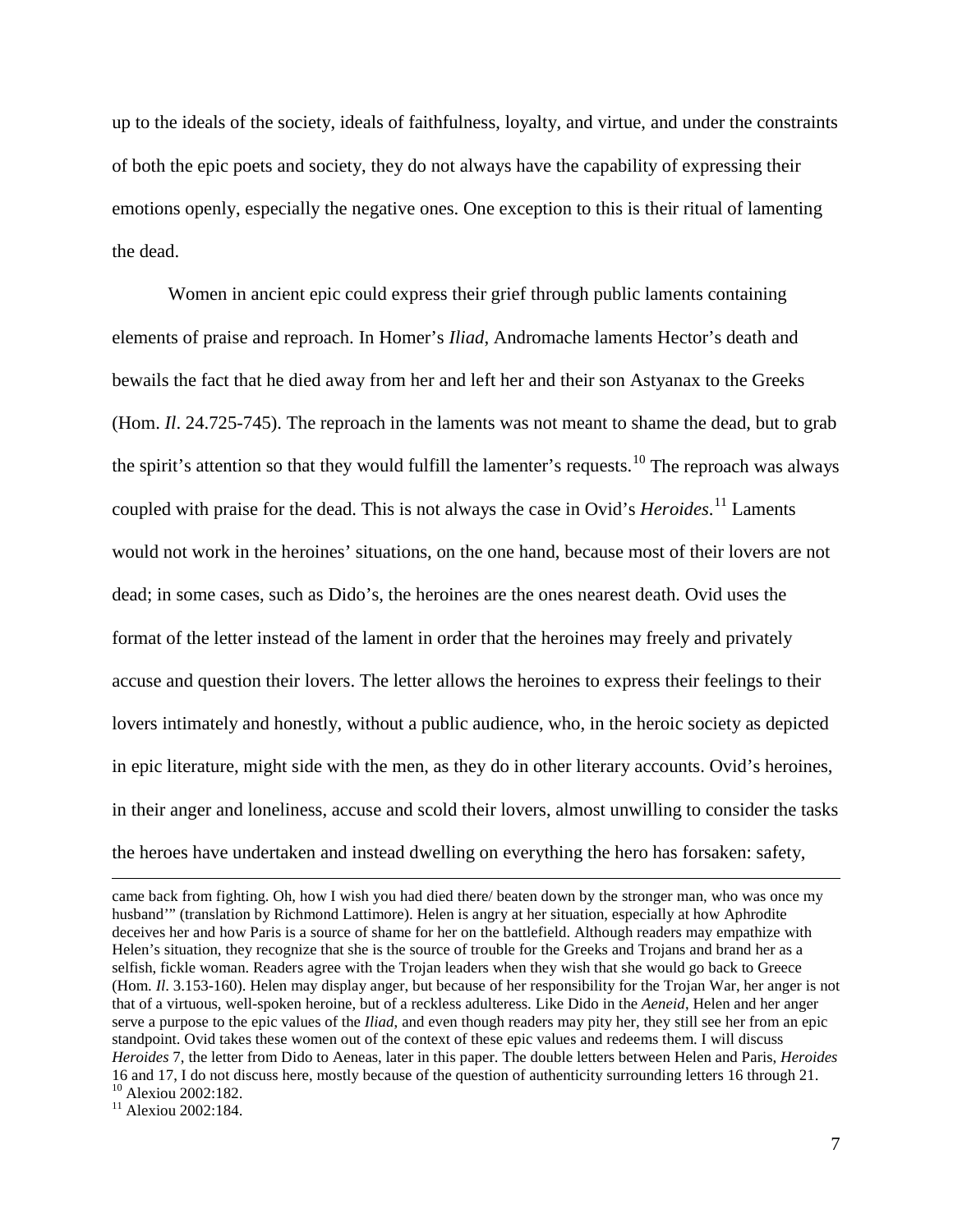up to the ideals of the society, ideals of faithfulness, loyalty, and virtue, and under the constraints of both the epic poets and society, they do not always have the capability of expressing their emotions openly, especially the negative ones. One exception to this is their ritual of lamenting the dead.

Women in ancient epic could express their grief through public laments containing elements of praise and reproach. In Homer's *Iliad*, Andromache laments Hector's death and bewails the fact that he died away from her and left her and their son Astyanax to the Greeks (Hom. *Il*. 24.725-745). The reproach in the laments was not meant to shame the dead, but to grab the spirit's attention so that they would fulfill the lamenter's requests.[10] The reproach was always coupled with praise for the dead. This is not always the case in Ovid's *Heroides*.[11] Laments would not work in the heroines' situations, on the one hand, because most of their lovers are not dead; in some cases, such as Dido's, the heroines are the ones nearest death. Ovid uses the format of the letter instead of the lament in order that the heroines may freely and privately accuse and question their lovers. The letter allows the heroines to express their feelings to their lovers intimately and honestly, without a public audience, who, in the heroic society as depicted in epic literature, might side with the men, as they do in other literary accounts. Ovid's heroines, in their anger and loneliness, accuse and scold their lovers, almost unwilling to consider the tasks the heroes have undertaken and instead dwelling on everything the hero has forsaken: safety,

---

came back from fighting. Oh, how I wish you had died there/ beaten down by the stronger man, who was once my husband'" (translation by Richmond Lattimore). Helen is angry at her situation, especially at how Aphrodite deceives her and how Paris is a source of shame for her on the battlefield. Although readers may empathize with Helen's situation, they recognize that she is the source of trouble for the Greeks and Trojans and brand her as a selfish, fickle woman. Readers agree with the Trojan leaders when they wish that she would go back to Greece (Hom. *Il*. 3.153-160). Helen may display anger, but because of her responsibility for the Trojan War, her anger is not that of a virtuous, well-spoken heroine, but of a reckless adulteress. Like Dido in the *Aeneid*, Helen and her anger serve a purpose to the epic values of the *Iliad*, and even though readers may pity her, they still see her from an epic standpoint. Ovid takes these women out of the context of these epic values and redeems them. I will discuss *Heroides* 7, the letter from Dido to Aeneas, later in this paper. The double letters between Helen and Paris, *Heroides* 16 and 17, I do not discuss here, mostly because of the question of authenticity surrounding letters 16 through 21.

[10] Alexiou 2002:182.

[11] Alexiou 2002:184.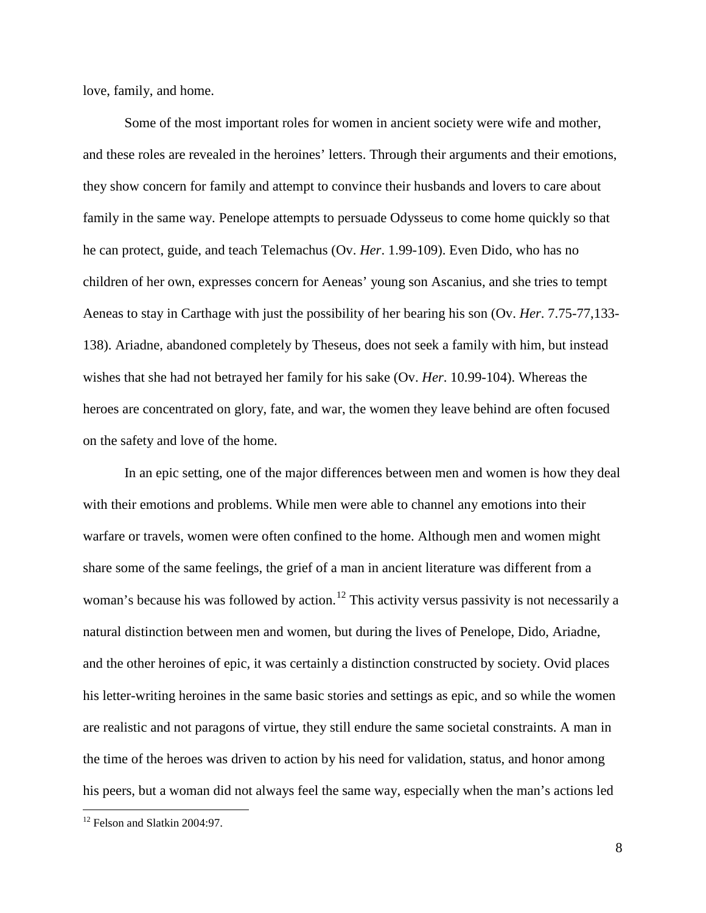love, family, and home.

Some of the most important roles for women in ancient society were wife and mother, and these roles are revealed in the heroines' letters. Through their arguments and their emotions, they show concern for family and attempt to convince their husbands and lovers to care about family in the same way. Penelope attempts to persuade Odysseus to come home quickly so that he can protect, guide, and teach Telemachus (Ov. *Her*. 1.99-109). Even Dido, who has no children of her own, expresses concern for Aeneas' young son Ascanius, and she tries to tempt Aeneas to stay in Carthage with just the possibility of her bearing his son (Ov. *Her*. 7.75-77,133-138). Ariadne, abandoned completely by Theseus, does not seek a family with him, but instead wishes that she had not betrayed her family for his sake (Ov. *Her*. 10.99-104). Whereas the heroes are concentrated on glory, fate, and war, the women they leave behind are often focused on the safety and love of the home.

In an epic setting, one of the major differences between men and women is how they deal with their emotions and problems. While men were able to channel any emotions into their warfare or travels, women were often confined to the home. Although men and women might share some of the same feelings, the grief of a man in ancient literature was different from a woman's because his was followed by action.[12] This activity versus passivity is not necessarily a natural distinction between men and women, but during the lives of Penelope, Dido, Ariadne, and the other heroines of epic, it was certainly a distinction constructed by society. Ovid places his letter-writing heroines in the same basic stories and settings as epic, and so while the women are realistic and not paragons of virtue, they still endure the same societal constraints. A man in the time of the heroes was driven to action by his need for validation, status, and honor among his peers, but a woman did not always feel the same way, especially when the man's actions led

[12] Felson and Slatkin 2004:97.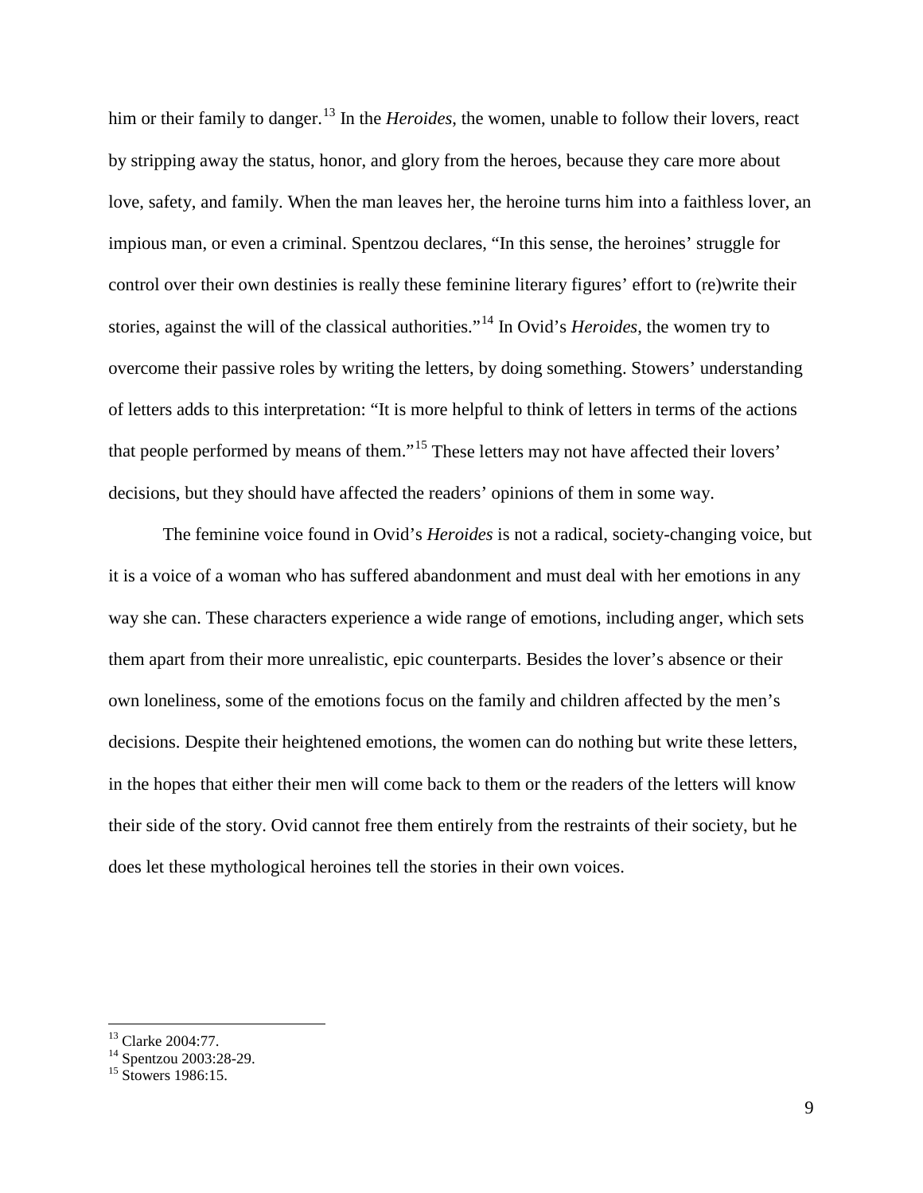him or their family to danger.[13] In the *Heroides*, the women, unable to follow their lovers, react by stripping away the status, honor, and glory from the heroes, because they care more about love, safety, and family. When the man leaves her, the heroine turns him into a faithless lover, an impious man, or even a criminal. Spentzou declares, "In this sense, the heroines' struggle for control over their own destinies is really these feminine literary figures' effort to (re)write their stories, against the will of the classical authorities."[14] In Ovid's *Heroides*, the women try to overcome their passive roles by writing the letters, by doing something. Stowers' understanding of letters adds to this interpretation: "It is more helpful to think of letters in terms of the actions that people performed by means of them."[15] These letters may not have affected their lovers' decisions, but they should have affected the readers' opinions of them in some way.

The feminine voice found in Ovid's *Heroides* is not a radical, society-changing voice, but it is a voice of a woman who has suffered abandonment and must deal with her emotions in any way she can. These characters experience a wide range of emotions, including anger, which sets them apart from their more unrealistic, epic counterparts. Besides the lover's absence or their own loneliness, some of the emotions focus on the family and children affected by the men's decisions. Despite their heightened emotions, the women can do nothing but write these letters, in the hopes that either their men will come back to them or the readers of the letters will know their side of the story. Ovid cannot free them entirely from the restraints of their society, but he does let these mythological heroines tell the stories in their own voices.

---

[13] Clarke 2004:77.

[14] Spentzou 2003:28-29.

[15] Stowers 1986:15.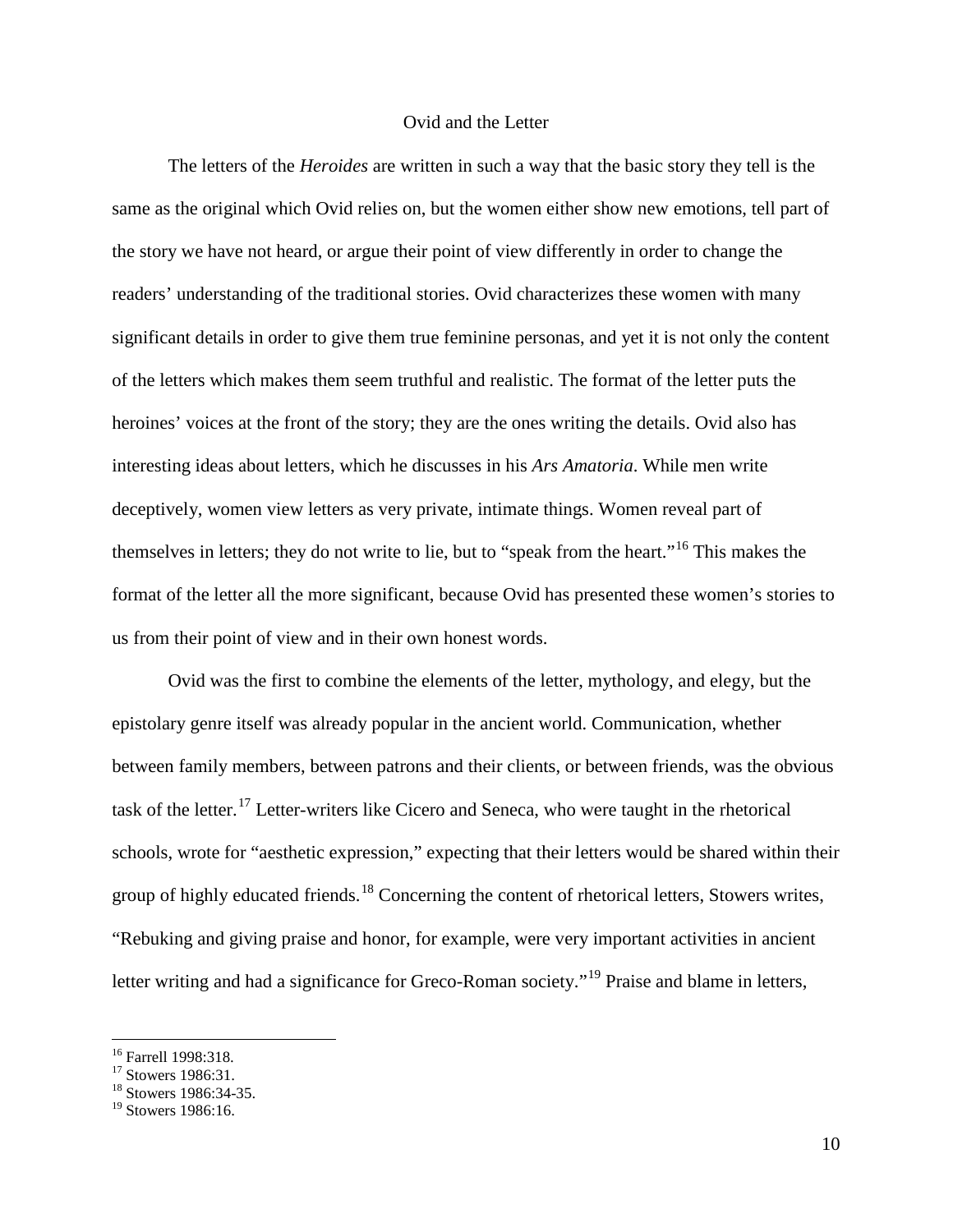## Ovid and the Letter

The letters of the *Heroides* are written in such a way that the basic story they tell is the same as the original which Ovid relies on, but the women either show new emotions, tell part of the story we have not heard, or argue their point of view differently in order to change the readers' understanding of the traditional stories. Ovid characterizes these women with many significant details in order to give them true feminine personas, and yet it is not only the content of the letters which makes them seem truthful and realistic. The format of the letter puts the heroines' voices at the front of the story; they are the ones writing the details. Ovid also has interesting ideas about letters, which he discusses in his *Ars Amatoria*. While men write deceptively, women view letters as very private, intimate things. Women reveal part of themselves in letters; they do not write to lie, but to "speak from the heart."[16] This makes the format of the letter all the more significant, because Ovid has presented these women's stories to us from their point of view and in their own honest words.

Ovid was the first to combine the elements of the letter, mythology, and elegy, but the epistolary genre itself was already popular in the ancient world. Communication, whether between family members, between patrons and their clients, or between friends, was the obvious task of the letter.[17] Letter-writers like Cicero and Seneca, who were taught in the rhetorical schools, wrote for "aesthetic expression," expecting that their letters would be shared within their group of highly educated friends.[18] Concerning the content of rhetorical letters, Stowers writes, "Rebuking and giving praise and honor, for example, were very important activities in ancient letter writing and had a significance for Greco-Roman society."[19] Praise and blame in letters,

---

[16] Farrell 1998:318.
[17] Stowers 1986:31.
[18] Stowers 1986:34-35.
[19] Stowers 1986:16.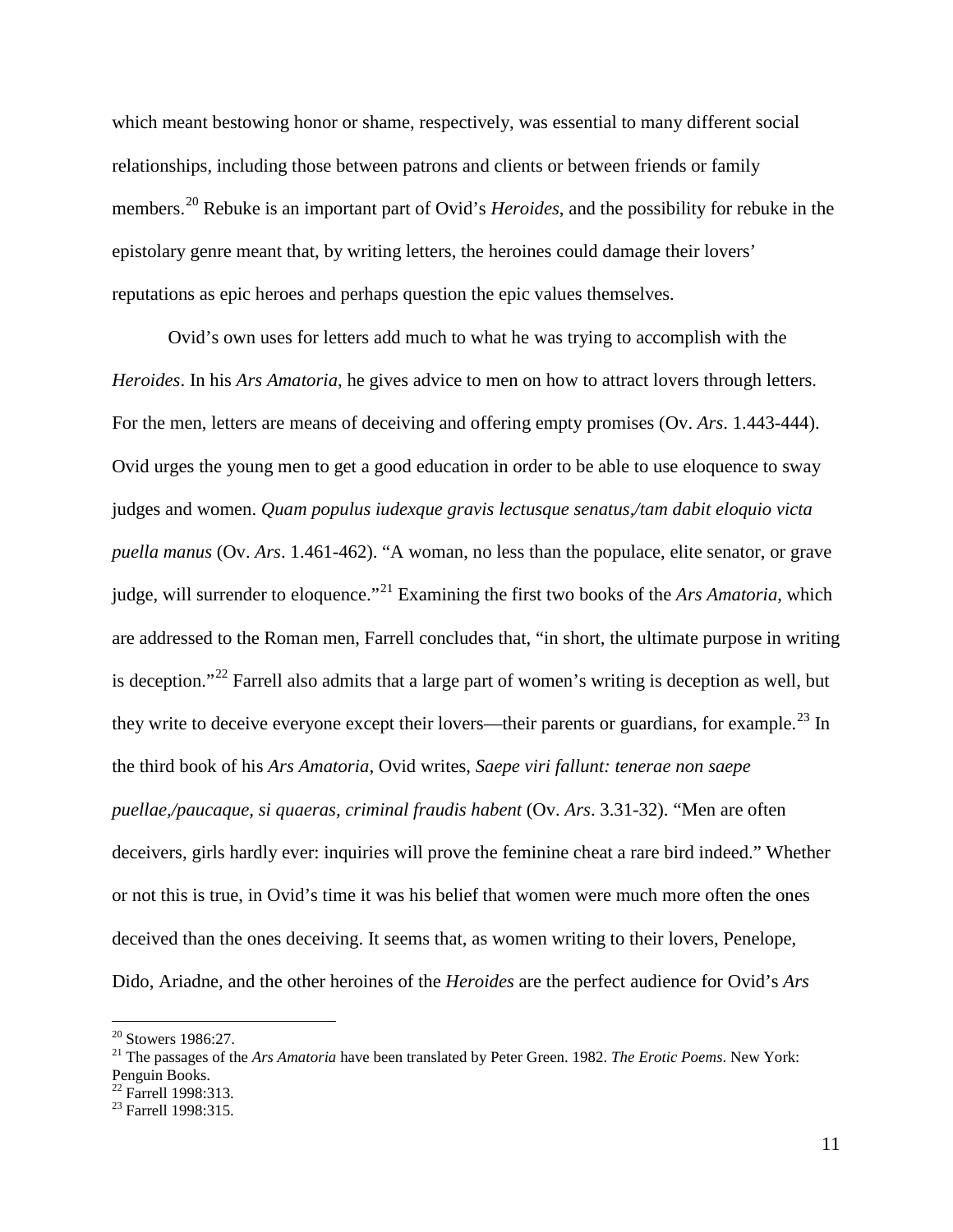which meant bestowing honor or shame, respectively, was essential to many different social relationships, including those between patrons and clients or between friends or family members.[20] Rebuke is an important part of Ovid's *Heroides*, and the possibility for rebuke in the epistolary genre meant that, by writing letters, the heroines could damage their lovers' reputations as epic heroes and perhaps question the epic values themselves.

Ovid's own uses for letters add much to what he was trying to accomplish with the *Heroides*. In his *Ars Amatoria*, he gives advice to men on how to attract lovers through letters. For the men, letters are means of deceiving and offering empty promises (Ov. *Ars*. 1.443-444). Ovid urges the young men to get a good education in order to be able to use eloquence to sway judges and women. *Quam populus iudexque gravis lectusque senatus,/tam dabit eloquio victa puella manus* (Ov. *Ars*. 1.461-462). "A woman, no less than the populace, elite senator, or grave judge, will surrender to eloquence."[21] Examining the first two books of the *Ars Amatoria*, which are addressed to the Roman men, Farrell concludes that, "in short, the ultimate purpose in writing is deception."[22] Farrell also admits that a large part of women's writing is deception as well, but they write to deceive everyone except their lovers—their parents or guardians, for example.[23] In the third book of his *Ars Amatoria*, Ovid writes, *Saepe viri fallunt: tenerae non saepe puellae,/paucaque, si quaeras, criminal fraudis habent* (Ov. *Ars*. 3.31-32). "Men are often deceivers, girls hardly ever: inquiries will prove the feminine cheat a rare bird indeed." Whether or not this is true, in Ovid's time it was his belief that women were much more often the ones deceived than the ones deceiving. It seems that, as women writing to their lovers, Penelope, Dido, Ariadne, and the other heroines of the *Heroides* are the perfect audience for Ovid's *Ars*

---

[20] Stowers 1986:27.

[21] The passages of the *Ars Amatoria* have been translated by Peter Green. 1982. *The Erotic Poems*. New York: Penguin Books.

[22] Farrell 1998:313.

[23] Farrell 1998:315.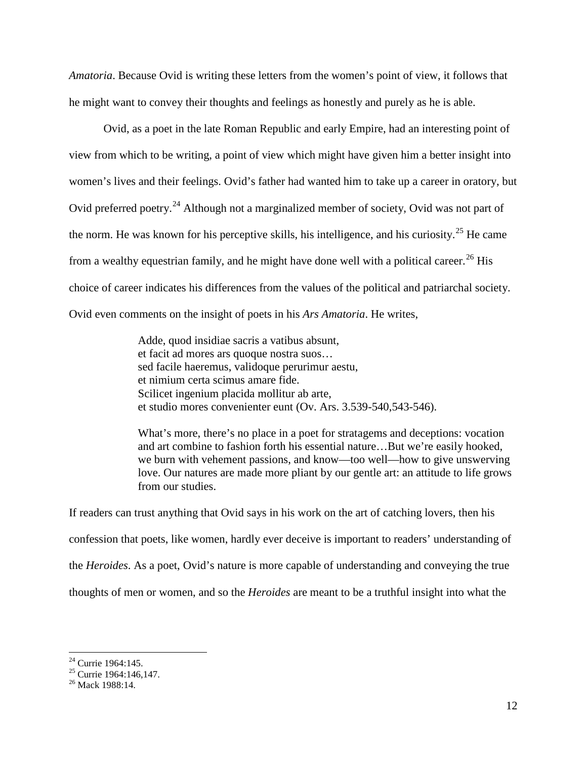*Amatoria*. Because Ovid is writing these letters from the women's point of view, it follows that he might want to convey their thoughts and feelings as honestly and purely as he is able.

Ovid, as a poet in the late Roman Republic and early Empire, had an interesting point of view from which to be writing, a point of view which might have given him a better insight into women's lives and their feelings. Ovid's father had wanted him to take up a career in oratory, but Ovid preferred poetry.[24] Although not a marginalized member of society, Ovid was not part of the norm. He was known for his perceptive skills, his intelligence, and his curiosity.[25] He came from a wealthy equestrian family, and he might have done well with a political career.[26] His choice of career indicates his differences from the values of the political and patriarchal society. Ovid even comments on the insight of poets in his *Ars Amatoria*. He writes,

> Adde, quod insidiae sacris a vatibus absunt,
> et facit ad mores ars quoque nostra suos…
> sed facile haeremus, validoque perurimur aestu,
> et nimium certa scimus amare fide.
> Scilicet ingenium placida mollitur ab arte,
> et studio mores convenienter eunt (Ov. Ars. 3.539-540,543-546).
>
> What's more, there's no place in a poet for stratagems and deceptions: vocation and art combine to fashion forth his essential nature…But we're easily hooked, we burn with vehement passions, and know—too well—how to give unswerving love. Our natures are made more pliant by our gentle art: an attitude to life grows from our studies.

If readers can trust anything that Ovid says in his work on the art of catching lovers, then his confession that poets, like women, hardly ever deceive is important to readers' understanding of the *Heroides*. As a poet, Ovid's nature is more capable of understanding and conveying the true thoughts of men or women, and so the *Heroides* are meant to be a truthful insight into what the

---

[24] Currie 1964:145.
[25] Currie 1964:146,147.
[26] Mack 1988:14.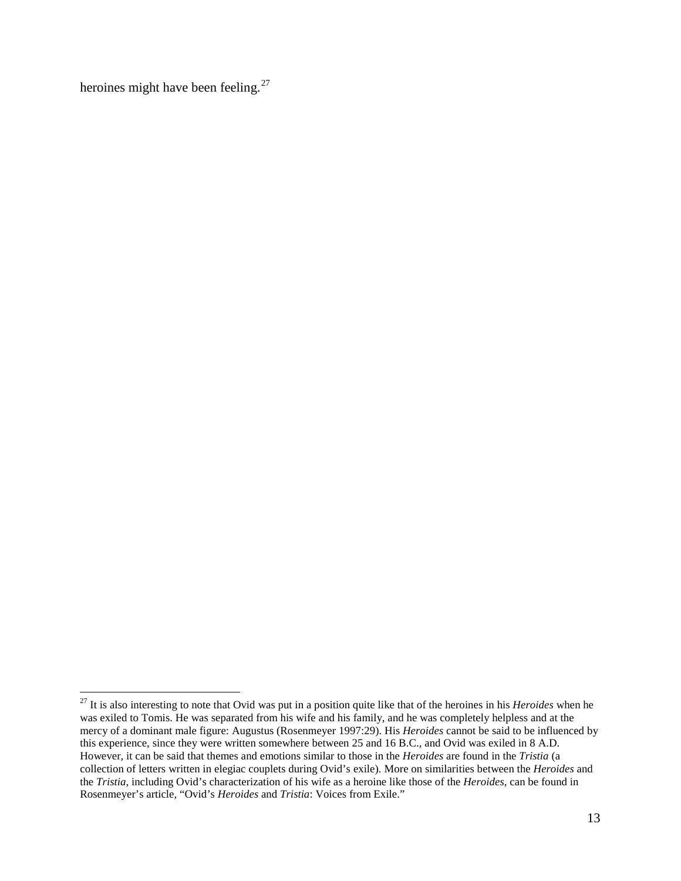heroines might have been feeling.[27]

[27] It is also interesting to note that Ovid was put in a position quite like that of the heroines in his *Heroides* when he was exiled to Tomis. He was separated from his wife and his family, and he was completely helpless and at the mercy of a dominant male figure: Augustus (Rosenmeyer 1997:29). His *Heroides* cannot be said to be influenced by this experience, since they were written somewhere between 25 and 16 B.C., and Ovid was exiled in 8 A.D. However, it can be said that themes and emotions similar to those in the *Heroides* are found in the *Tristia* (a collection of letters written in elegiac couplets during Ovid's exile). More on similarities between the *Heroides* and the *Tristia*, including Ovid's characterization of his wife as a heroine like those of the *Heroides*, can be found in Rosenmeyer's article, "Ovid's *Heroides* and *Tristia*: Voices from Exile."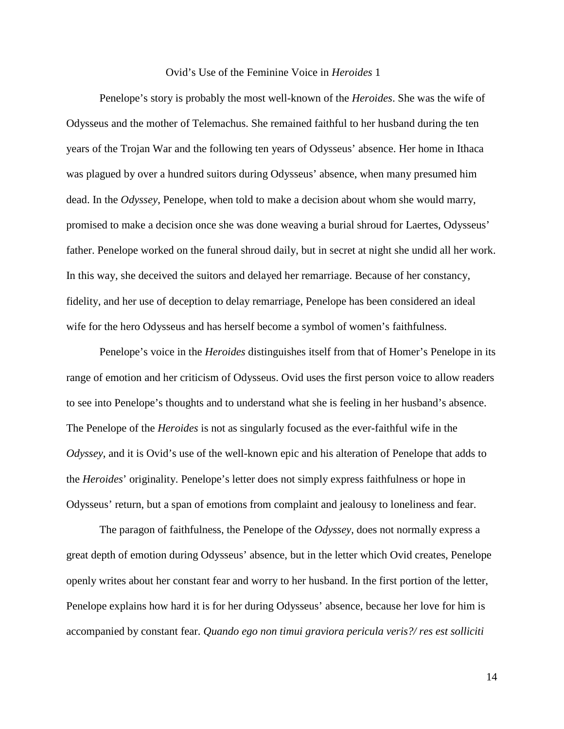## Ovid's Use of the Feminine Voice in *Heroides* 1

Penelope's story is probably the most well-known of the *Heroides*. She was the wife of Odysseus and the mother of Telemachus. She remained faithful to her husband during the ten years of the Trojan War and the following ten years of Odysseus' absence. Her home in Ithaca was plagued by over a hundred suitors during Odysseus' absence, when many presumed him dead. In the *Odyssey*, Penelope, when told to make a decision about whom she would marry, promised to make a decision once she was done weaving a burial shroud for Laertes, Odysseus' father. Penelope worked on the funeral shroud daily, but in secret at night she undid all her work. In this way, she deceived the suitors and delayed her remarriage. Because of her constancy, fidelity, and her use of deception to delay remarriage, Penelope has been considered an ideal wife for the hero Odysseus and has herself become a symbol of women's faithfulness.

Penelope's voice in the *Heroides* distinguishes itself from that of Homer's Penelope in its range of emotion and her criticism of Odysseus. Ovid uses the first person voice to allow readers to see into Penelope's thoughts and to understand what she is feeling in her husband's absence. The Penelope of the *Heroides* is not as singularly focused as the ever-faithful wife in the *Odyssey*, and it is Ovid's use of the well-known epic and his alteration of Penelope that adds to the *Heroides*' originality. Penelope's letter does not simply express faithfulness or hope in Odysseus' return, but a span of emotions from complaint and jealousy to loneliness and fear.

The paragon of faithfulness, the Penelope of the *Odyssey*, does not normally express a great depth of emotion during Odysseus' absence, but in the letter which Ovid creates, Penelope openly writes about her constant fear and worry to her husband. In the first portion of the letter, Penelope explains how hard it is for her during Odysseus' absence, because her love for him is accompanied by constant fear. *Quando ego non timui graviora pericula veris?/ res est solliciti*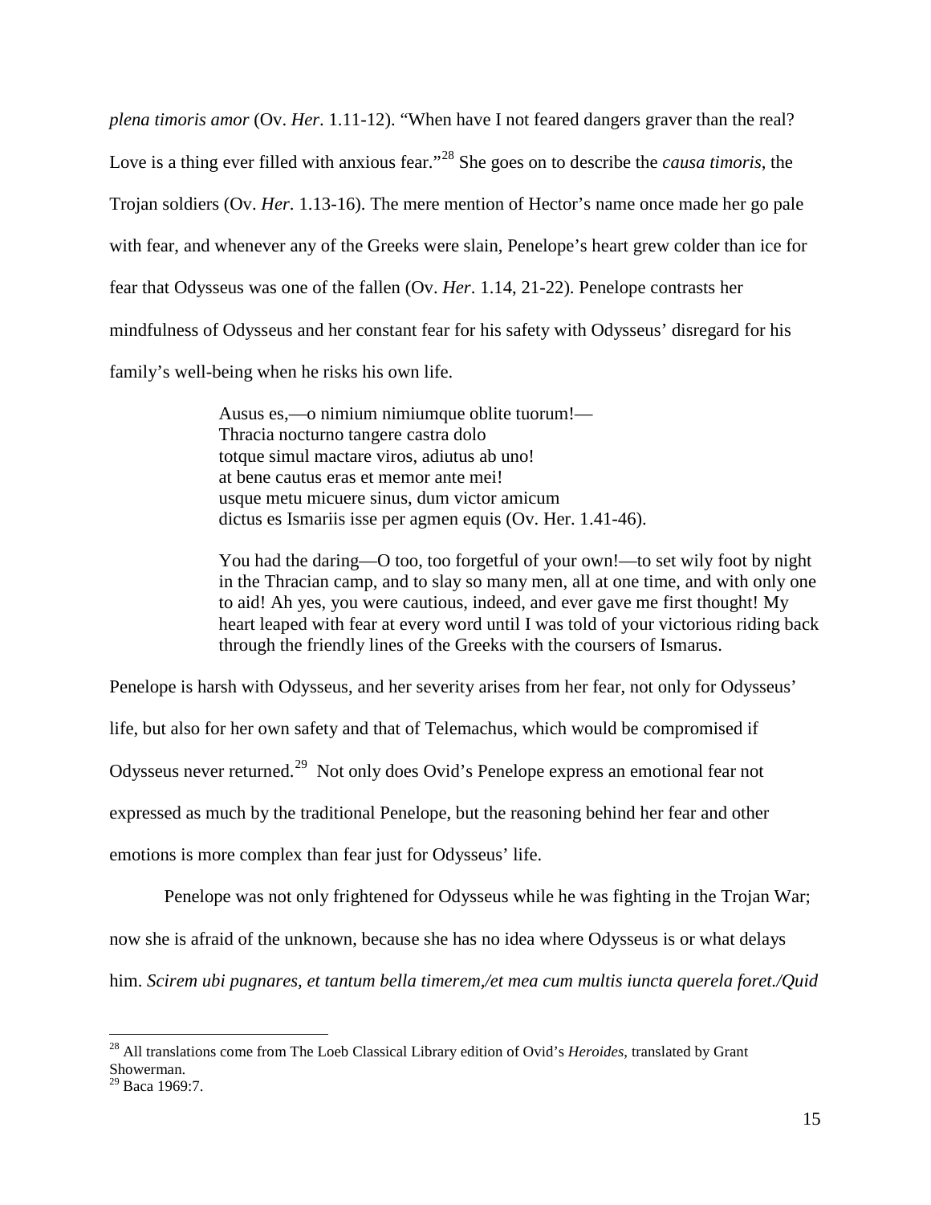*plena timoris amor* (Ov. *Her*. 1.11-12). “When have I not feared dangers graver than the real? Love is a thing ever filled with anxious fear.”[28] She goes on to describe the *causa timoris*, the Trojan soldiers (Ov. *Her*. 1.13-16). The mere mention of Hector’s name once made her go pale with fear, and whenever any of the Greeks were slain, Penelope’s heart grew colder than ice for fear that Odysseus was one of the fallen (Ov. *Her*. 1.14, 21-22). Penelope contrasts her mindfulness of Odysseus and her constant fear for his safety with Odysseus’ disregard for his family’s well-being when he risks his own life.

> Ausus es,—o nimium nimiumque oblite tuorum!—
> Thracia nocturno tangere castra dolo
> totque simul mactare viros, adiutus ab uno!
> at bene cautus eras et memor ante mei!
> usque metu micuere sinus, dum victor amicum
> dictus es Ismariis isse per agmen equis (Ov. Her. 1.41-46).
>
> You had the daring—O too, too forgetful of your own!—to set wily foot by night in the Thracian camp, and to slay so many men, all at one time, and with only one to aid! Ah yes, you were cautious, indeed, and ever gave me first thought! My heart leaped with fear at every word until I was told of your victorious riding back through the friendly lines of the Greeks with the coursers of Ismarus.

Penelope is harsh with Odysseus, and her severity arises from her fear, not only for Odysseus’ life, but also for her own safety and that of Telemachus, which would be compromised if Odysseus never returned.[29] Not only does Ovid’s Penelope express an emotional fear not expressed as much by the traditional Penelope, but the reasoning behind her fear and other emotions is more complex than fear just for Odysseus’ life.

Penelope was not only frightened for Odysseus while he was fighting in the Trojan War; now she is afraid of the unknown, because she has no idea where Odysseus is or what delays him. *Scirem ubi pugnares, et tantum bella timerem,/et mea cum multis iuncta querela foret./Quid*

---

[28] All translations come from The Loeb Classical Library edition of Ovid’s *Heroides*, translated by Grant Showerman.

[29] Baca 1969:7.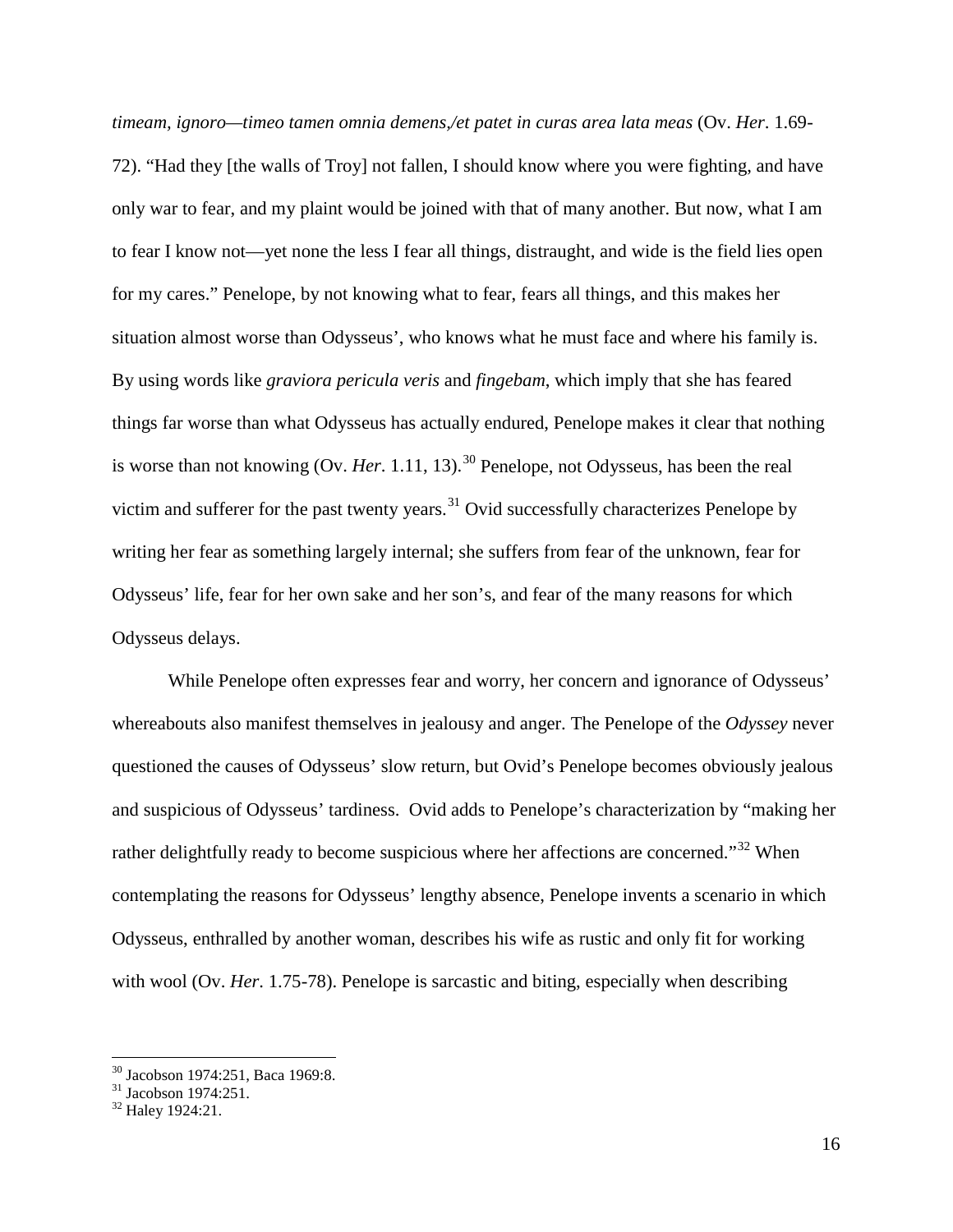*timeam, ignoro—timeo tamen omnia demens,/et patet in curas area lata meas* (Ov. *Her.* 1.69-72). "Had they [the walls of Troy] not fallen, I should know where you were fighting, and have only war to fear, and my plaint would be joined with that of many another. But now, what I am to fear I know not—yet none the less I fear all things, distraught, and wide is the field lies open for my cares." Penelope, by not knowing what to fear, fears all things, and this makes her situation almost worse than Odysseus', who knows what he must face and where his family is. By using words like *graviora pericula veris* and *fingebam*, which imply that she has feared things far worse than what Odysseus has actually endured, Penelope makes it clear that nothing is worse than not knowing (Ov. *Her.* 1.11, 13).[30] Penelope, not Odysseus, has been the real victim and sufferer for the past twenty years.[31] Ovid successfully characterizes Penelope by writing her fear as something largely internal; she suffers from fear of the unknown, fear for Odysseus' life, fear for her own sake and her son's, and fear of the many reasons for which Odysseus delays.

While Penelope often expresses fear and worry, her concern and ignorance of Odysseus' whereabouts also manifest themselves in jealousy and anger. The Penelope of the *Odyssey* never questioned the causes of Odysseus' slow return, but Ovid's Penelope becomes obviously jealous and suspicious of Odysseus' tardiness. Ovid adds to Penelope's characterization by "making her rather delightfully ready to become suspicious where her affections are concerned."[32] When contemplating the reasons for Odysseus' lengthy absence, Penelope invents a scenario in which Odysseus, enthralled by another woman, describes his wife as rustic and only fit for working with wool (Ov. *Her.* 1.75-78). Penelope is sarcastic and biting, especially when describing

---

[30] Jacobson 1974:251, Baca 1969:8.

[31] Jacobson 1974:251.

[32] Haley 1924:21.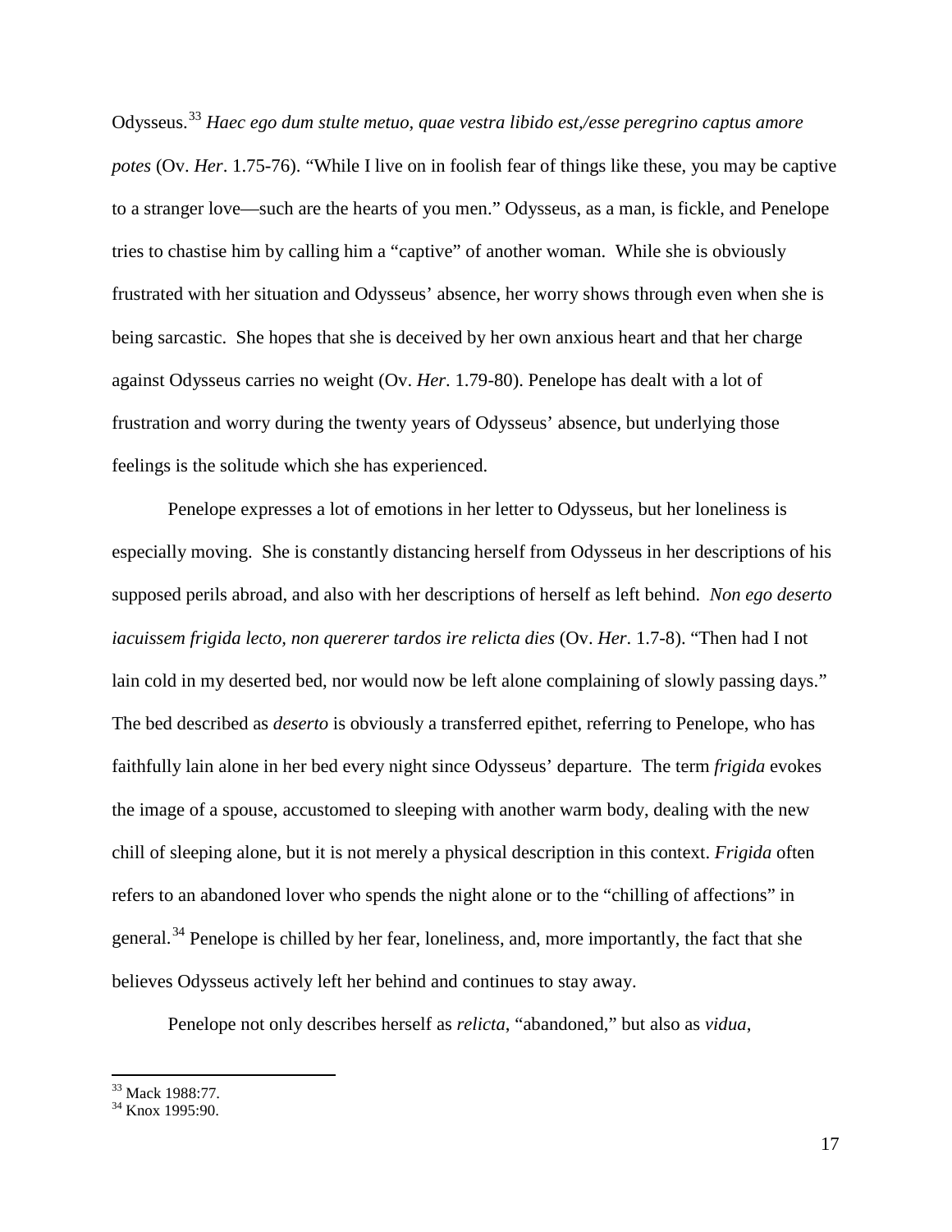Odysseus.[33] *Haec ego dum stulte metuo, quae vestra libido est,/esse peregrino captus amore potes* (Ov. *Her*. 1.75-76). "While I live on in foolish fear of things like these, you may be captive to a stranger love—such are the hearts of you men." Odysseus, as a man, is fickle, and Penelope tries to chastise him by calling him a "captive" of another woman. While she is obviously frustrated with her situation and Odysseus' absence, her worry shows through even when she is being sarcastic. She hopes that she is deceived by her own anxious heart and that her charge against Odysseus carries no weight (Ov. *Her*. 1.79-80). Penelope has dealt with a lot of frustration and worry during the twenty years of Odysseus' absence, but underlying those feelings is the solitude which she has experienced.

Penelope expresses a lot of emotions in her letter to Odysseus, but her loneliness is especially moving. She is constantly distancing herself from Odysseus in her descriptions of his supposed perils abroad, and also with her descriptions of herself as left behind. *Non ego deserto iacuissem frigida lecto, non quererer tardos ire relicta dies* (Ov. *Her*. 1.7-8). "Then had I not lain cold in my deserted bed, nor would now be left alone complaining of slowly passing days." The bed described as *deserto* is obviously a transferred epithet, referring to Penelope, who has faithfully lain alone in her bed every night since Odysseus' departure. The term *frigida* evokes the image of a spouse, accustomed to sleeping with another warm body, dealing with the new chill of sleeping alone, but it is not merely a physical description in this context. *Frigida* often refers to an abandoned lover who spends the night alone or to the "chilling of affections" in general.[34] Penelope is chilled by her fear, loneliness, and, more importantly, the fact that she believes Odysseus actively left her behind and continues to stay away.

Penelope not only describes herself as *relicta*, "abandoned," but also as *vidua*,

---

[33] Mack 1988:77.
[34] Knox 1995:90.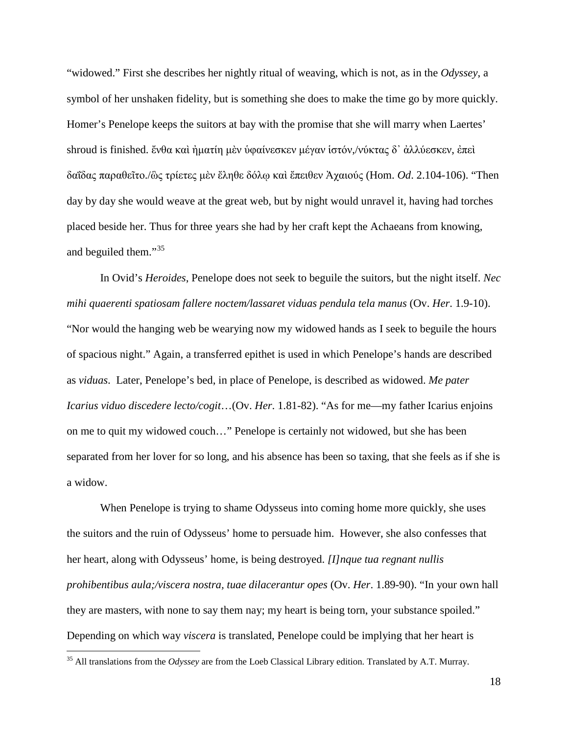"widowed." First she describes her nightly ritual of weaving, which is not, as in the *Odyssey*, a symbol of her unshaken fidelity, but is something she does to make the time go by more quickly. Homer's Penelope keeps the suitors at bay with the promise that she will marry when Laertes' shroud is finished. ἔνθα καὶ ἠματίη μὲν ὑφαίνεσκεν μέγαν ἱστόν,/νύκτας δ᾽ ἀλλύεσκεν, ἐπεὶ δαΐδας παραθεῖτο./ὣς τρίετες μὲν ἔληθε δόλῳ καὶ ἔπειθεν Ἀχαιούς (Hom. *Od*. 2.104-106). "Then day by day she would weave at the great web, but by night would unravel it, having had torches placed beside her. Thus for three years she had by her craft kept the Achaeans from knowing, and beguiled them."[35]

In Ovid's *Heroides*, Penelope does not seek to beguile the suitors, but the night itself. *Nec mihi quaerenti spatiosam fallere noctem/lassaret viduas pendula tela manus* (Ov. *Her*. 1.9-10). "Nor would the hanging web be wearying now my widowed hands as I seek to beguile the hours of spacious night." Again, a transferred epithet is used in which Penelope's hands are described as *viduas*. Later, Penelope's bed, in place of Penelope, is described as widowed. *Me pater Icarius viduo discedere lecto/cogit*…(Ov. *Her*. 1.81-82). "As for me—my father Icarius enjoins on me to quit my widowed couch…" Penelope is certainly not widowed, but she has been separated from her lover for so long, and his absence has been so taxing, that she feels as if she is a widow.

When Penelope is trying to shame Odysseus into coming home more quickly, she uses the suitors and the ruin of Odysseus' home to persuade him. However, she also confesses that her heart, along with Odysseus' home, is being destroyed. *[I]nque tua regnant nullis prohibentibus aula;/viscera nostra, tuae dilacerantur opes* (Ov. *Her*. 1.89-90). "In your own hall they are masters, with none to say them nay; my heart is being torn, your substance spoiled." Depending on which way *viscera* is translated, Penelope could be implying that her heart is

[35] All translations from the *Odyssey* are from the Loeb Classical Library edition. Translated by A.T. Murray.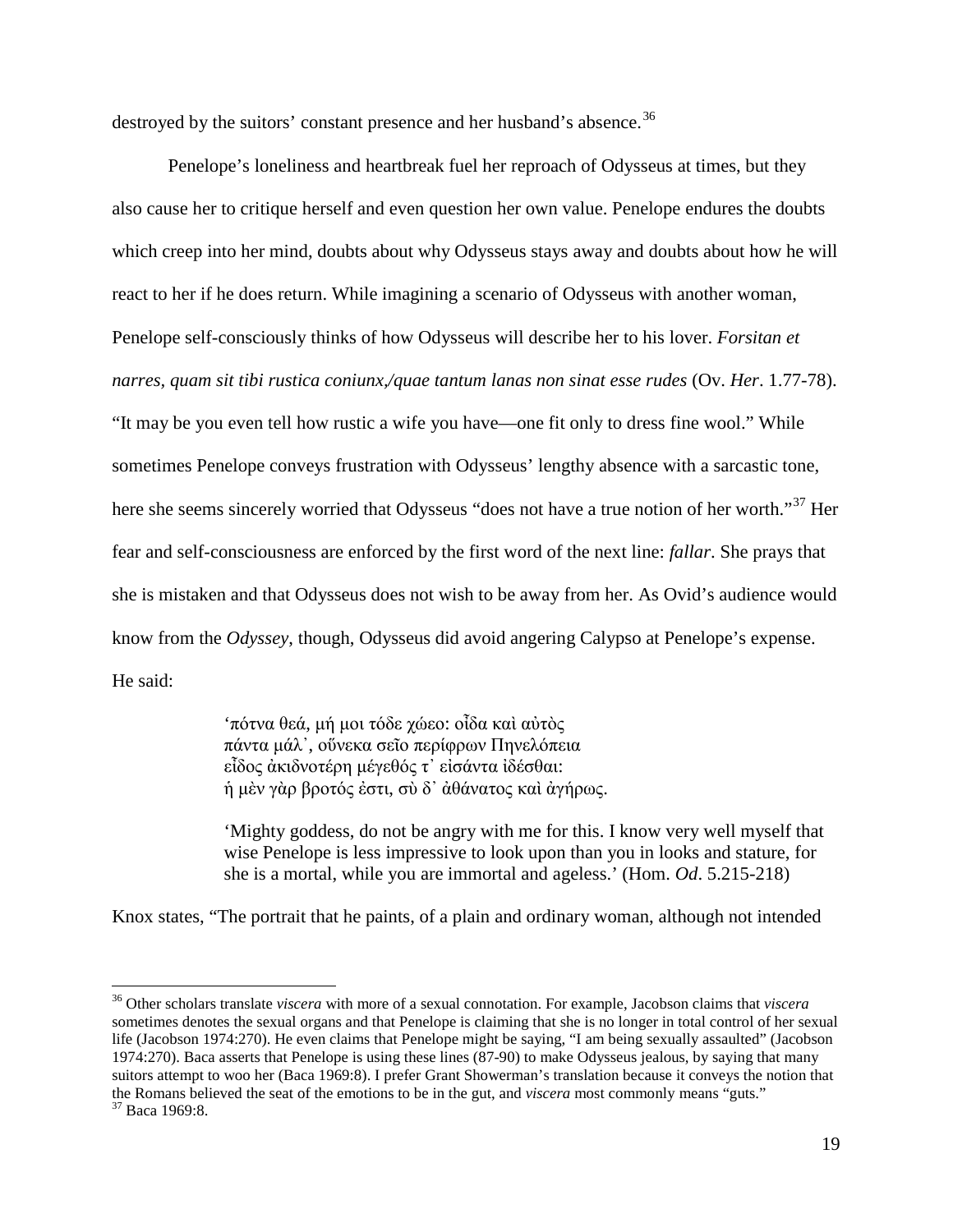destroyed by the suitors' constant presence and her husband's absence.[36]

Penelope's loneliness and heartbreak fuel her reproach of Odysseus at times, but they also cause her to critique herself and even question her own value. Penelope endures the doubts which creep into her mind, doubts about why Odysseus stays away and doubts about how he will react to her if he does return. While imagining a scenario of Odysseus with another woman, Penelope self-consciously thinks of how Odysseus will describe her to his lover. *Forsitan et narres, quam sit tibi rustica coniunx,/quae tantum lanas non sinat esse rudes* (Ov. *Her*. 1.77-78). "It may be you even tell how rustic a wife you have—one fit only to dress fine wool." While sometimes Penelope conveys frustration with Odysseus' lengthy absence with a sarcastic tone, here she seems sincerely worried that Odysseus "does not have a true notion of her worth."[37] Her fear and self-consciousness are enforced by the first word of the next line: *fallar*. She prays that she is mistaken and that Odysseus does not wish to be away from her. As Ovid's audience would know from the *Odyssey*, though, Odysseus did avoid angering Calypso at Penelope's expense. He said:

> 'πότνα θεά, μή μοι τόδε χώεο: οἶδα καὶ αὐτὸς
> πάντα μάλ᾽, οὕνεκα σεῖο περίφρων Πηνελόπεια
> εἶδος ἀκιδνοτέρη μέγεθός τ᾽ εἰσάντα ἰδέσθαι:
> ἡ μὲν γὰρ βροτός ἐστι, σὺ δ᾽ ἀθάνατος καὶ ἀγήρως.
>
> 'Mighty goddess, do not be angry with me for this. I know very well myself that wise Penelope is less impressive to look upon than you in looks and stature, for she is a mortal, while you are immortal and ageless.' (Hom. *Od*. 5.215-218)

Knox states, "The portrait that he paints, of a plain and ordinary woman, although not intended

---

[36] Other scholars translate *viscera* with more of a sexual connotation. For example, Jacobson claims that *viscera* sometimes denotes the sexual organs and that Penelope is claiming that she is no longer in total control of her sexual life (Jacobson 1974:270). He even claims that Penelope might be saying, "I am being sexually assaulted" (Jacobson 1974:270). Baca asserts that Penelope is using these lines (87-90) to make Odysseus jealous, by saying that many suitors attempt to woo her (Baca 1969:8). I prefer Grant Showerman's translation because it conveys the notion that the Romans believed the seat of the emotions to be in the gut, and *viscera* most commonly means "guts."

[37] Baca 1969:8.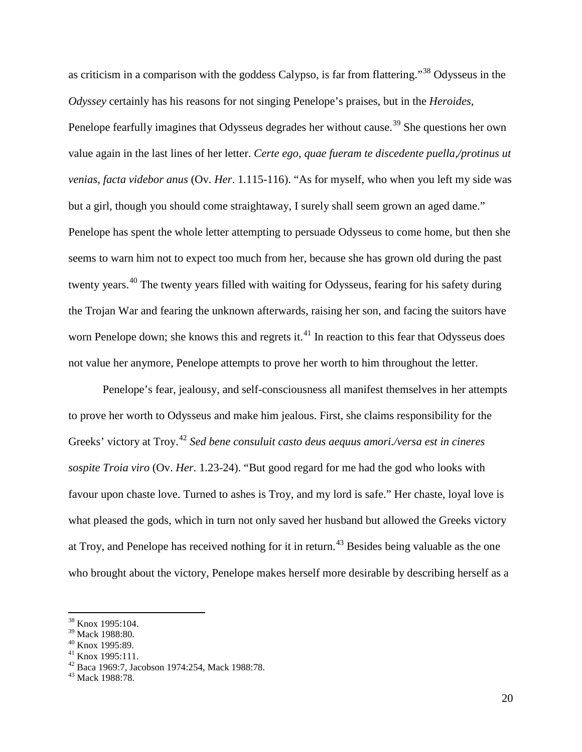as criticism in a comparison with the goddess Calypso, is far from flattering."[38] Odysseus in the *Odyssey* certainly has his reasons for not singing Penelope's praises, but in the *Heroides*, Penelope fearfully imagines that Odysseus degrades her without cause.[39] She questions her own value again in the last lines of her letter. *Certe ego, quae fueram te discedente puella,/protinus ut venias, facta videbor anus* (Ov. *Her*. 1.115-116). "As for myself, who when you left my side was but a girl, though you should come straightaway, I surely shall seem grown an aged dame." Penelope has spent the whole letter attempting to persuade Odysseus to come home, but then she seems to warn him not to expect too much from her, because she has grown old during the past twenty years.[40] The twenty years filled with waiting for Odysseus, fearing for his safety during the Trojan War and fearing the unknown afterwards, raising her son, and facing the suitors have worn Penelope down; she knows this and regrets it.[41] In reaction to this fear that Odysseus does not value her anymore, Penelope attempts to prove her worth to him throughout the letter.

Penelope's fear, jealousy, and self-consciousness all manifest themselves in her attempts to prove her worth to Odysseus and make him jealous. First, she claims responsibility for the Greeks' victory at Troy.[42] *Sed bene consuluit casto deus aequus amori./versa est in cineres sospite Troia viro* (Ov. *Her*. 1.23-24). "But good regard for me had the god who looks with favour upon chaste love. Turned to ashes is Troy, and my lord is safe." Her chaste, loyal love is what pleased the gods, which in turn not only saved her husband but allowed the Greeks victory at Troy, and Penelope has received nothing for it in return.[43] Besides being valuable as the one who brought about the victory, Penelope makes herself more desirable by describing herself as a

[38] Knox 1995:104.
[39] Mack 1988:80.
[40] Knox 1995:89.
[41] Knox 1995:111.
[42] Baca 1969:7, Jacobson 1974:254, Mack 1988:78.
[43] Mack 1988:78.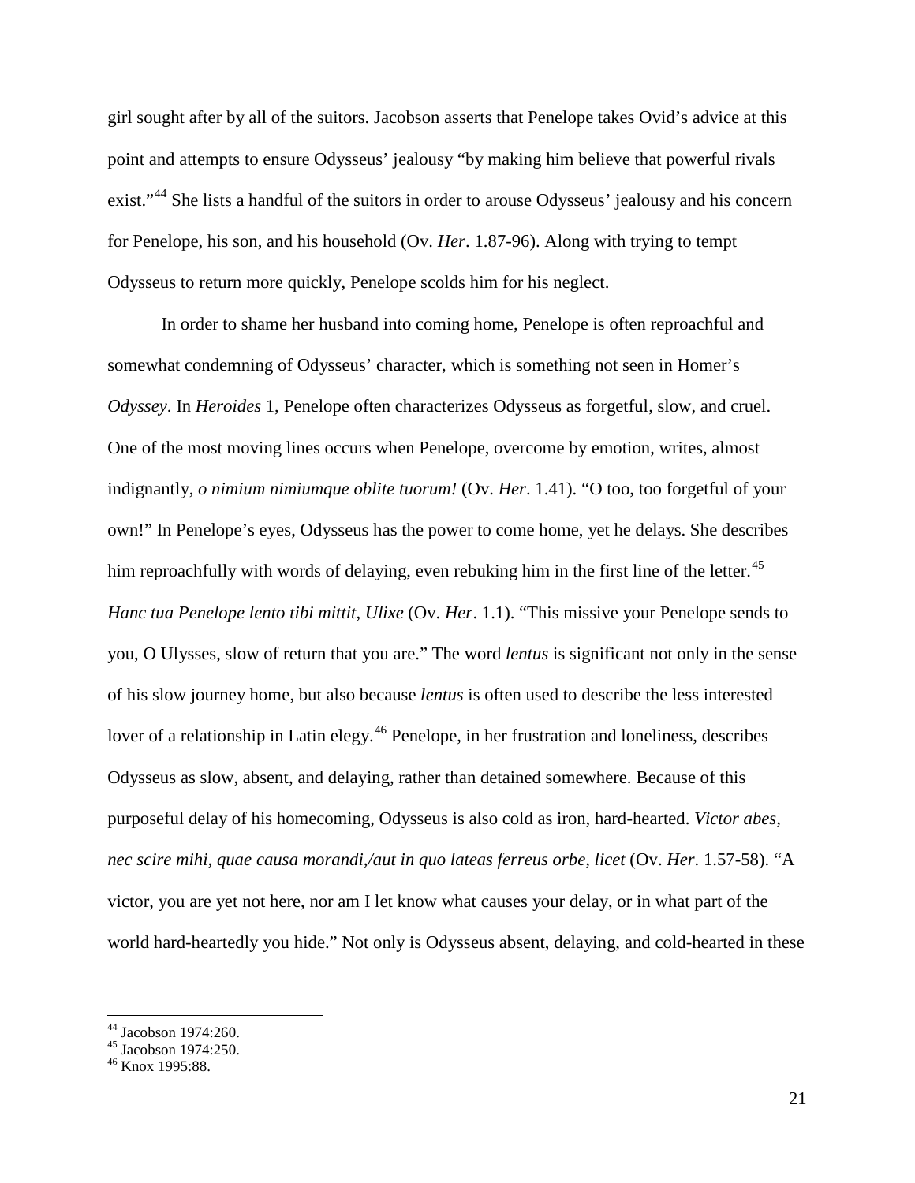girl sought after by all of the suitors. Jacobson asserts that Penelope takes Ovid's advice at this point and attempts to ensure Odysseus' jealousy "by making him believe that powerful rivals exist."[44] She lists a handful of the suitors in order to arouse Odysseus' jealousy and his concern for Penelope, his son, and his household (Ov. *Her*. 1.87-96). Along with trying to tempt Odysseus to return more quickly, Penelope scolds him for his neglect.

In order to shame her husband into coming home, Penelope is often reproachful and somewhat condemning of Odysseus' character, which is something not seen in Homer's *Odyssey*. In *Heroides* 1, Penelope often characterizes Odysseus as forgetful, slow, and cruel. One of the most moving lines occurs when Penelope, overcome by emotion, writes, almost indignantly, *o nimium nimiumque oblite tuorum!* (Ov. *Her*. 1.41). "O too, too forgetful of your own!" In Penelope's eyes, Odysseus has the power to come home, yet he delays. She describes him reproachfully with words of delaying, even rebuking him in the first line of the letter.[45] *Hanc tua Penelope lento tibi mittit, Ulixe* (Ov. *Her*. 1.1). "This missive your Penelope sends to you, O Ulysses, slow of return that you are." The word *lentus* is significant not only in the sense of his slow journey home, but also because *lentus* is often used to describe the less interested lover of a relationship in Latin elegy.[46] Penelope, in her frustration and loneliness, describes Odysseus as slow, absent, and delaying, rather than detained somewhere. Because of this purposeful delay of his homecoming, Odysseus is also cold as iron, hard-hearted. *Victor abes, nec scire mihi, quae causa morandi,/aut in quo lateas ferreus orbe, licet* (Ov. *Her*. 1.57-58). "A victor, you are yet not here, nor am I let know what causes your delay, or in what part of the world hard-heartedly you hide." Not only is Odysseus absent, delaying, and cold-hearted in these

[44] Jacobson 1974:260.
[45] Jacobson 1974:250.
[46] Knox 1995:88.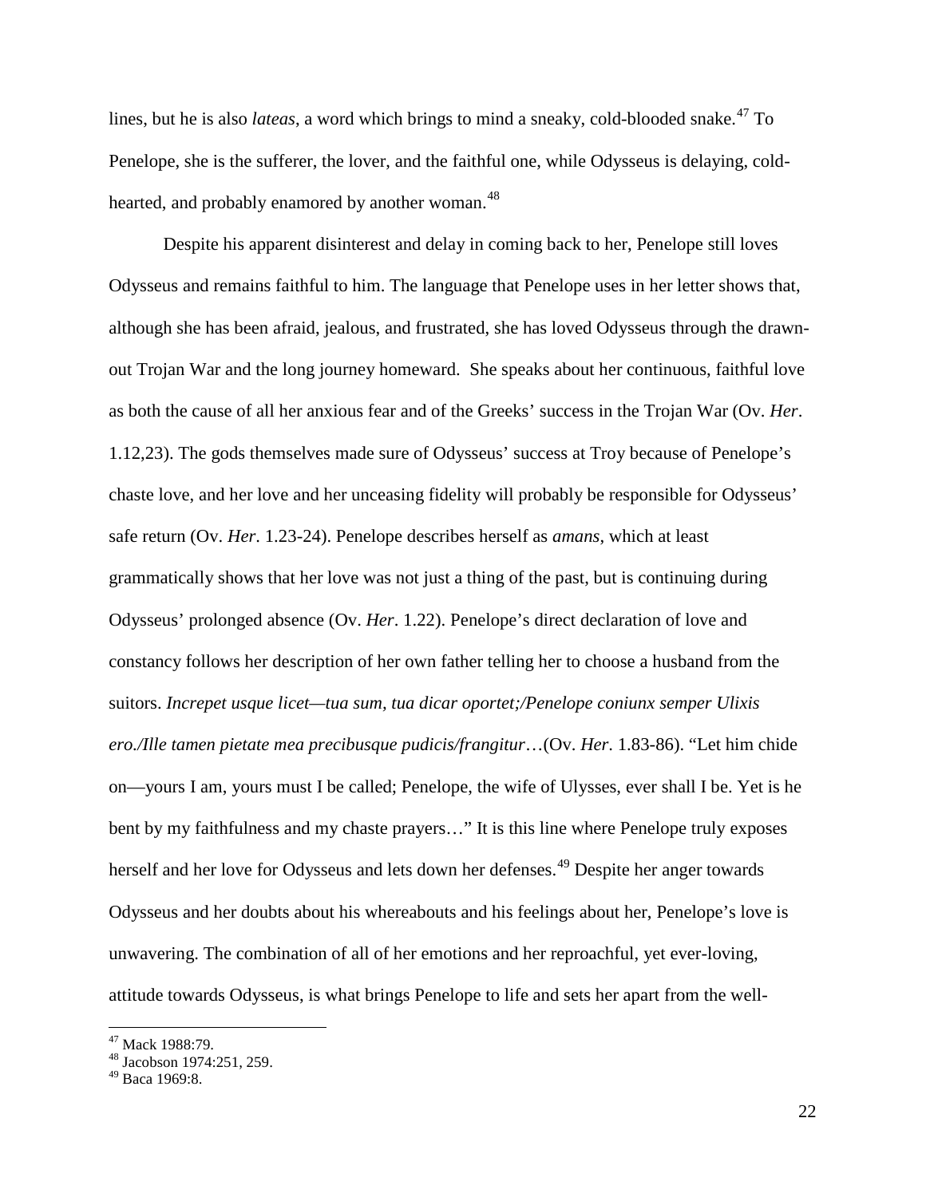lines, but he is also *lateas*, a word which brings to mind a sneaky, cold-blooded snake.[47] To Penelope, she is the sufferer, the lover, and the faithful one, while Odysseus is delaying, cold-hearted, and probably enamored by another woman.[48]

Despite his apparent disinterest and delay in coming back to her, Penelope still loves Odysseus and remains faithful to him. The language that Penelope uses in her letter shows that, although she has been afraid, jealous, and frustrated, she has loved Odysseus through the drawn-out Trojan War and the long journey homeward. She speaks about her continuous, faithful love as both the cause of all her anxious fear and of the Greeks' success in the Trojan War (Ov. *Her*. 1.12,23). The gods themselves made sure of Odysseus' success at Troy because of Penelope's chaste love, and her love and her unceasing fidelity will probably be responsible for Odysseus' safe return (Ov. *Her*. 1.23-24). Penelope describes herself as *amans*, which at least grammatically shows that her love was not just a thing of the past, but is continuing during Odysseus' prolonged absence (Ov. *Her*. 1.22). Penelope's direct declaration of love and constancy follows her description of her own father telling her to choose a husband from the suitors. *Increpet usque licet—tua sum, tua dicar oportet;/Penelope coniunx semper Ulixis ero./Ille tamen pietate mea precibusque pudicis/frangitur*…(Ov. *Her*. 1.83-86). "Let him chide on—yours I am, yours must I be called; Penelope, the wife of Ulysses, ever shall I be. Yet is he bent by my faithfulness and my chaste prayers…" It is this line where Penelope truly exposes herself and her love for Odysseus and lets down her defenses.[49] Despite her anger towards Odysseus and her doubts about his whereabouts and his feelings about her, Penelope's love is unwavering. The combination of all of her emotions and her reproachful, yet ever-loving, attitude towards Odysseus, is what brings Penelope to life and sets her apart from the well-

[47] Mack 1988:79.
[48] Jacobson 1974:251, 259.
[49] Baca 1969:8.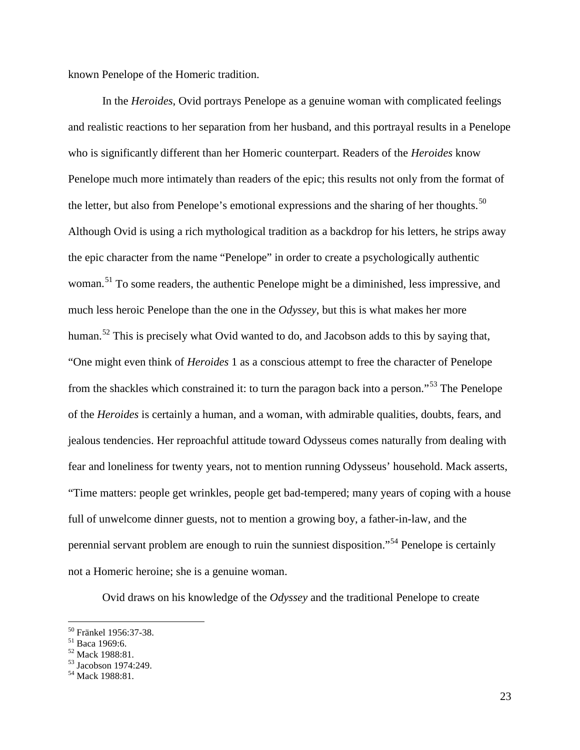known Penelope of the Homeric tradition.

In the *Heroides*, Ovid portrays Penelope as a genuine woman with complicated feelings and realistic reactions to her separation from her husband, and this portrayal results in a Penelope who is significantly different than her Homeric counterpart. Readers of the *Heroides* know Penelope much more intimately than readers of the epic; this results not only from the format of the letter, but also from Penelope's emotional expressions and the sharing of her thoughts.[50] Although Ovid is using a rich mythological tradition as a backdrop for his letters, he strips away the epic character from the name "Penelope" in order to create a psychologically authentic woman.[51] To some readers, the authentic Penelope might be a diminished, less impressive, and much less heroic Penelope than the one in the *Odyssey*, but this is what makes her more human.[52] This is precisely what Ovid wanted to do, and Jacobson adds to this by saying that, "One might even think of *Heroides* 1 as a conscious attempt to free the character of Penelope from the shackles which constrained it: to turn the paragon back into a person."[53] The Penelope of the *Heroides* is certainly a human, and a woman, with admirable qualities, doubts, fears, and jealous tendencies. Her reproachful attitude toward Odysseus comes naturally from dealing with fear and loneliness for twenty years, not to mention running Odysseus' household. Mack asserts, "Time matters: people get wrinkles, people get bad-tempered; many years of coping with a house full of unwelcome dinner guests, not to mention a growing boy, a father-in-law, and the perennial servant problem are enough to ruin the sunniest disposition."[54] Penelope is certainly not a Homeric heroine; she is a genuine woman.

Ovid draws on his knowledge of the *Odyssey* and the traditional Penelope to create

---

[50] Fränkel 1956:37-38.
[51] Baca 1969:6.
[52] Mack 1988:81.
[53] Jacobson 1974:249.
[54] Mack 1988:81.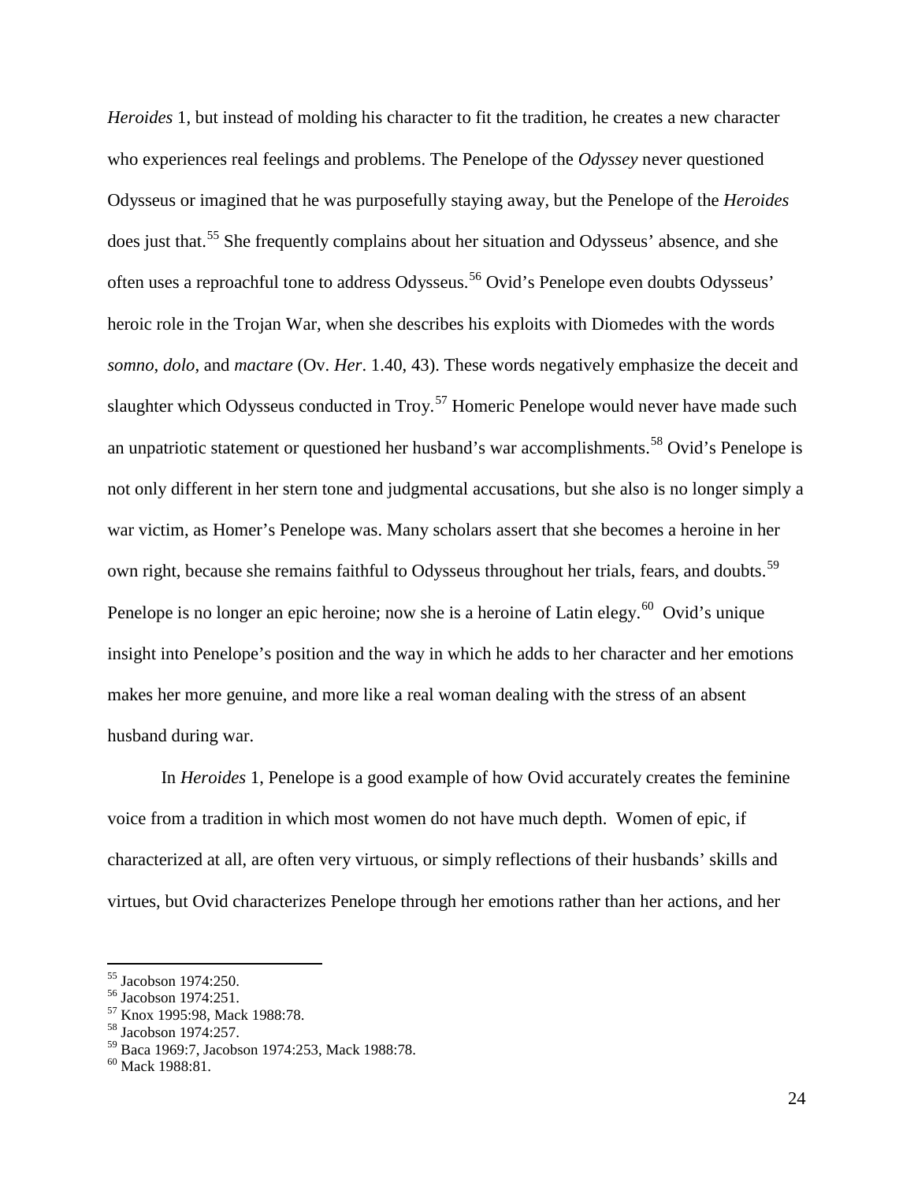*Heroides* 1, but instead of molding his character to fit the tradition, he creates a new character who experiences real feelings and problems. The Penelope of the *Odyssey* never questioned Odysseus or imagined that he was purposefully staying away, but the Penelope of the *Heroides* does just that.[55] She frequently complains about her situation and Odysseus' absence, and she often uses a reproachful tone to address Odysseus.[56] Ovid's Penelope even doubts Odysseus' heroic role in the Trojan War, when she describes his exploits with Diomedes with the words *somno*, *dolo*, and *mactare* (Ov. *Her*. 1.40, 43). These words negatively emphasize the deceit and slaughter which Odysseus conducted in Troy.[57] Homeric Penelope would never have made such an unpatriotic statement or questioned her husband's war accomplishments.[58] Ovid's Penelope is not only different in her stern tone and judgmental accusations, but she also is no longer simply a war victim, as Homer's Penelope was. Many scholars assert that she becomes a heroine in her own right, because she remains faithful to Odysseus throughout her trials, fears, and doubts.[59] Penelope is no longer an epic heroine; now she is a heroine of Latin elegy.[60] Ovid's unique insight into Penelope's position and the way in which he adds to her character and her emotions makes her more genuine, and more like a real woman dealing with the stress of an absent husband during war.

In *Heroides* 1, Penelope is a good example of how Ovid accurately creates the feminine voice from a tradition in which most women do not have much depth. Women of epic, if characterized at all, are often very virtuous, or simply reflections of their husbands' skills and virtues, but Ovid characterizes Penelope through her emotions rather than her actions, and her

---

[55] Jacobson 1974:250.
[56] Jacobson 1974:251.
[57] Knox 1995:98, Mack 1988:78.
[58] Jacobson 1974:257.
[59] Baca 1969:7, Jacobson 1974:253, Mack 1988:78.
[60] Mack 1988:81.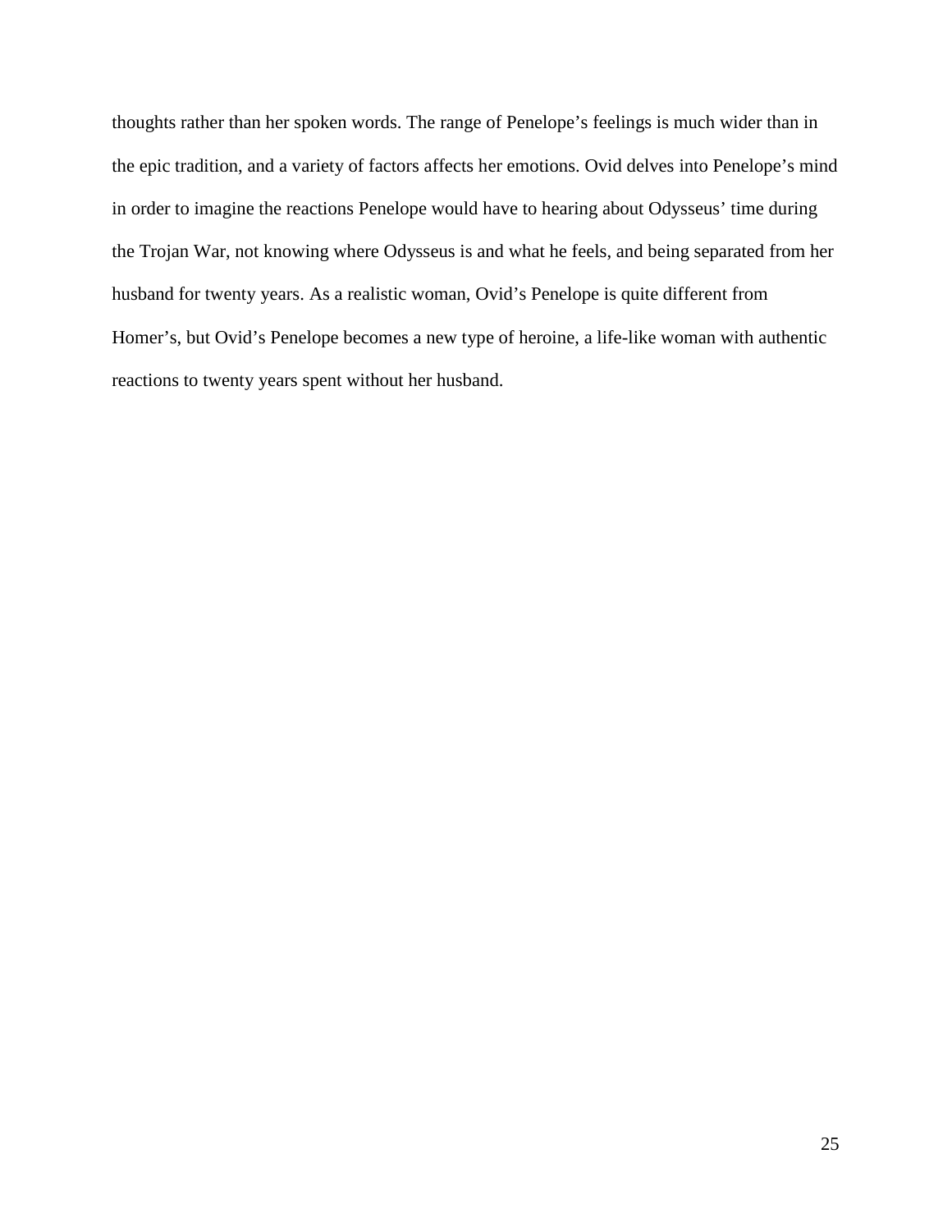thoughts rather than her spoken words. The range of Penelope's feelings is much wider than in the epic tradition, and a variety of factors affects her emotions. Ovid delves into Penelope's mind in order to imagine the reactions Penelope would have to hearing about Odysseus' time during the Trojan War, not knowing where Odysseus is and what he feels, and being separated from her husband for twenty years. As a realistic woman, Ovid's Penelope is quite different from Homer's, but Ovid's Penelope becomes a new type of heroine, a life-like woman with authentic reactions to twenty years spent without her husband.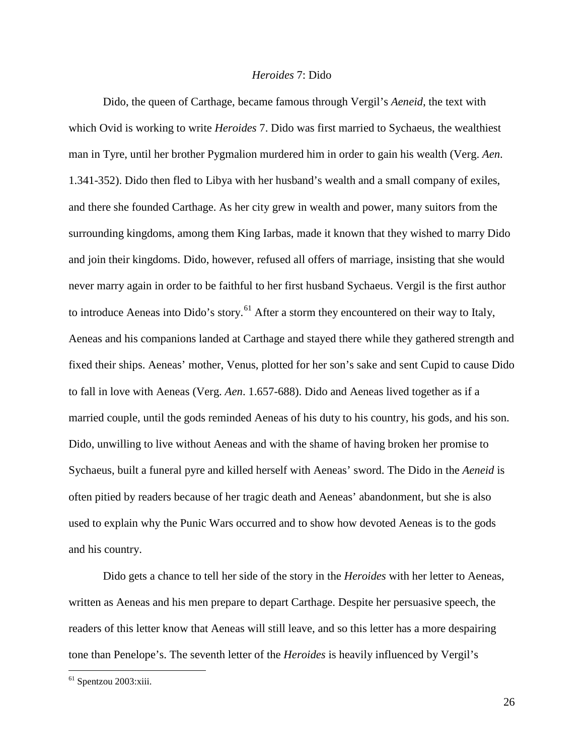## *Heroides* 7: Dido

Dido, the queen of Carthage, became famous through Vergil's *Aeneid*, the text with which Ovid is working to write *Heroides* 7. Dido was first married to Sychaeus, the wealthiest man in Tyre, until her brother Pygmalion murdered him in order to gain his wealth (Verg. *Aen*. 1.341-352). Dido then fled to Libya with her husband's wealth and a small company of exiles, and there she founded Carthage. As her city grew in wealth and power, many suitors from the surrounding kingdoms, among them King Iarbas, made it known that they wished to marry Dido and join their kingdoms. Dido, however, refused all offers of marriage, insisting that she would never marry again in order to be faithful to her first husband Sychaeus. Vergil is the first author to introduce Aeneas into Dido's story.[61] After a storm they encountered on their way to Italy, Aeneas and his companions landed at Carthage and stayed there while they gathered strength and fixed their ships. Aeneas' mother, Venus, plotted for her son's sake and sent Cupid to cause Dido to fall in love with Aeneas (Verg. *Aen*. 1.657-688). Dido and Aeneas lived together as if a married couple, until the gods reminded Aeneas of his duty to his country, his gods, and his son. Dido, unwilling to live without Aeneas and with the shame of having broken her promise to Sychaeus, built a funeral pyre and killed herself with Aeneas' sword. The Dido in the *Aeneid* is often pitied by readers because of her tragic death and Aeneas' abandonment, but she is also used to explain why the Punic Wars occurred and to show how devoted Aeneas is to the gods and his country.

Dido gets a chance to tell her side of the story in the *Heroides* with her letter to Aeneas, written as Aeneas and his men prepare to depart Carthage. Despite her persuasive speech, the readers of this letter know that Aeneas will still leave, and so this letter has a more despairing tone than Penelope's. The seventh letter of the *Heroides* is heavily influenced by Vergil's

---

[61] Spentzou 2003:xiii.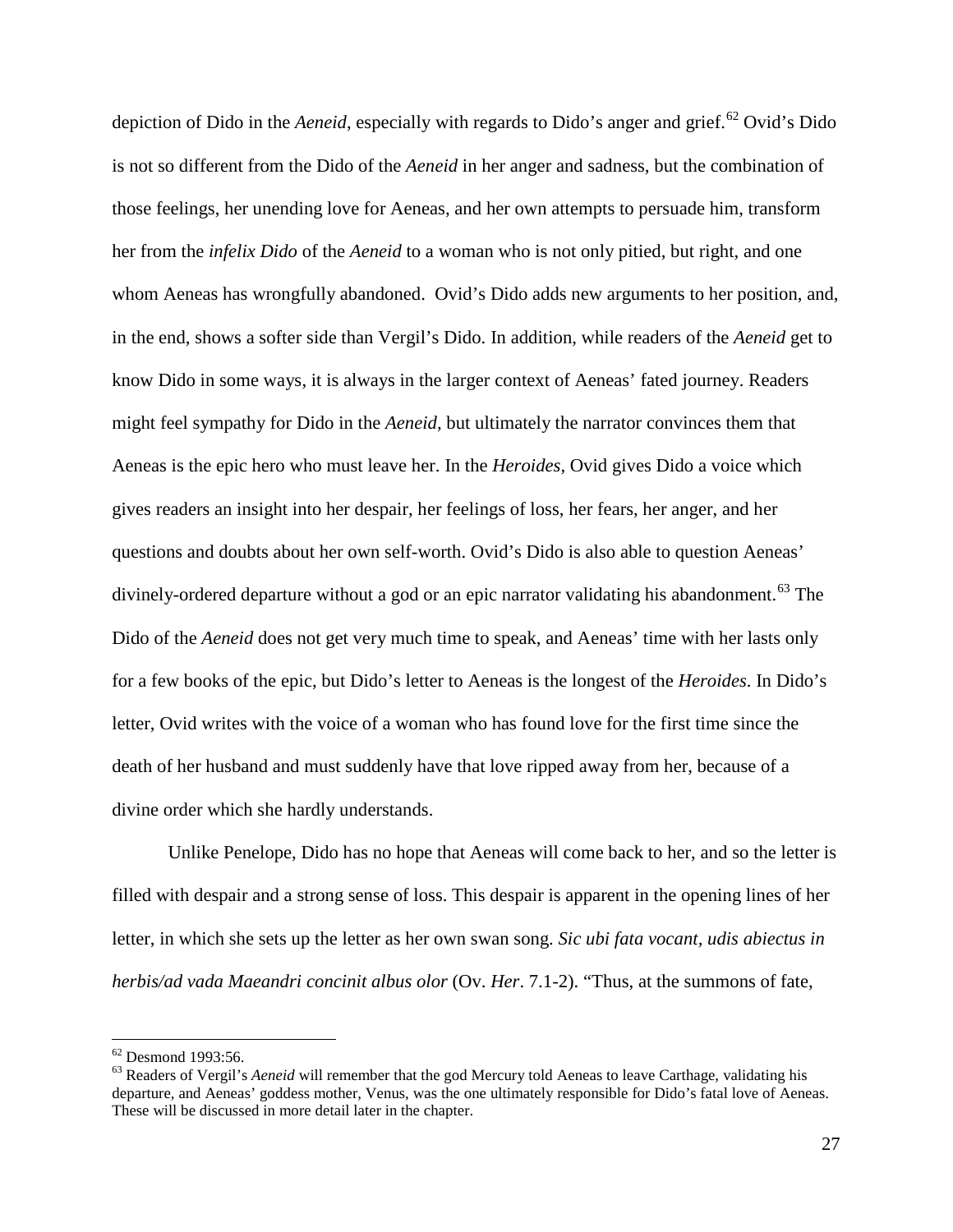depiction of Dido in the *Aeneid*, especially with regards to Dido's anger and grief.[62] Ovid's Dido is not so different from the Dido of the *Aeneid* in her anger and sadness, but the combination of those feelings, her unending love for Aeneas, and her own attempts to persuade him, transform her from the *infelix Dido* of the *Aeneid* to a woman who is not only pitied, but right, and one whom Aeneas has wrongfully abandoned. Ovid's Dido adds new arguments to her position, and, in the end, shows a softer side than Vergil's Dido. In addition, while readers of the *Aeneid* get to know Dido in some ways, it is always in the larger context of Aeneas' fated journey. Readers might feel sympathy for Dido in the *Aeneid*, but ultimately the narrator convinces them that Aeneas is the epic hero who must leave her. In the *Heroides*, Ovid gives Dido a voice which gives readers an insight into her despair, her feelings of loss, her fears, her anger, and her questions and doubts about her own self-worth. Ovid's Dido is also able to question Aeneas' divinely-ordered departure without a god or an epic narrator validating his abandonment.[63] The Dido of the *Aeneid* does not get very much time to speak, and Aeneas' time with her lasts only for a few books of the epic, but Dido's letter to Aeneas is the longest of the *Heroides*. In Dido's letter, Ovid writes with the voice of a woman who has found love for the first time since the death of her husband and must suddenly have that love ripped away from her, because of a divine order which she hardly understands.

Unlike Penelope, Dido has no hope that Aeneas will come back to her, and so the letter is filled with despair and a strong sense of loss. This despair is apparent in the opening lines of her letter, in which she sets up the letter as her own swan song. *Sic ubi fata vocant, udis abiectus in herbis/ad vada Maeandri concinit albus olor* (Ov. *Her*. 7.1-2). "Thus, at the summons of fate,

---

[62] Desmond 1993:56.

[63] Readers of Vergil's *Aeneid* will remember that the god Mercury told Aeneas to leave Carthage, validating his departure, and Aeneas' goddess mother, Venus, was the one ultimately responsible for Dido's fatal love of Aeneas. These will be discussed in more detail later in the chapter.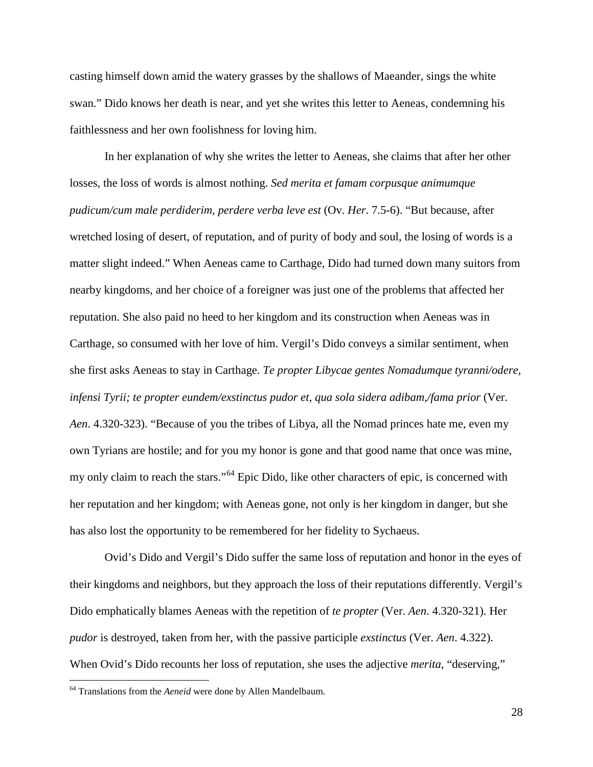casting himself down amid the watery grasses by the shallows of Maeander, sings the white swan." Dido knows her death is near, and yet she writes this letter to Aeneas, condemning his faithlessness and her own foolishness for loving him.

In her explanation of why she writes the letter to Aeneas, she claims that after her other losses, the loss of words is almost nothing. *Sed merita et famam corpusque animumque pudicum/cum male perdiderim, perdere verba leve est* (Ov. *Her.* 7.5-6). "But because, after wretched losing of desert, of reputation, and of purity of body and soul, the losing of words is a matter slight indeed." When Aeneas came to Carthage, Dido had turned down many suitors from nearby kingdoms, and her choice of a foreigner was just one of the problems that affected her reputation. She also paid no heed to her kingdom and its construction when Aeneas was in Carthage, so consumed with her love of him. Vergil's Dido conveys a similar sentiment, when she first asks Aeneas to stay in Carthage. *Te propter Libycae gentes Nomadumque tyranni/odere, infensi Tyrii; te propter eundem/exstinctus pudor et, qua sola sidera adibam,/fama prior* (Ver. *Aen*. 4.320-323). "Because of you the tribes of Libya, all the Nomad princes hate me, even my own Tyrians are hostile; and for you my honor is gone and that good name that once was mine, my only claim to reach the stars."[64] Epic Dido, like other characters of epic, is concerned with her reputation and her kingdom; with Aeneas gone, not only is her kingdom in danger, but she has also lost the opportunity to be remembered for her fidelity to Sychaeus.

Ovid's Dido and Vergil's Dido suffer the same loss of reputation and honor in the eyes of their kingdoms and neighbors, but they approach the loss of their reputations differently. Vergil's Dido emphatically blames Aeneas with the repetition of *te propter* (Ver. *Aen*. 4.320-321). Her *pudor* is destroyed, taken from her, with the passive participle *exstinctus* (Ver. *Aen*. 4.322). When Ovid's Dido recounts her loss of reputation, she uses the adjective *merita*, "deserving,"

[64] Translations from the *Aeneid* were done by Allen Mandelbaum.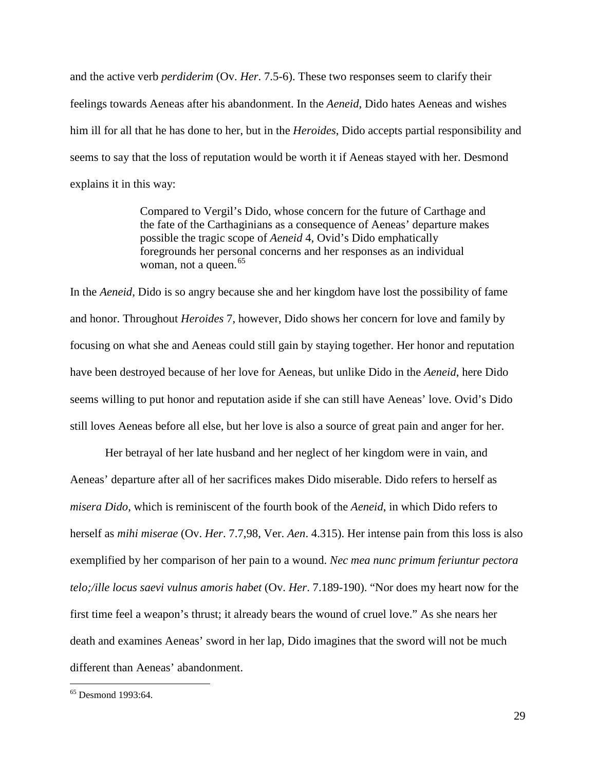and the active verb *perdiderim* (Ov. *Her*. 7.5-6). These two responses seem to clarify their feelings towards Aeneas after his abandonment. In the *Aeneid*, Dido hates Aeneas and wishes him ill for all that he has done to her, but in the *Heroides*, Dido accepts partial responsibility and seems to say that the loss of reputation would be worth it if Aeneas stayed with her. Desmond explains it in this way:

> Compared to Vergil's Dido, whose concern for the future of Carthage and the fate of the Carthaginians as a consequence of Aeneas' departure makes possible the tragic scope of *Aeneid* 4, Ovid's Dido emphatically foregrounds her personal concerns and her responses as an individual woman, not a queen.[65]

In the *Aeneid*, Dido is so angry because she and her kingdom have lost the possibility of fame and honor. Throughout *Heroides* 7, however, Dido shows her concern for love and family by focusing on what she and Aeneas could still gain by staying together. Her honor and reputation have been destroyed because of her love for Aeneas, but unlike Dido in the *Aeneid*, here Dido seems willing to put honor and reputation aside if she can still have Aeneas' love. Ovid's Dido still loves Aeneas before all else, but her love is also a source of great pain and anger for her.

Her betrayal of her late husband and her neglect of her kingdom were in vain, and Aeneas' departure after all of her sacrifices makes Dido miserable. Dido refers to herself as *misera Dido*, which is reminiscent of the fourth book of the *Aeneid*, in which Dido refers to herself as *mihi miserae* (Ov. *Her*. 7.7,98, Ver. *Aen*. 4.315). Her intense pain from this loss is also exemplified by her comparison of her pain to a wound. *Nec mea nunc primum feriuntur pectora telo;/ille locus saevi vulnus amoris habet* (Ov. *Her*. 7.189-190). "Nor does my heart now for the first time feel a weapon's thrust; it already bears the wound of cruel love." As she nears her death and examines Aeneas' sword in her lap, Dido imagines that the sword will not be much different than Aeneas' abandonment.

---

[65] Desmond 1993:64.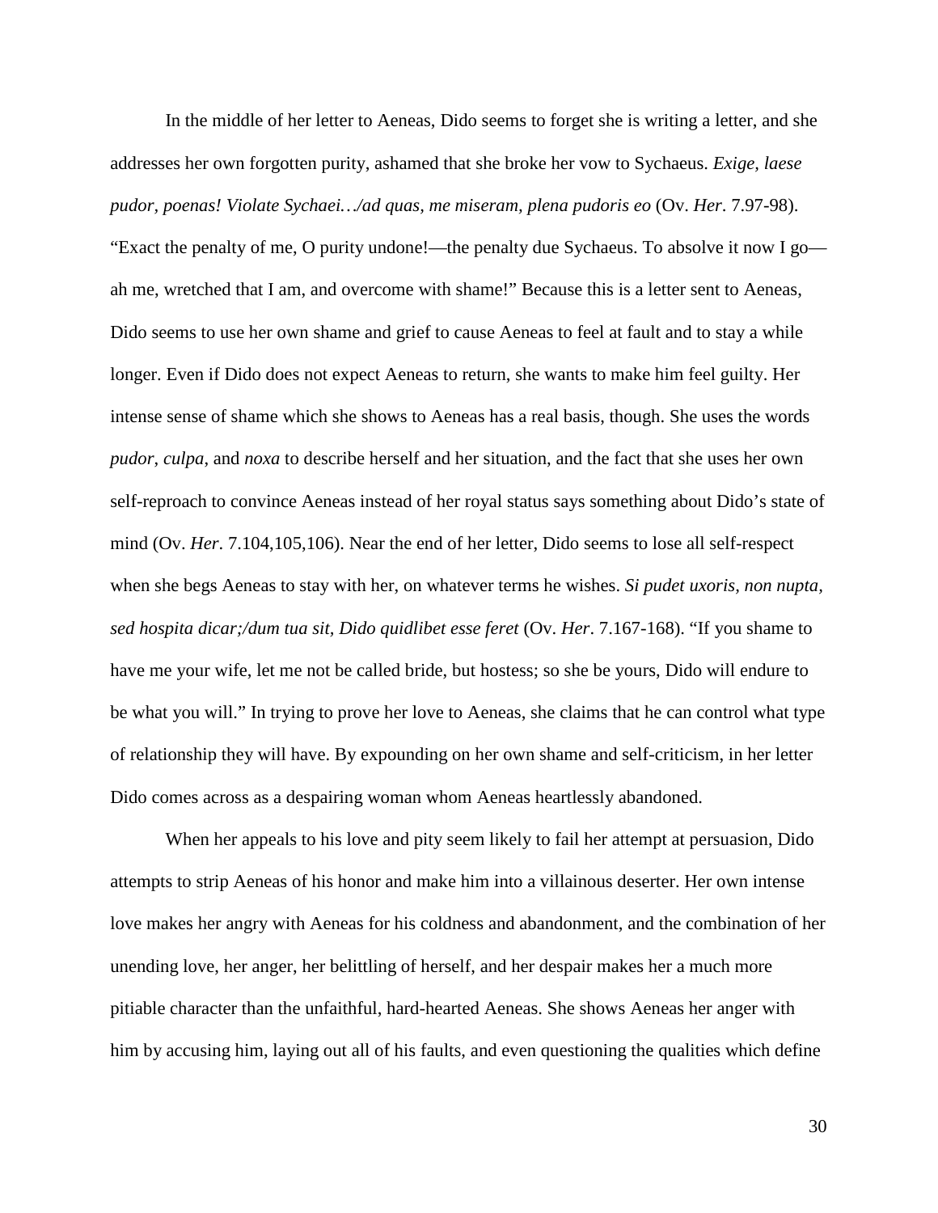In the middle of her letter to Aeneas, Dido seems to forget she is writing a letter, and she addresses her own forgotten purity, ashamed that she broke her vow to Sychaeus. *Exige, laese pudor, poenas! Violate Sychaei…/ad quas, me miseram, plena pudoris eo* (Ov. *Her*. 7.97-98). "Exact the penalty of me, O purity undone!—the penalty due Sychaeus. To absolve it now I go—ah me, wretched that I am, and overcome with shame!" Because this is a letter sent to Aeneas, Dido seems to use her own shame and grief to cause Aeneas to feel at fault and to stay a while longer. Even if Dido does not expect Aeneas to return, she wants to make him feel guilty. Her intense sense of shame which she shows to Aeneas has a real basis, though. She uses the words *pudor*, *culpa*, and *noxa* to describe herself and her situation, and the fact that she uses her own self-reproach to convince Aeneas instead of her royal status says something about Dido's state of mind (Ov. *Her*. 7.104,105,106). Near the end of her letter, Dido seems to lose all self-respect when she begs Aeneas to stay with her, on whatever terms he wishes. *Si pudet uxoris, non nupta, sed hospita dicar;/dum tua sit, Dido quidlibet esse feret* (Ov. *Her*. 7.167-168). "If you shame to have me your wife, let me not be called bride, but hostess; so she be yours, Dido will endure to be what you will." In trying to prove her love to Aeneas, she claims that he can control what type of relationship they will have. By expounding on her own shame and self-criticism, in her letter Dido comes across as a despairing woman whom Aeneas heartlessly abandoned.

When her appeals to his love and pity seem likely to fail her attempt at persuasion, Dido attempts to strip Aeneas of his honor and make him into a villainous deserter. Her own intense love makes her angry with Aeneas for his coldness and abandonment, and the combination of her unending love, her anger, her belittling of herself, and her despair makes her a much more pitiable character than the unfaithful, hard-hearted Aeneas. She shows Aeneas her anger with him by accusing him, laying out all of his faults, and even questioning the qualities which define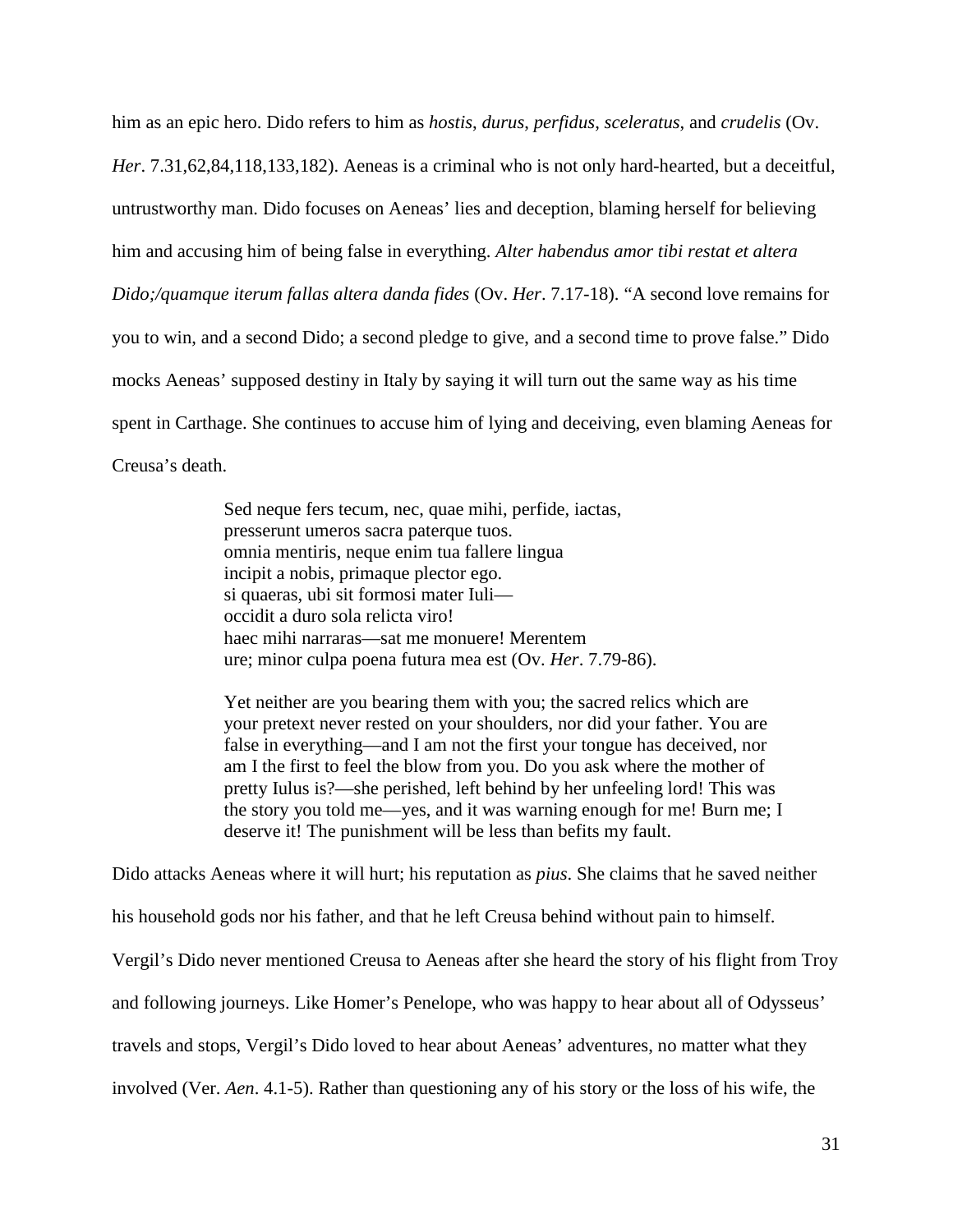him as an epic hero. Dido refers to him as *hostis*, *durus*, *perfidus*, *sceleratus*, and *crudelis* (Ov. *Her*. 7.31,62,84,118,133,182). Aeneas is a criminal who is not only hard-hearted, but a deceitful, untrustworthy man. Dido focuses on Aeneas' lies and deception, blaming herself for believing him and accusing him of being false in everything. *Alter habendus amor tibi restat et altera Dido;/quamque iterum fallas altera danda fides* (Ov. *Her*. 7.17-18). "A second love remains for you to win, and a second Dido; a second pledge to give, and a second time to prove false." Dido mocks Aeneas' supposed destiny in Italy by saying it will turn out the same way as his time spent in Carthage. She continues to accuse him of lying and deceiving, even blaming Aeneas for Creusa's death.

> Sed neque fers tecum, nec, quae mihi, perfide, iactas,
> presserunt umeros sacra paterque tuos.
> omnia mentiris, neque enim tua fallere lingua
> incipit a nobis, primaque plector ego.
> si quaeras, ubi sit formosi mater Iuli—
> occidit a duro sola relicta viro!
> haec mihi narraras—sat me monuere! Merentem
> ure; minor culpa poena futura mea est (Ov. *Her*. 7.79-86).
>
> Yet neither are you bearing them with you; the sacred relics which are your pretext never rested on your shoulders, nor did your father. You are false in everything—and I am not the first your tongue has deceived, nor am I the first to feel the blow from you. Do you ask where the mother of pretty Iulus is?—she perished, left behind by her unfeeling lord! This was the story you told me—yes, and it was warning enough for me! Burn me; I deserve it! The punishment will be less than befits my fault.

Dido attacks Aeneas where it will hurt; his reputation as *pius*. She claims that he saved neither his household gods nor his father, and that he left Creusa behind without pain to himself. Vergil's Dido never mentioned Creusa to Aeneas after she heard the story of his flight from Troy and following journeys. Like Homer's Penelope, who was happy to hear about all of Odysseus' travels and stops, Vergil's Dido loved to hear about Aeneas' adventures, no matter what they involved (Ver. *Aen*. 4.1-5). Rather than questioning any of his story or the loss of his wife, the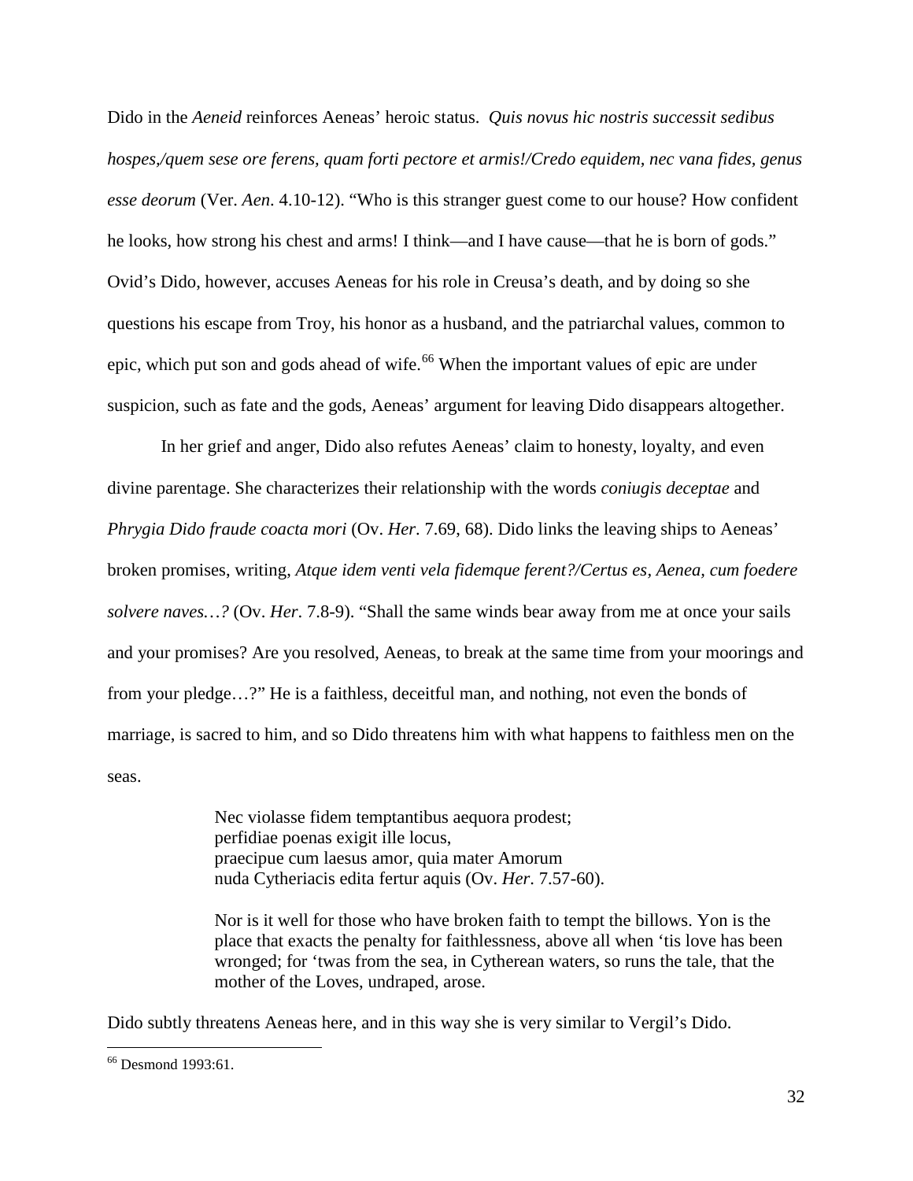Dido in the *Aeneid* reinforces Aeneas' heroic status. *Quis novus hic nostris successit sedibus hospes,/quem sese ore ferens, quam forti pectore et armis!/Credo equidem, nec vana fides, genus esse deorum* (Ver. *Aen*. 4.10-12). "Who is this stranger guest come to our house? How confident he looks, how strong his chest and arms! I think—and I have cause—that he is born of gods." Ovid's Dido, however, accuses Aeneas for his role in Creusa's death, and by doing so she questions his escape from Troy, his honor as a husband, and the patriarchal values, common to epic, which put son and gods ahead of wife.[66] When the important values of epic are under suspicion, such as fate and the gods, Aeneas' argument for leaving Dido disappears altogether.

In her grief and anger, Dido also refutes Aeneas' claim to honesty, loyalty, and even divine parentage. She characterizes their relationship with the words *coniugis deceptae* and *Phrygia Dido fraude coacta mori* (Ov. *Her*. 7.69, 68). Dido links the leaving ships to Aeneas' broken promises, writing, *Atque idem venti vela fidemque ferent?/Certus es, Aenea, cum foedere solvere naves…?* (Ov. *Her*. 7.8-9). "Shall the same winds bear away from me at once your sails and your promises? Are you resolved, Aeneas, to break at the same time from your moorings and from your pledge…?" He is a faithless, deceitful man, and nothing, not even the bonds of marriage, is sacred to him, and so Dido threatens him with what happens to faithless men on the seas.

> Nec violasse fidem temptantibus aequora prodest;
> perfidiae poenas exigit ille locus,
> praecipue cum laesus amor, quia mater Amorum
> nuda Cytheriacis edita fertur aquis (Ov. *Her*. 7.57-60).
>
> Nor is it well for those who have broken faith to tempt the billows. Yon is the place that exacts the penalty for faithlessness, above all when 'tis love has been wronged; for 'twas from the sea, in Cytherean waters, so runs the tale, that the mother of the Loves, undraped, arose.

Dido subtly threatens Aeneas here, and in this way she is very similar to Vergil's Dido.

---

[66] Desmond 1993:61.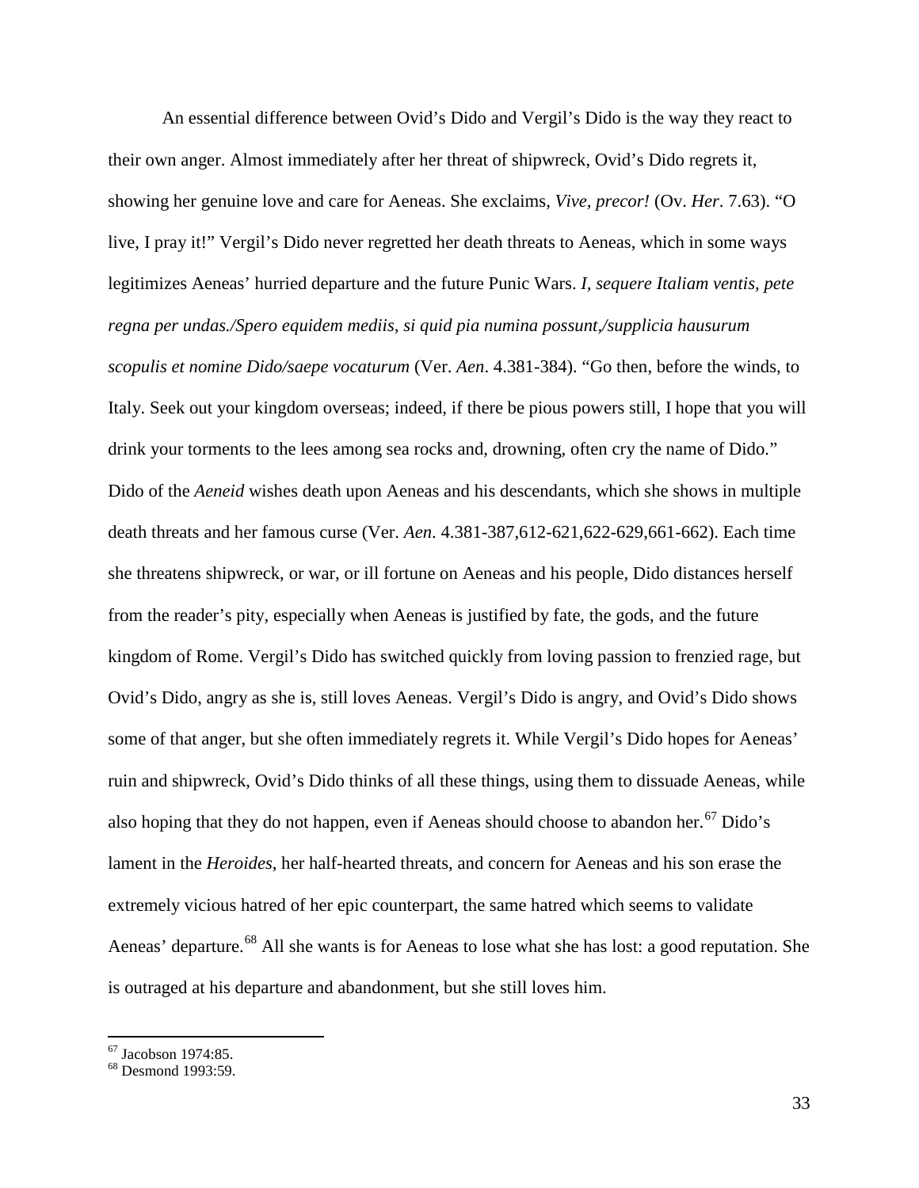An essential difference between Ovid's Dido and Vergil's Dido is the way they react to their own anger. Almost immediately after her threat of shipwreck, Ovid's Dido regrets it, showing her genuine love and care for Aeneas. She exclaims, *Vive, precor!* (Ov. *Her*. 7.63). "O live, I pray it!" Vergil's Dido never regretted her death threats to Aeneas, which in some ways legitimizes Aeneas' hurried departure and the future Punic Wars. *I, sequere Italiam ventis, pete regna per undas./Spero equidem mediis, si quid pia numina possunt,/supplicia hausurum scopulis et nomine Dido/saepe vocaturum* (Ver. *Aen*. 4.381-384). "Go then, before the winds, to Italy. Seek out your kingdom overseas; indeed, if there be pious powers still, I hope that you will drink your torments to the lees among sea rocks and, drowning, often cry the name of Dido." Dido of the *Aeneid* wishes death upon Aeneas and his descendants, which she shows in multiple death threats and her famous curse (Ver. *Aen*. 4.381-387,612-621,622-629,661-662). Each time she threatens shipwreck, or war, or ill fortune on Aeneas and his people, Dido distances herself from the reader's pity, especially when Aeneas is justified by fate, the gods, and the future kingdom of Rome. Vergil's Dido has switched quickly from loving passion to frenzied rage, but Ovid's Dido, angry as she is, still loves Aeneas. Vergil's Dido is angry, and Ovid's Dido shows some of that anger, but she often immediately regrets it. While Vergil's Dido hopes for Aeneas' ruin and shipwreck, Ovid's Dido thinks of all these things, using them to dissuade Aeneas, while also hoping that they do not happen, even if Aeneas should choose to abandon her.[67] Dido's lament in the *Heroides*, her half-hearted threats, and concern for Aeneas and his son erase the extremely vicious hatred of her epic counterpart, the same hatred which seems to validate Aeneas' departure.[68] All she wants is for Aeneas to lose what she has lost: a good reputation. She is outraged at his departure and abandonment, but she still loves him.

---

[67] Jacobson 1974:85.

[68] Desmond 1993:59.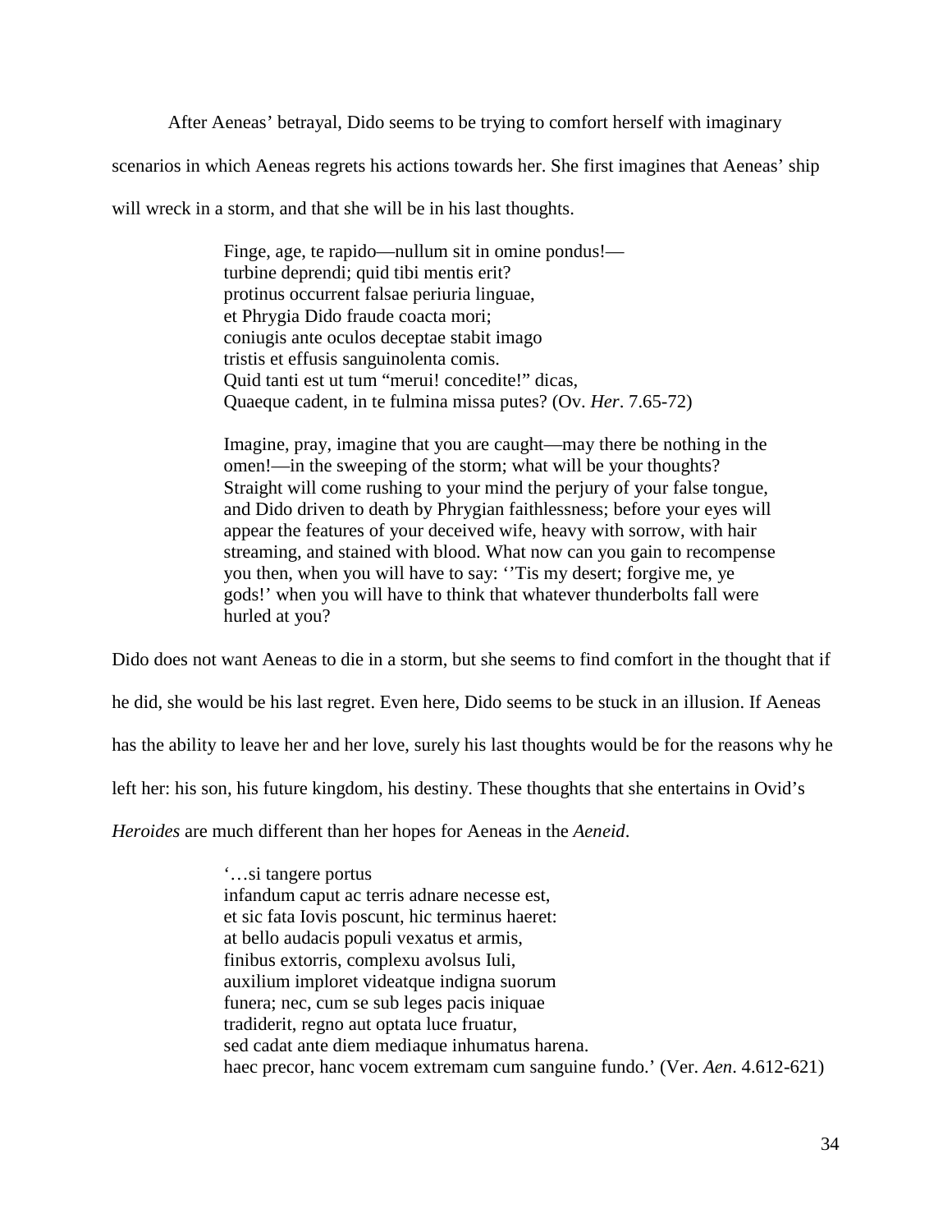After Aeneas' betrayal, Dido seems to be trying to comfort herself with imaginary scenarios in which Aeneas regrets his actions towards her. She first imagines that Aeneas' ship will wreck in a storm, and that she will be in his last thoughts.

> Finge, age, te rapido—nullum sit in omine pondus!—  
> turbine deprendi; quid tibi mentis erit?  
> protinus occurrent falsae periuria linguae,  
> et Phrygia Dido fraude coacta mori;  
> coniugis ante oculos deceptae stabit imago  
> tristis et effusis sanguinolenta comis.  
> Quid tanti est ut tum "merui! concedite!" dicas,  
> Quaeque cadent, in te fulmina missa putes? (Ov. *Her*. 7.65-72)
>
> Imagine, pray, imagine that you are caught—may there be nothing in the omen!—in the sweeping of the storm; what will be your thoughts? Straight will come rushing to your mind the perjury of your false tongue, and Dido driven to death by Phrygian faithlessness; before your eyes will appear the features of your deceived wife, heavy with sorrow, with hair streaming, and stained with blood. What now can you gain to recompense you then, when you will have to say: ''Tis my desert; forgive me, ye gods!' when you will have to think that whatever thunderbolts fall were hurled at you?

Dido does not want Aeneas to die in a storm, but she seems to find comfort in the thought that if he did, she would be his last regret. Even here, Dido seems to be stuck in an illusion. If Aeneas has the ability to leave her and her love, surely his last thoughts would be for the reasons why he left her: his son, his future kingdom, his destiny. These thoughts that she entertains in Ovid's *Heroides* are much different than her hopes for Aeneas in the *Aeneid*.

> '…si tangere portus  
> infandum caput ac terris adnare necesse est,  
> et sic fata Iovis poscunt, hic terminus haeret:  
> at bello audacis populi vexatus et armis,  
> finibus extorris, complexu avolsus Iuli,  
> auxilium imploret videatque indigna suorum  
> funera; nec, cum se sub leges pacis iniquae  
> tradiderit, regno aut optata luce fruatur,  
> sed cadat ante diem mediaque inhumatus harena.  
> haec precor, hanc vocem extremam cum sanguine fundo.' (Ver. *Aen*. 4.612-621)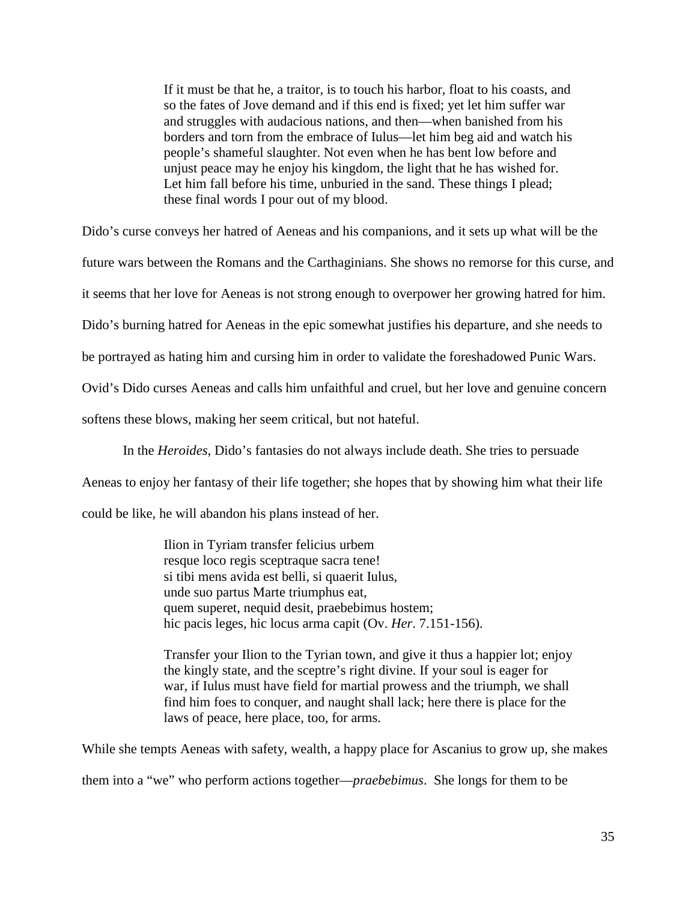> If it must be that he, a traitor, is to touch his harbor, float to his coasts, and so the fates of Jove demand and if this end is fixed; yet let him suffer war and struggles with audacious nations, and then—when banished from his borders and torn from the embrace of Iulus—let him beg aid and watch his people's shameful slaughter. Not even when he has bent low before and unjust peace may he enjoy his kingdom, the light that he has wished for. Let him fall before his time, unburied in the sand. These things I plead; these final words I pour out of my blood.

Dido's curse conveys her hatred of Aeneas and his companions, and it sets up what will be the future wars between the Romans and the Carthaginians. She shows no remorse for this curse, and it seems that her love for Aeneas is not strong enough to overpower her growing hatred for him. Dido's burning hatred for Aeneas in the epic somewhat justifies his departure, and she needs to be portrayed as hating him and cursing him in order to validate the foreshadowed Punic Wars. Ovid's Dido curses Aeneas and calls him unfaithful and cruel, but her love and genuine concern softens these blows, making her seem critical, but not hateful.

In the *Heroides*, Dido's fantasies do not always include death. She tries to persuade Aeneas to enjoy her fantasy of their life together; she hopes that by showing him what their life could be like, he will abandon his plans instead of her.

> Ilion in Tyriam transfer felicius urbem
> resque loco regis sceptraque sacra tene!
> si tibi mens avida est belli, si quaerit Iulus,
> unde suo partus Marte triumphus eat,
> quem superet, nequid desit, praebebimus hostem;
> hic pacis leges, hic locus arma capit (Ov. *Her*. 7.151-156).
>
> Transfer your Ilion to the Tyrian town, and give it thus a happier lot; enjoy the kingly state, and the sceptre's right divine. If your soul is eager for war, if Iulus must have field for martial prowess and the triumph, we shall find him foes to conquer, and naught shall lack; here there is place for the laws of peace, here place, too, for arms.

While she tempts Aeneas with safety, wealth, a happy place for Ascanius to grow up, she makes them into a "we" who perform actions together—*praebebimus*. She longs for them to be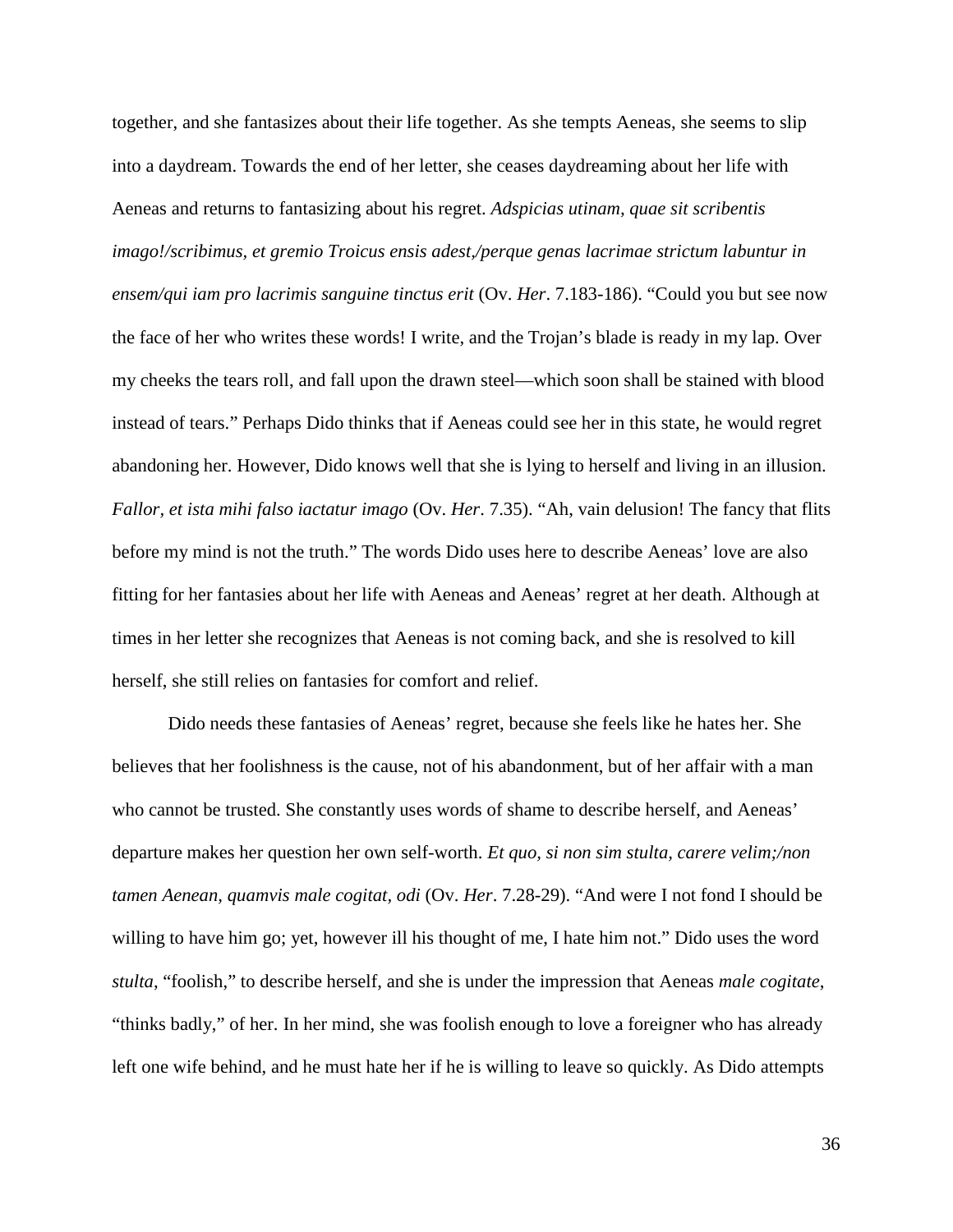together, and she fantasizes about their life together. As she tempts Aeneas, she seems to slip into a daydream. Towards the end of her letter, she ceases daydreaming about her life with Aeneas and returns to fantasizing about his regret. *Adspicias utinam, quae sit scribentis imago!/scribimus, et gremio Troicus ensis adest,/perque genas lacrimae strictum labuntur in ensem/qui iam pro lacrimis sanguine tinctus erit* (Ov. *Her*. 7.183-186). "Could you but see now the face of her who writes these words! I write, and the Trojan's blade is ready in my lap. Over my cheeks the tears roll, and fall upon the drawn steel—which soon shall be stained with blood instead of tears." Perhaps Dido thinks that if Aeneas could see her in this state, he would regret abandoning her. However, Dido knows well that she is lying to herself and living in an illusion. *Fallor, et ista mihi falso iactatur imago* (Ov. *Her*. 7.35). "Ah, vain delusion! The fancy that flits before my mind is not the truth." The words Dido uses here to describe Aeneas' love are also fitting for her fantasies about her life with Aeneas and Aeneas' regret at her death. Although at times in her letter she recognizes that Aeneas is not coming back, and she is resolved to kill herself, she still relies on fantasies for comfort and relief.

Dido needs these fantasies of Aeneas' regret, because she feels like he hates her. She believes that her foolishness is the cause, not of his abandonment, but of her affair with a man who cannot be trusted. She constantly uses words of shame to describe herself, and Aeneas' departure makes her question her own self-worth. *Et quo, si non sim stulta, carere velim;/non tamen Aenean, quamvis male cogitat, odi* (Ov. *Her*. 7.28-29). "And were I not fond I should be willing to have him go; yet, however ill his thought of me, I hate him not." Dido uses the word *stulta*, "foolish," to describe herself, and she is under the impression that Aeneas *male cogitate*, "thinks badly," of her. In her mind, she was foolish enough to love a foreigner who has already left one wife behind, and he must hate her if he is willing to leave so quickly. As Dido attempts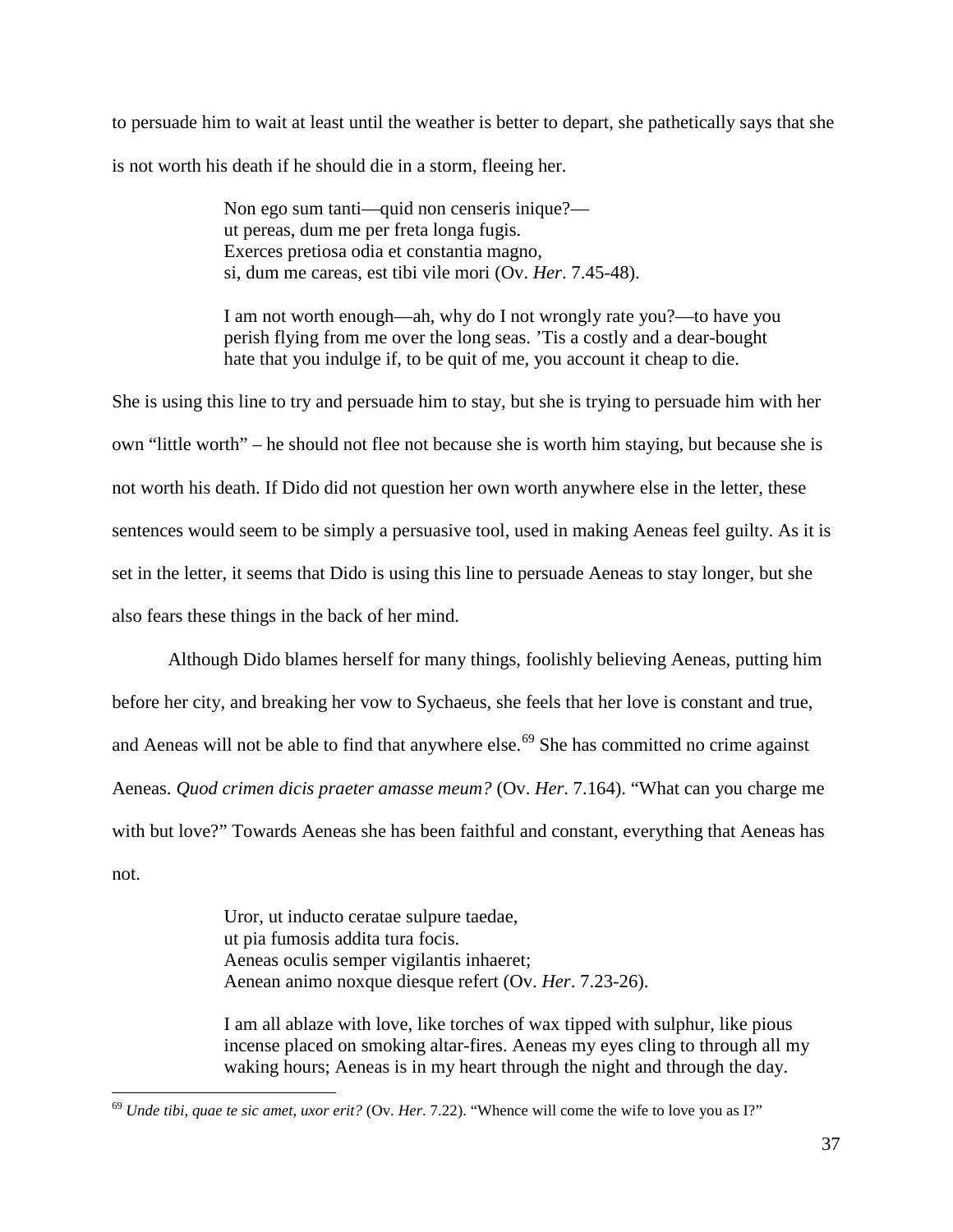to persuade him to wait at least until the weather is better to depart, she pathetically says that she is not worth his death if he should die in a storm, fleeing her.

> Non ego sum tanti—quid non censeris inique?—
> ut pereas, dum me per freta longa fugis.
> Exerces pretiosa odia et constantia magno,
> si, dum me careas, est tibi vile mori (Ov. *Her*. 7.45-48).
>
> I am not worth enough—ah, why do I not wrongly rate you?—to have you perish flying from me over the long seas. 'Tis a costly and a dear-bought hate that you indulge if, to be quit of me, you account it cheap to die.

She is using this line to try and persuade him to stay, but she is trying to persuade him with her own "little worth" – he should not flee not because she is worth him staying, but because she is not worth his death. If Dido did not question her own worth anywhere else in the letter, these sentences would seem to be simply a persuasive tool, used in making Aeneas feel guilty. As it is set in the letter, it seems that Dido is using this line to persuade Aeneas to stay longer, but she also fears these things in the back of her mind.

Although Dido blames herself for many things, foolishly believing Aeneas, putting him before her city, and breaking her vow to Sychaeus, she feels that her love is constant and true, and Aeneas will not be able to find that anywhere else.[69] She has committed no crime against Aeneas. *Quod crimen dicis praeter amasse meum?* (Ov. *Her*. 7.164). "What can you charge me with but love?" Towards Aeneas she has been faithful and constant, everything that Aeneas has not.

> Uror, ut inducto ceratae sulpure taedae,
> ut pia fumosis addita tura focis.
> Aeneas oculis semper vigilantis inhaeret;
> Aenean animo noxque diesque refert (Ov. *Her*. 7.23-26).
>
> I am all ablaze with love, like torches of wax tipped with sulphur, like pious incense placed on smoking altar-fires. Aeneas my eyes cling to through all my waking hours; Aeneas is in my heart through the night and through the day.

[69] *Unde tibi, quae te sic amet, uxor erit?* (Ov. *Her*. 7.22). "Whence will come the wife to love you as I?"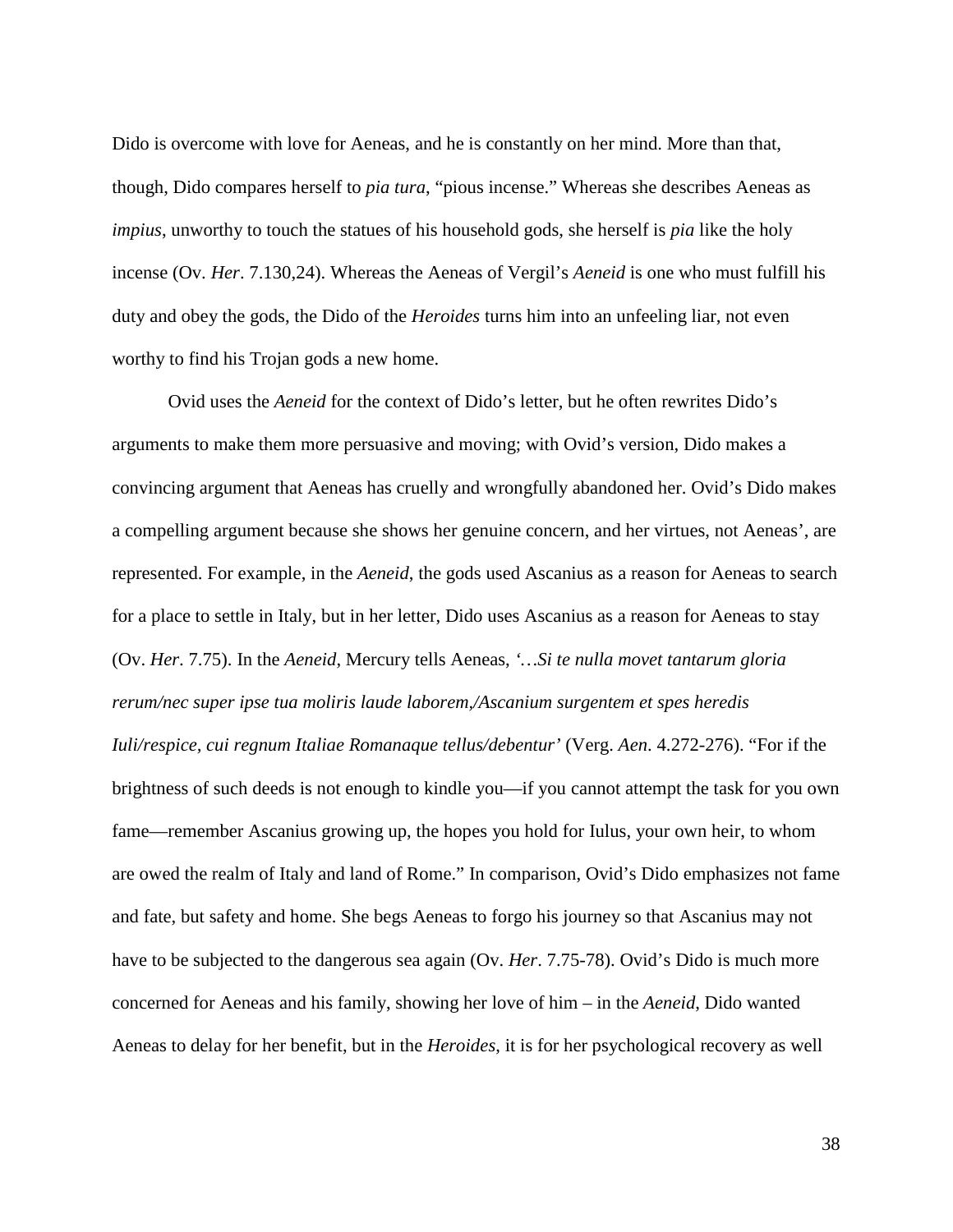Dido is overcome with love for Aeneas, and he is constantly on her mind. More than that, though, Dido compares herself to *pia tura*, "pious incense." Whereas she describes Aeneas as *impius*, unworthy to touch the statues of his household gods, she herself is *pia* like the holy incense (Ov. *Her*. 7.130,24). Whereas the Aeneas of Vergil's *Aeneid* is one who must fulfill his duty and obey the gods, the Dido of the *Heroides* turns him into an unfeeling liar, not even worthy to find his Trojan gods a new home.

Ovid uses the *Aeneid* for the context of Dido's letter, but he often rewrites Dido's arguments to make them more persuasive and moving; with Ovid's version, Dido makes a convincing argument that Aeneas has cruelly and wrongfully abandoned her. Ovid's Dido makes a compelling argument because she shows her genuine concern, and her virtues, not Aeneas', are represented. For example, in the *Aeneid*, the gods used Ascanius as a reason for Aeneas to search for a place to settle in Italy, but in her letter, Dido uses Ascanius as a reason for Aeneas to stay (Ov. *Her*. 7.75). In the *Aeneid*, Mercury tells Aeneas, *'…Si te nulla movet tantarum gloria rerum/nec super ipse tua moliris laude laborem,/Ascanium surgentem et spes heredis Iuli/respice, cui regnum Italiae Romanaque tellus/debentur'* (Verg. *Aen*. 4.272-276). "For if the brightness of such deeds is not enough to kindle you—if you cannot attempt the task for you own fame—remember Ascanius growing up, the hopes you hold for Iulus, your own heir, to whom are owed the realm of Italy and land of Rome." In comparison, Ovid's Dido emphasizes not fame and fate, but safety and home. She begs Aeneas to forgo his journey so that Ascanius may not have to be subjected to the dangerous sea again (Ov. *Her*. 7.75-78). Ovid's Dido is much more concerned for Aeneas and his family, showing her love of him – in the *Aeneid*, Dido wanted Aeneas to delay for her benefit, but in the *Heroides*, it is for her psychological recovery as well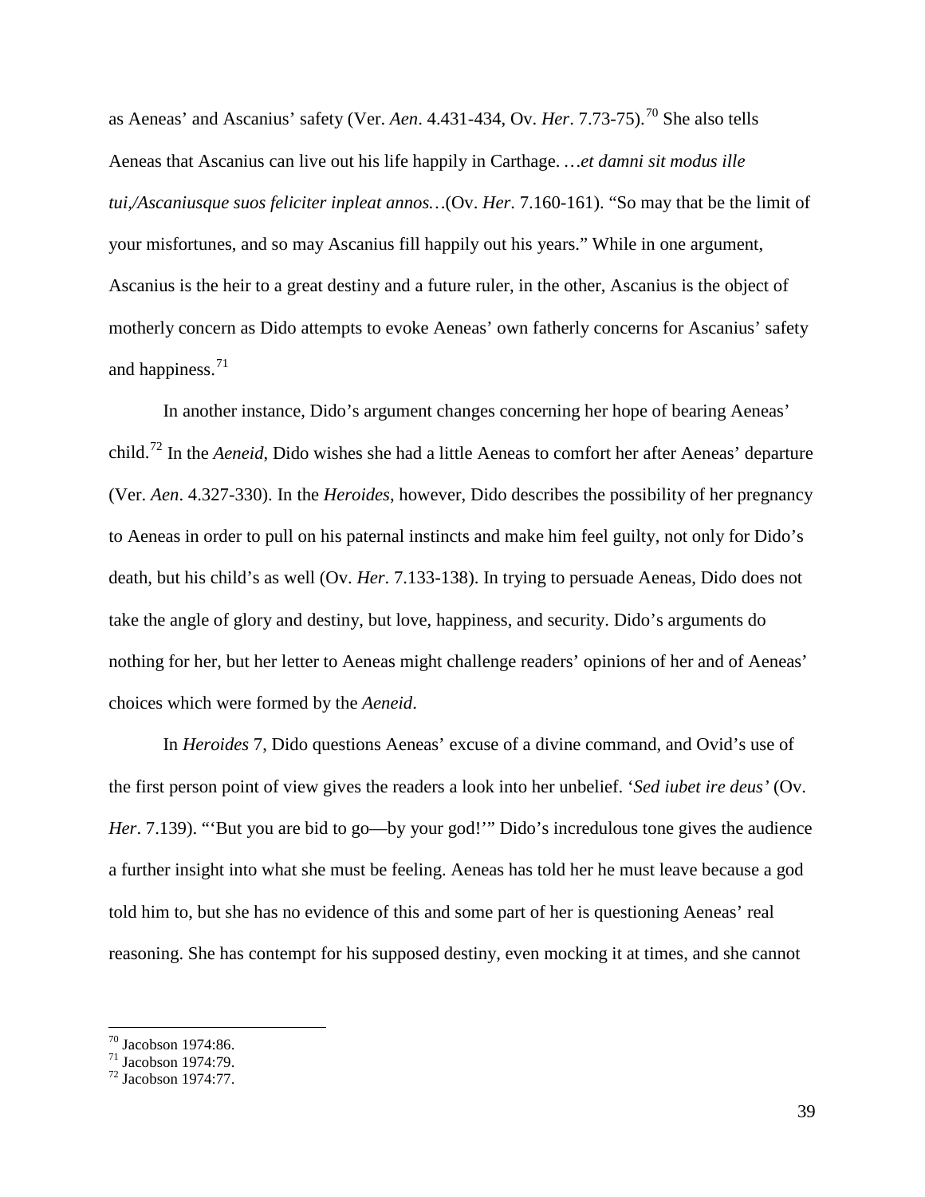as Aeneas' and Ascanius' safety (Ver. *Aen*. 4.431-434, Ov. *Her*. 7.73-75).[70] She also tells Aeneas that Ascanius can live out his life happily in Carthage. …*et damni sit modus ille tui,/Ascaniusque suos feliciter inpleat annos…*(Ov. *Her*. 7.160-161). "So may that be the limit of your misfortunes, and so may Ascanius fill happily out his years." While in one argument, Ascanius is the heir to a great destiny and a future ruler, in the other, Ascanius is the object of motherly concern as Dido attempts to evoke Aeneas' own fatherly concerns for Ascanius' safety and happiness.[71]

In another instance, Dido's argument changes concerning her hope of bearing Aeneas' child.[72] In the *Aeneid*, Dido wishes she had a little Aeneas to comfort her after Aeneas' departure (Ver. *Aen*. 4.327-330). In the *Heroides*, however, Dido describes the possibility of her pregnancy to Aeneas in order to pull on his paternal instincts and make him feel guilty, not only for Dido's death, but his child's as well (Ov. *Her*. 7.133-138). In trying to persuade Aeneas, Dido does not take the angle of glory and destiny, but love, happiness, and security. Dido's arguments do nothing for her, but her letter to Aeneas might challenge readers' opinions of her and of Aeneas' choices which were formed by the *Aeneid*.

In *Heroides* 7, Dido questions Aeneas' excuse of a divine command, and Ovid's use of the first person point of view gives the readers a look into her unbelief. '*Sed iubet ire deus'* (Ov. *Her*. 7.139). "'But you are bid to go—by your god!'" Dido's incredulous tone gives the audience a further insight into what she must be feeling. Aeneas has told her he must leave because a god told him to, but she has no evidence of this and some part of her is questioning Aeneas' real reasoning. She has contempt for his supposed destiny, even mocking it at times, and she cannot

[70] Jacobson 1974:86.
[71] Jacobson 1974:79.
[72] Jacobson 1974:77.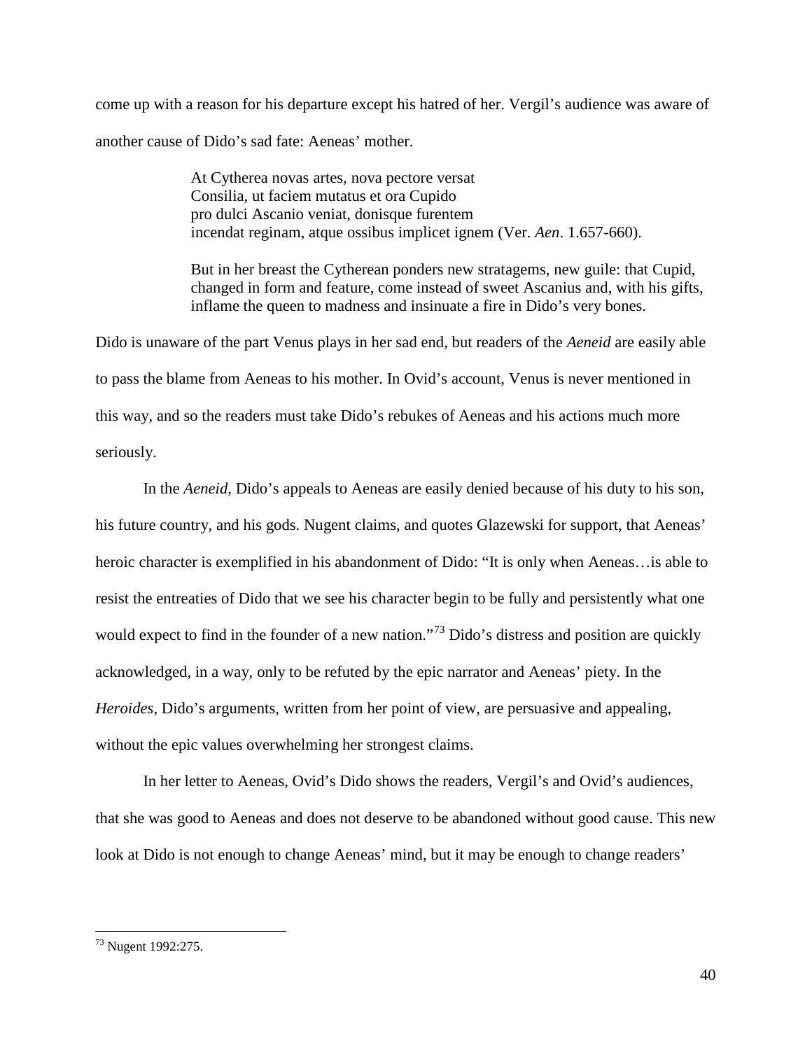come up with a reason for his departure except his hatred of her. Vergil's audience was aware of another cause of Dido's sad fate: Aeneas' mother.

> At Cytherea novas artes, nova pectore versat
> Consilia, ut faciem mutatus et ora Cupido
> pro dulci Ascanio veniat, donisque furentem
> incendat reginam, atque ossibus implicet ignem (Ver. *Aen*. 1.657-660).
>
> But in her breast the Cytherean ponders new stratagems, new guile: that Cupid, changed in form and feature, come instead of sweet Ascanius and, with his gifts, inflame the queen to madness and insinuate a fire in Dido's very bones.

Dido is unaware of the part Venus plays in her sad end, but readers of the *Aeneid* are easily able to pass the blame from Aeneas to his mother. In Ovid's account, Venus is never mentioned in this way, and so the readers must take Dido's rebukes of Aeneas and his actions much more seriously.

In the *Aeneid*, Dido's appeals to Aeneas are easily denied because of his duty to his son, his future country, and his gods. Nugent claims, and quotes Glazewski for support, that Aeneas' heroic character is exemplified in his abandonment of Dido: "It is only when Aeneas…is able to resist the entreaties of Dido that we see his character begin to be fully and persistently what one would expect to find in the founder of a new nation."[73] Dido's distress and position are quickly acknowledged, in a way, only to be refuted by the epic narrator and Aeneas' piety. In the *Heroides*, Dido's arguments, written from her point of view, are persuasive and appealing, without the epic values overwhelming her strongest claims.

In her letter to Aeneas, Ovid's Dido shows the readers, Vergil's and Ovid's audiences, that she was good to Aeneas and does not deserve to be abandoned without good cause. This new look at Dido is not enough to change Aeneas' mind, but it may be enough to change readers'

---

[73] Nugent 1992:275.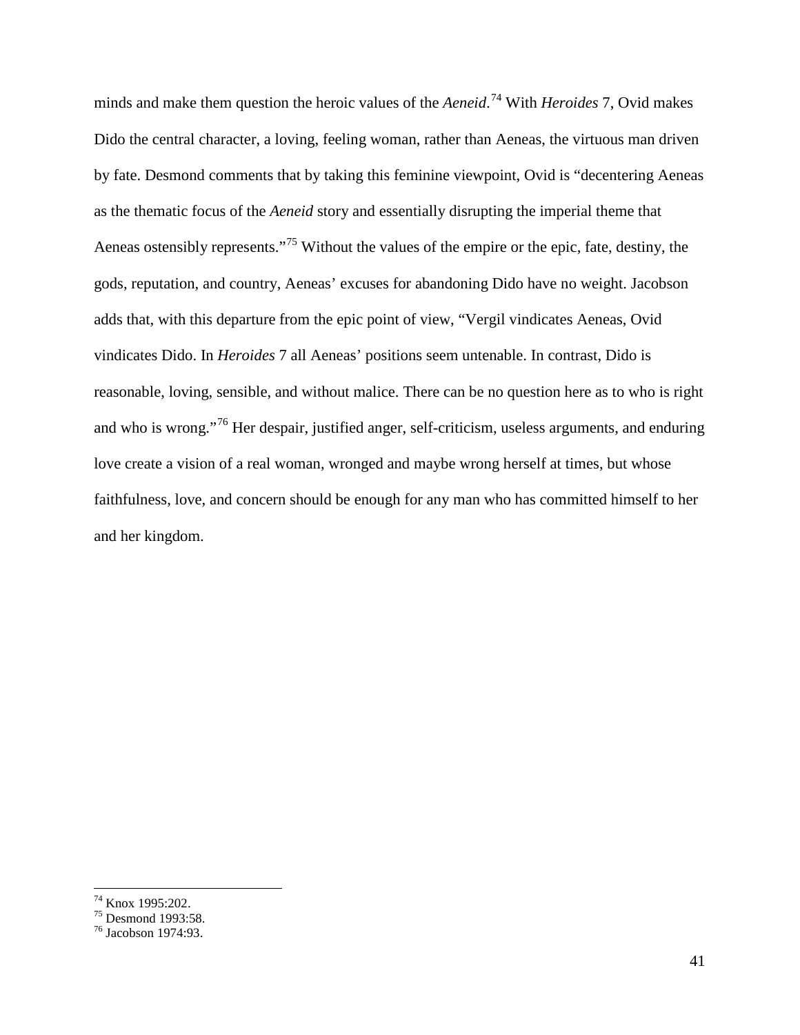minds and make them question the heroic values of the *Aeneid*.[74] With *Heroides* 7, Ovid makes Dido the central character, a loving, feeling woman, rather than Aeneas, the virtuous man driven by fate. Desmond comments that by taking this feminine viewpoint, Ovid is "decentering Aeneas as the thematic focus of the *Aeneid* story and essentially disrupting the imperial theme that Aeneas ostensibly represents."[75] Without the values of the empire or the epic, fate, destiny, the gods, reputation, and country, Aeneas' excuses for abandoning Dido have no weight. Jacobson adds that, with this departure from the epic point of view, "Vergil vindicates Aeneas, Ovid vindicates Dido. In *Heroides* 7 all Aeneas' positions seem untenable. In contrast, Dido is reasonable, loving, sensible, and without malice. There can be no question here as to who is right and who is wrong."[76] Her despair, justified anger, self-criticism, useless arguments, and enduring love create a vision of a real woman, wronged and maybe wrong herself at times, but whose faithfulness, love, and concern should be enough for any man who has committed himself to her and her kingdom.

---

[74] Knox 1995:202.
[75] Desmond 1993:58.
[76] Jacobson 1974:93.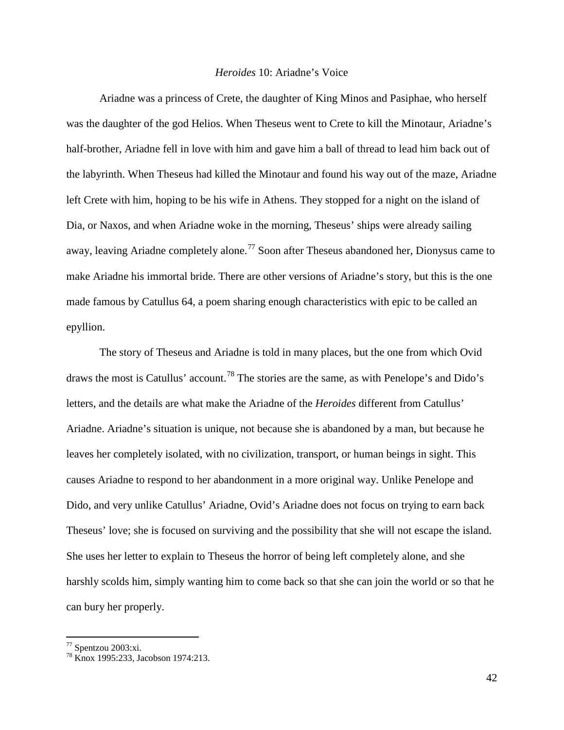## *Heroides* 10: Ariadne's Voice

Ariadne was a princess of Crete, the daughter of King Minos and Pasiphae, who herself was the daughter of the god Helios. When Theseus went to Crete to kill the Minotaur, Ariadne's half-brother, Ariadne fell in love with him and gave him a ball of thread to lead him back out of the labyrinth. When Theseus had killed the Minotaur and found his way out of the maze, Ariadne left Crete with him, hoping to be his wife in Athens. They stopped for a night on the island of Dia, or Naxos, and when Ariadne woke in the morning, Theseus' ships were already sailing away, leaving Ariadne completely alone.[77] Soon after Theseus abandoned her, Dionysus came to make Ariadne his immortal bride. There are other versions of Ariadne's story, but this is the one made famous by Catullus 64, a poem sharing enough characteristics with epic to be called an epyllion.

The story of Theseus and Ariadne is told in many places, but the one from which Ovid draws the most is Catullus' account.[78] The stories are the same, as with Penelope's and Dido's letters, and the details are what make the Ariadne of the *Heroides* different from Catullus' Ariadne. Ariadne's situation is unique, not because she is abandoned by a man, but because he leaves her completely isolated, with no civilization, transport, or human beings in sight. This causes Ariadne to respond to her abandonment in a more original way. Unlike Penelope and Dido, and very unlike Catullus' Ariadne, Ovid's Ariadne does not focus on trying to earn back Theseus' love; she is focused on surviving and the possibility that she will not escape the island. She uses her letter to explain to Theseus the horror of being left completely alone, and she harshly scolds him, simply wanting him to come back so that she can join the world or so that he can bury her properly.

---

[77] Spentzou 2003:xi.

[78] Knox 1995:233, Jacobson 1974:213.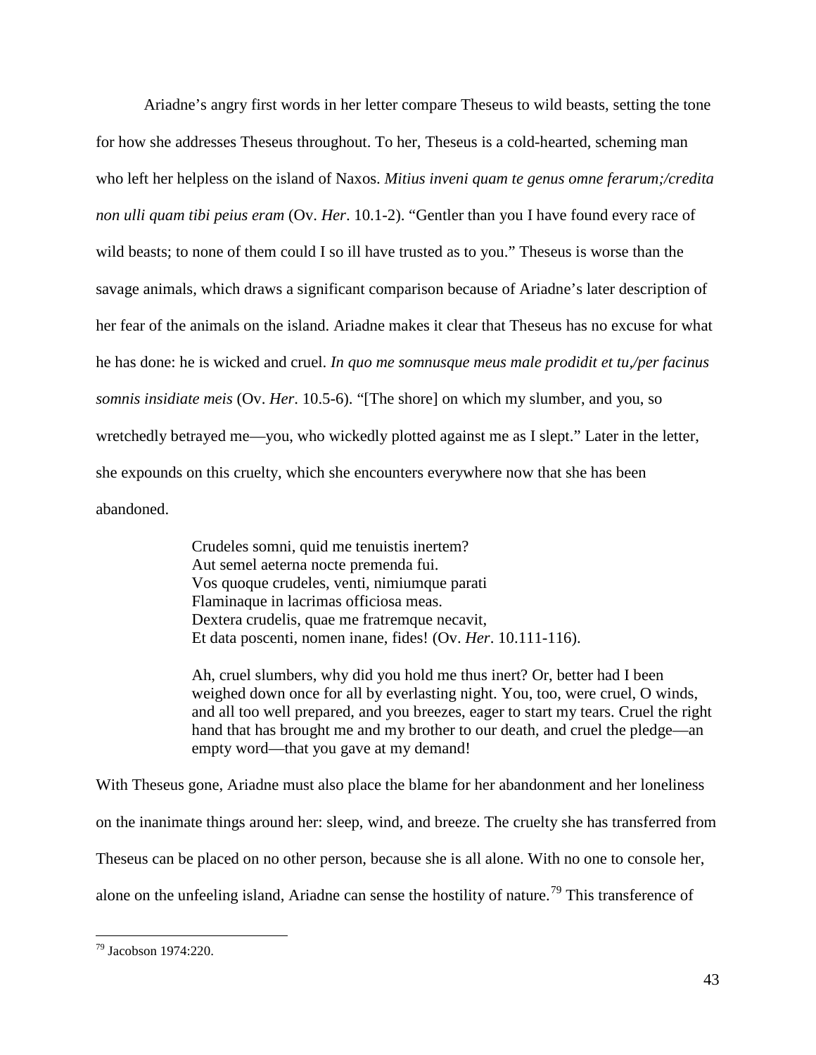Ariadne's angry first words in her letter compare Theseus to wild beasts, setting the tone for how she addresses Theseus throughout. To her, Theseus is a cold-hearted, scheming man who left her helpless on the island of Naxos. *Mitius inveni quam te genus omne ferarum;/credita non ulli quam tibi peius eram* (Ov. *Her*. 10.1-2). "Gentler than you I have found every race of wild beasts; to none of them could I so ill have trusted as to you." Theseus is worse than the savage animals, which draws a significant comparison because of Ariadne's later description of her fear of the animals on the island. Ariadne makes it clear that Theseus has no excuse for what he has done: he is wicked and cruel. *In quo me somnusque meus male prodidit et tu,/per facinus somnis insidiate meis* (Ov. *Her*. 10.5-6). "[The shore] on which my slumber, and you, so wretchedly betrayed me—you, who wickedly plotted against me as I slept." Later in the letter, she expounds on this cruelty, which she encounters everywhere now that she has been abandoned.

> Crudeles somni, quid me tenuistis inertem?
> Aut semel aeterna nocte premenda fui.
> Vos quoque crudeles, venti, nimiumque parati
> Flaminaque in lacrimas officiosa meas.
> Dextera crudelis, quae me fratremque necavit,
> Et data poscenti, nomen inane, fides! (Ov. *Her*. 10.111-116).
>
> Ah, cruel slumbers, why did you hold me thus inert? Or, better had I been weighed down once for all by everlasting night. You, too, were cruel, O winds, and all too well prepared, and you breezes, eager to start my tears. Cruel the right hand that has brought me and my brother to our death, and cruel the pledge—an empty word—that you gave at my demand!

With Theseus gone, Ariadne must also place the blame for her abandonment and her loneliness on the inanimate things around her: sleep, wind, and breeze. The cruelty she has transferred from Theseus can be placed on no other person, because she is all alone. With no one to console her, alone on the unfeeling island, Ariadne can sense the hostility of nature.[79] This transference of

[79] Jacobson 1974:220.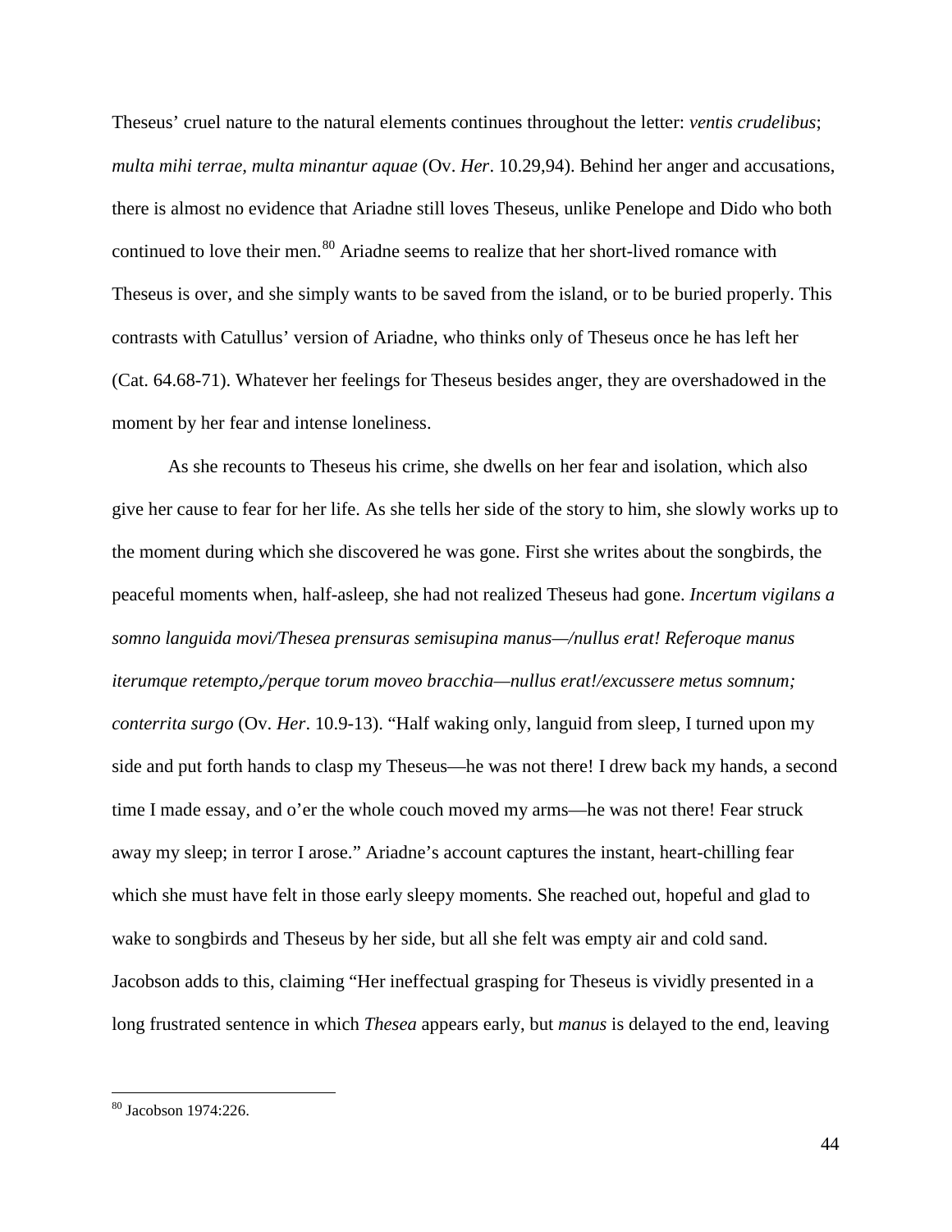Theseus' cruel nature to the natural elements continues throughout the letter: *ventis crudelibus*; *multa mihi terrae, multa minantur aquae* (Ov. *Her*. 10.29,94). Behind her anger and accusations, there is almost no evidence that Ariadne still loves Theseus, unlike Penelope and Dido who both continued to love their men.[80] Ariadne seems to realize that her short-lived romance with Theseus is over, and she simply wants to be saved from the island, or to be buried properly. This contrasts with Catullus' version of Ariadne, who thinks only of Theseus once he has left her (Cat. 64.68-71). Whatever her feelings for Theseus besides anger, they are overshadowed in the moment by her fear and intense loneliness.

As she recounts to Theseus his crime, she dwells on her fear and isolation, which also give her cause to fear for her life. As she tells her side of the story to him, she slowly works up to the moment during which she discovered he was gone. First she writes about the songbirds, the peaceful moments when, half-asleep, she had not realized Theseus had gone. *Incertum vigilans a somno languida movi/Thesea prensuras semisupina manus—/nullus erat! Referoque manus iterumque retempto,/perque torum moveo bracchia—nullus erat!/excussere metus somnum; conterrita surgo* (Ov. *Her*. 10.9-13). "Half waking only, languid from sleep, I turned upon my side and put forth hands to clasp my Theseus—he was not there! I drew back my hands, a second time I made essay, and o'er the whole couch moved my arms—he was not there! Fear struck away my sleep; in terror I arose." Ariadne's account captures the instant, heart-chilling fear which she must have felt in those early sleepy moments. She reached out, hopeful and glad to wake to songbirds and Theseus by her side, but all she felt was empty air and cold sand. Jacobson adds to this, claiming "Her ineffectual grasping for Theseus is vividly presented in a long frustrated sentence in which *Thesea* appears early, but *manus* is delayed to the end, leaving

[80] Jacobson 1974:226.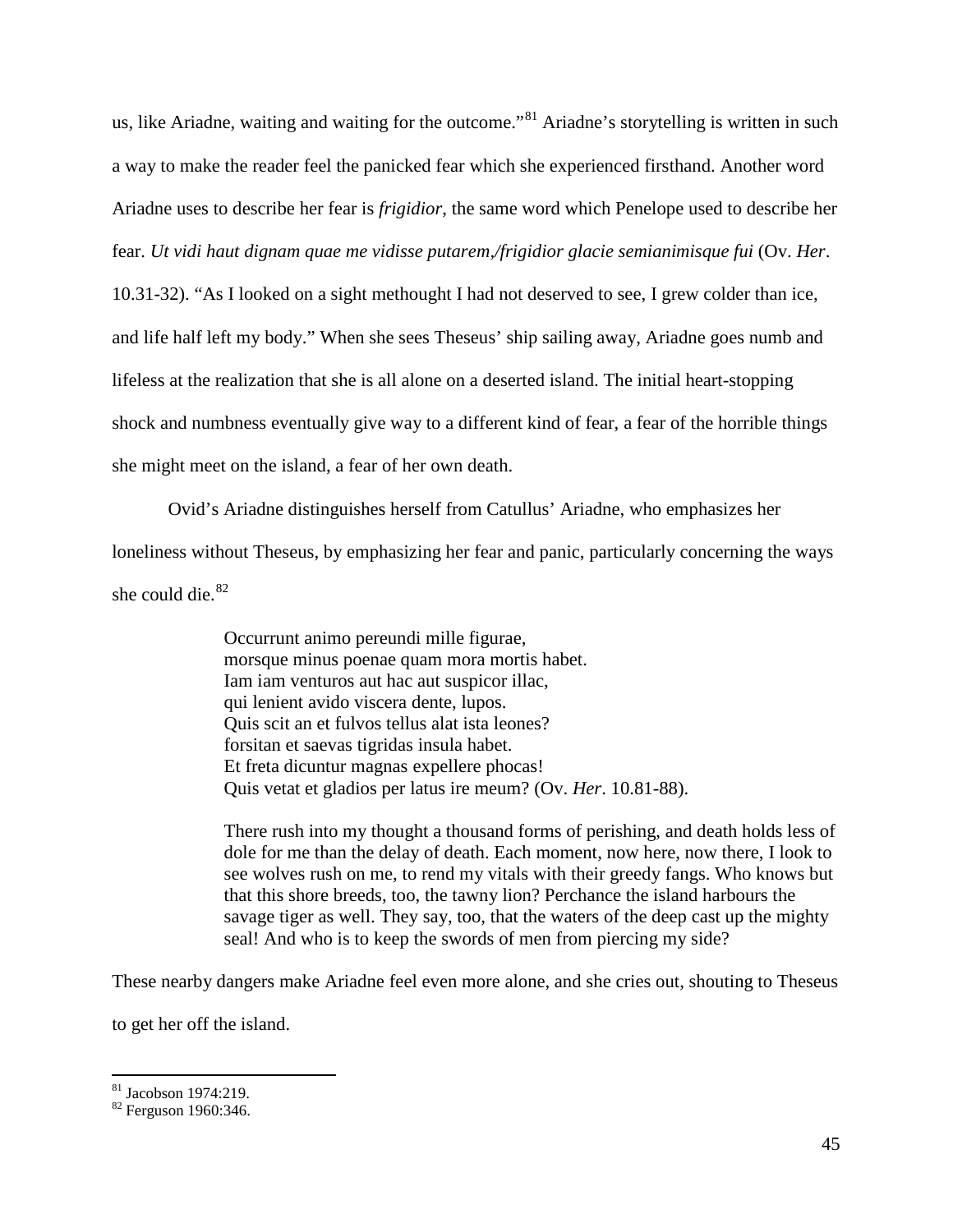us, like Ariadne, waiting and waiting for the outcome."[81] Ariadne's storytelling is written in such a way to make the reader feel the panicked fear which she experienced firsthand. Another word Ariadne uses to describe her fear is *frigidior*, the same word which Penelope used to describe her fear. *Ut vidi haut dignam quae me vidisse putarem,/frigidior glacie semianimisque fui* (Ov. *Her*. 10.31-32). "As I looked on a sight methought I had not deserved to see, I grew colder than ice, and life half left my body." When she sees Theseus' ship sailing away, Ariadne goes numb and lifeless at the realization that she is all alone on a deserted island. The initial heart-stopping shock and numbness eventually give way to a different kind of fear, a fear of the horrible things she might meet on the island, a fear of her own death.

Ovid's Ariadne distinguishes herself from Catullus' Ariadne, who emphasizes her loneliness without Theseus, by emphasizing her fear and panic, particularly concerning the ways she could die.[82]

> Occurrunt animo pereundi mille figurae,
> morsque minus poenae quam mora mortis habet.
> Iam iam venturos aut hac aut suspicor illac,
> qui lenient avido viscera dente, lupos.
> Quis scit an et fulvos tellus alat ista leones?
> forsitan et saevas tigridas insula habet.
> Et freta dicuntur magnas expellere phocas!
> Quis vetat et gladios per latus ire meum? (Ov. *Her*. 10.81-88).
>
> There rush into my thought a thousand forms of perishing, and death holds less of dole for me than the delay of death. Each moment, now here, now there, I look to see wolves rush on me, to rend my vitals with their greedy fangs. Who knows but that this shore breeds, too, the tawny lion? Perchance the island harbours the savage tiger as well. They say, too, that the waters of the deep cast up the mighty seal! And who is to keep the swords of men from piercing my side?

These nearby dangers make Ariadne feel even more alone, and she cries out, shouting to Theseus to get her off the island.

---

[81] Jacobson 1974:219.

[82] Ferguson 1960:346.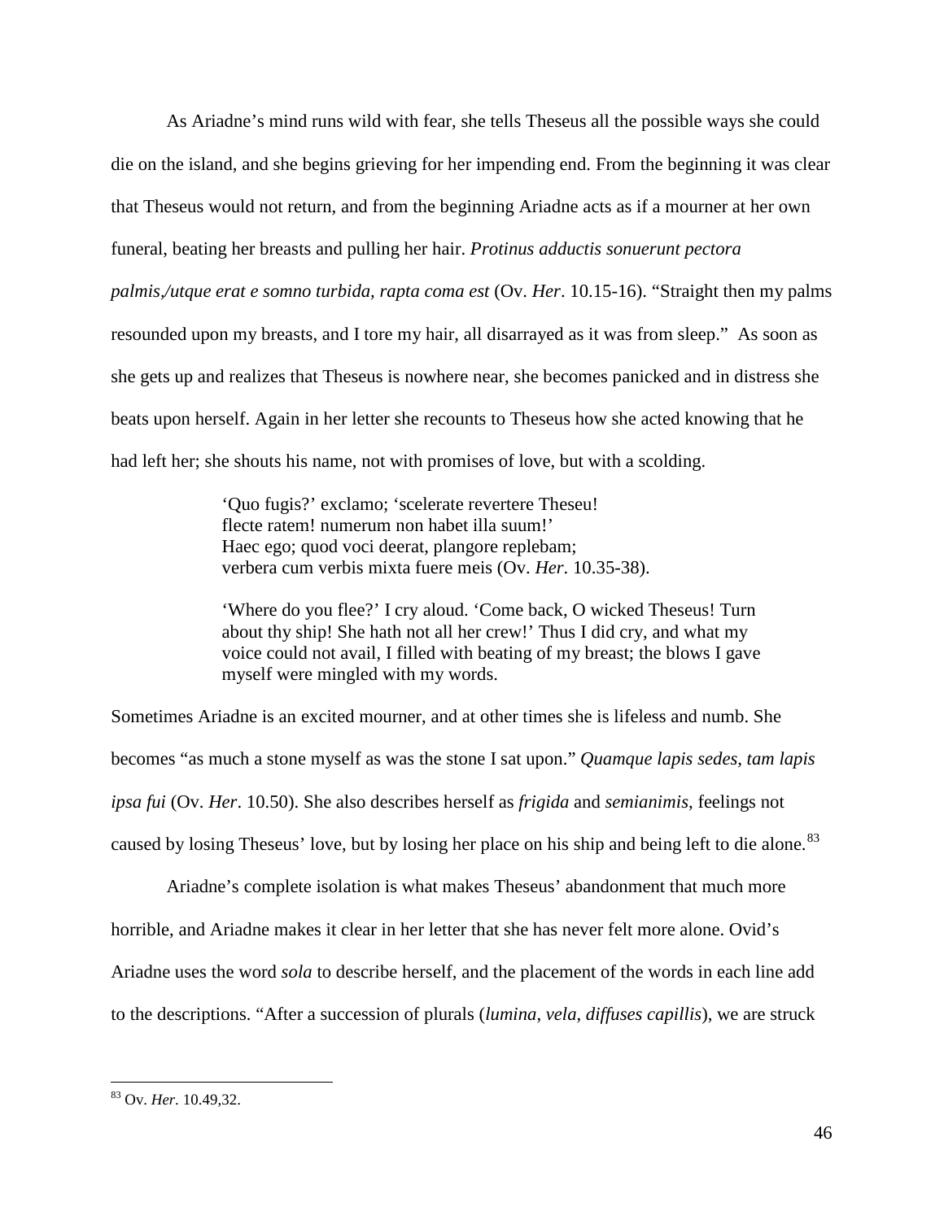As Ariadne's mind runs wild with fear, she tells Theseus all the possible ways she could die on the island, and she begins grieving for her impending end. From the beginning it was clear that Theseus would not return, and from the beginning Ariadne acts as if a mourner at her own funeral, beating her breasts and pulling her hair. *Protinus adductis sonuerunt pectora palmis,/utque erat e somno turbida, rapta coma est* (Ov. *Her*. 10.15-16). "Straight then my palms resounded upon my breasts, and I tore my hair, all disarrayed as it was from sleep." As soon as she gets up and realizes that Theseus is nowhere near, she becomes panicked and in distress she beats upon herself. Again in her letter she recounts to Theseus how she acted knowing that he had left her; she shouts his name, not with promises of love, but with a scolding.

> 'Quo fugis?' exclamo; 'scelerate revertere Theseu!
> flecte ratem! numerum non habet illa suum!'
> Haec ego; quod voci deerat, plangore replebam;
> verbera cum verbis mixta fuere meis (Ov. *Her*. 10.35-38).
>
> 'Where do you flee?' I cry aloud. 'Come back, O wicked Theseus! Turn about thy ship! She hath not all her crew!' Thus I did cry, and what my voice could not avail, I filled with beating of my breast; the blows I gave myself were mingled with my words.

Sometimes Ariadne is an excited mourner, and at other times she is lifeless and numb. She becomes "as much a stone myself as was the stone I sat upon." *Quamque lapis sedes, tam lapis ipsa fui* (Ov. *Her*. 10.50). She also describes herself as *frigida* and *semianimis*, feelings not caused by losing Theseus' love, but by losing her place on his ship and being left to die alone.[83]

Ariadne's complete isolation is what makes Theseus' abandonment that much more horrible, and Ariadne makes it clear in her letter that she has never felt more alone. Ovid's Ariadne uses the word *sola* to describe herself, and the placement of the words in each line add to the descriptions. "After a succession of plurals (*lumina*, *vela*, *diffuses capillis*), we are struck

---

[83] Ov. *Her*. 10.49,32.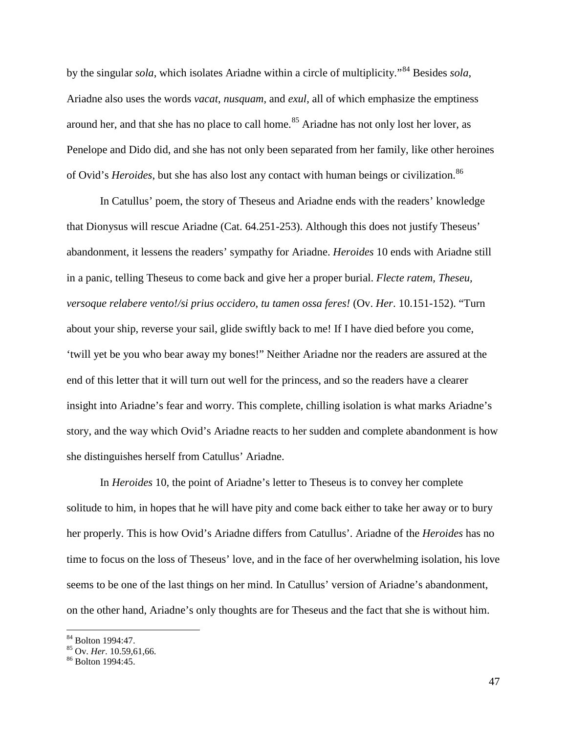by the singular *sola*, which isolates Ariadne within a circle of multiplicity."[84] Besides *sola*, Ariadne also uses the words *vacat*, *nusquam*, and *exul*, all of which emphasize the emptiness around her, and that she has no place to call home.[85] Ariadne has not only lost her lover, as Penelope and Dido did, and she has not only been separated from her family, like other heroines of Ovid's *Heroides*, but she has also lost any contact with human beings or civilization.[86]

In Catullus' poem, the story of Theseus and Ariadne ends with the readers' knowledge that Dionysus will rescue Ariadne (Cat. 64.251-253). Although this does not justify Theseus' abandonment, it lessens the readers' sympathy for Ariadne. *Heroides* 10 ends with Ariadne still in a panic, telling Theseus to come back and give her a proper burial. *Flecte ratem, Theseu, versoque relabere vento!/si prius occidero, tu tamen ossa feres!* (Ov. *Her*. 10.151-152). "Turn about your ship, reverse your sail, glide swiftly back to me! If I have died before you come, 'twill yet be you who bear away my bones!" Neither Ariadne nor the readers are assured at the end of this letter that it will turn out well for the princess, and so the readers have a clearer insight into Ariadne's fear and worry. This complete, chilling isolation is what marks Ariadne's story, and the way which Ovid's Ariadne reacts to her sudden and complete abandonment is how she distinguishes herself from Catullus' Ariadne.

In *Heroides* 10, the point of Ariadne's letter to Theseus is to convey her complete solitude to him, in hopes that he will have pity and come back either to take her away or to bury her properly. This is how Ovid's Ariadne differs from Catullus'. Ariadne of the *Heroides* has no time to focus on the loss of Theseus' love, and in the face of her overwhelming isolation, his love seems to be one of the last things on her mind. In Catullus' version of Ariadne's abandonment, on the other hand, Ariadne's only thoughts are for Theseus and the fact that she is without him.

---

[84] Bolton 1994:47.
[85] Ov. *Her*. 10.59,61,66.
[86] Bolton 1994:45.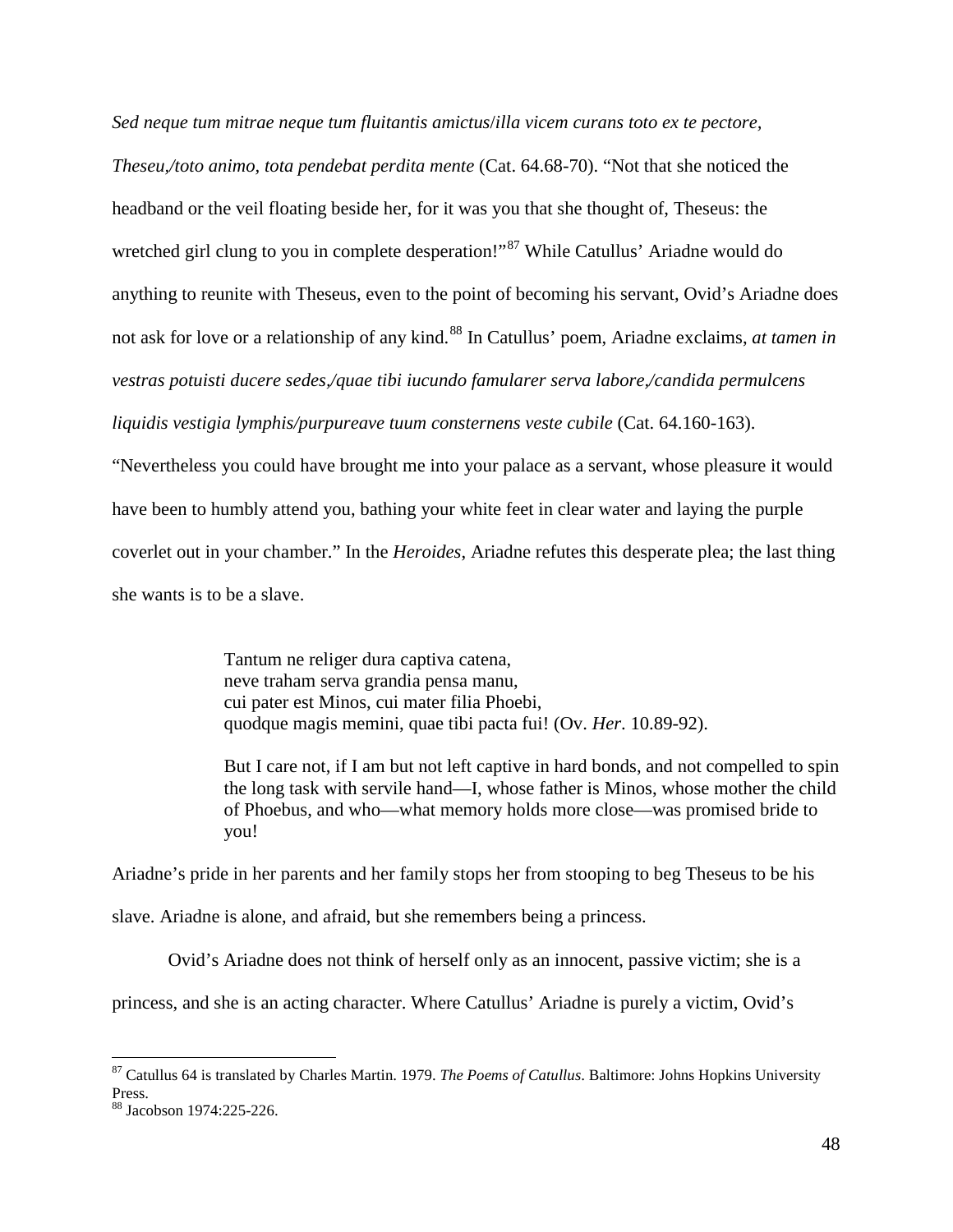*Sed neque tum mitrae neque tum fluitantis amictus/illa vicem curans toto ex te pectore, Theseu,/toto animo, tota pendebat perdita mente* (Cat. 64.68-70). "Not that she noticed the headband or the veil floating beside her, for it was you that she thought of, Theseus: the wretched girl clung to you in complete desperation!"[87] While Catullus' Ariadne would do anything to reunite with Theseus, even to the point of becoming his servant, Ovid's Ariadne does not ask for love or a relationship of any kind.[88] In Catullus' poem, Ariadne exclaims, *at tamen in vestras potuisti ducere sedes,/quae tibi iucundo famularer serva labore,/candida permulcens liquidis vestigia lymphis/purpureave tuum consternens veste cubile* (Cat. 64.160-163). "Nevertheless you could have brought me into your palace as a servant, whose pleasure it would have been to humbly attend you, bathing your white feet in clear water and laying the purple coverlet out in your chamber." In the *Heroides*, Ariadne refutes this desperate plea; the last thing she wants is to be a slave.

> Tantum ne religer dura captiva catena,
> neve traham serva grandia pensa manu,
> cui pater est Minos, cui mater filia Phoebi,
> quodque magis memini, quae tibi pacta fui! (Ov. *Her*. 10.89-92).
>
> But I care not, if I am but not left captive in hard bonds, and not compelled to spin the long task with servile hand—I, whose father is Minos, whose mother the child of Phoebus, and who—what memory holds more close—was promised bride to you!

Ariadne's pride in her parents and her family stops her from stooping to beg Theseus to be his slave. Ariadne is alone, and afraid, but she remembers being a princess.

Ovid's Ariadne does not think of herself only as an innocent, passive victim; she is a princess, and she is an acting character. Where Catullus' Ariadne is purely a victim, Ovid's

---

[87] Catullus 64 is translated by Charles Martin. 1979. *The Poems of Catullus*. Baltimore: Johns Hopkins University Press.

[88] Jacobson 1974:225-226.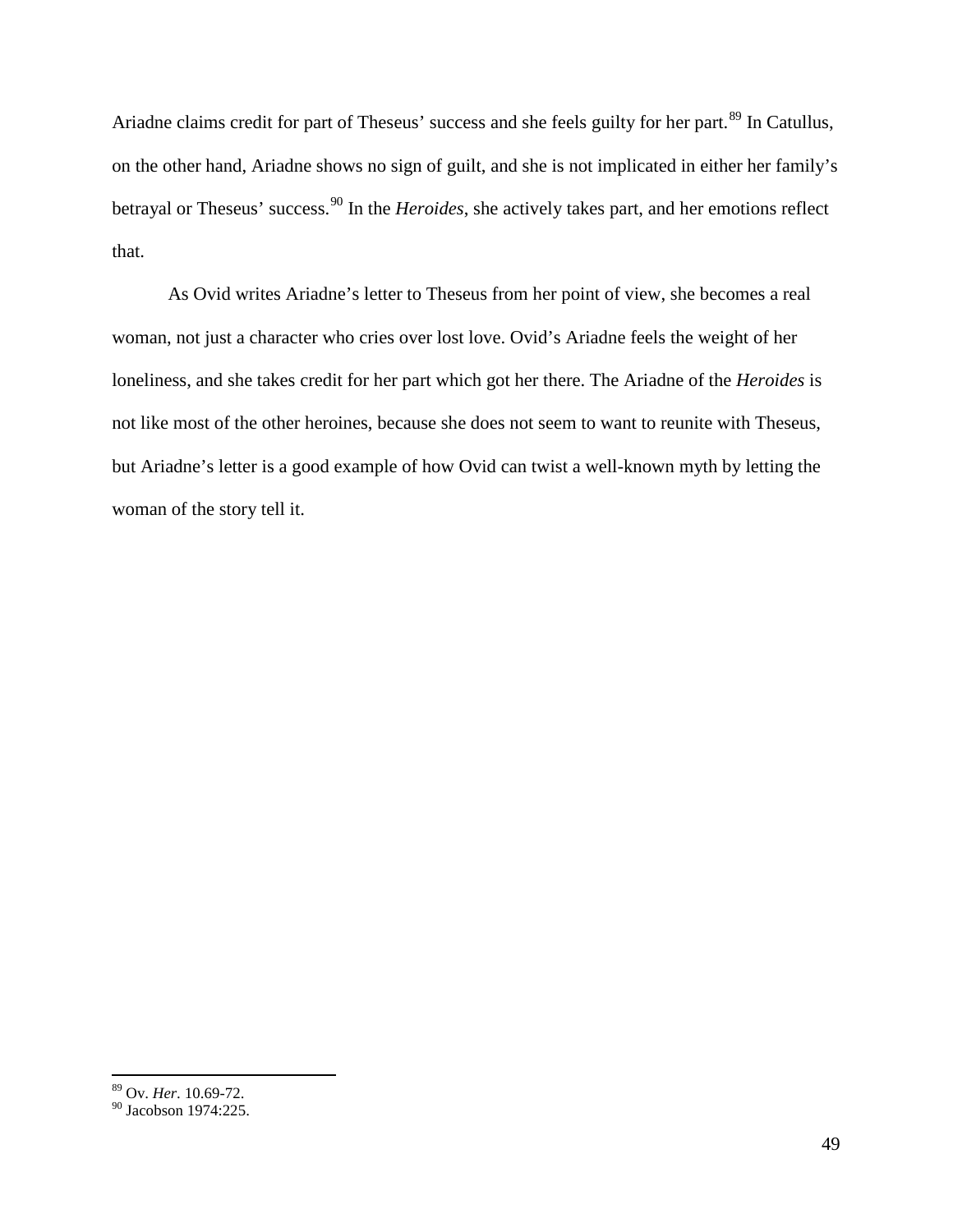Ariadne claims credit for part of Theseus' success and she feels guilty for her part.[89] In Catullus, on the other hand, Ariadne shows no sign of guilt, and she is not implicated in either her family's betrayal or Theseus' success.[90] In the *Heroides*, she actively takes part, and her emotions reflect that.

As Ovid writes Ariadne's letter to Theseus from her point of view, she becomes a real woman, not just a character who cries over lost love. Ovid's Ariadne feels the weight of her loneliness, and she takes credit for her part which got her there. The Ariadne of the *Heroides* is not like most of the other heroines, because she does not seem to want to reunite with Theseus, but Ariadne's letter is a good example of how Ovid can twist a well-known myth by letting the woman of the story tell it.

---

[89] Ov. *Her*. 10.69-72.

[90] Jacobson 1974:225.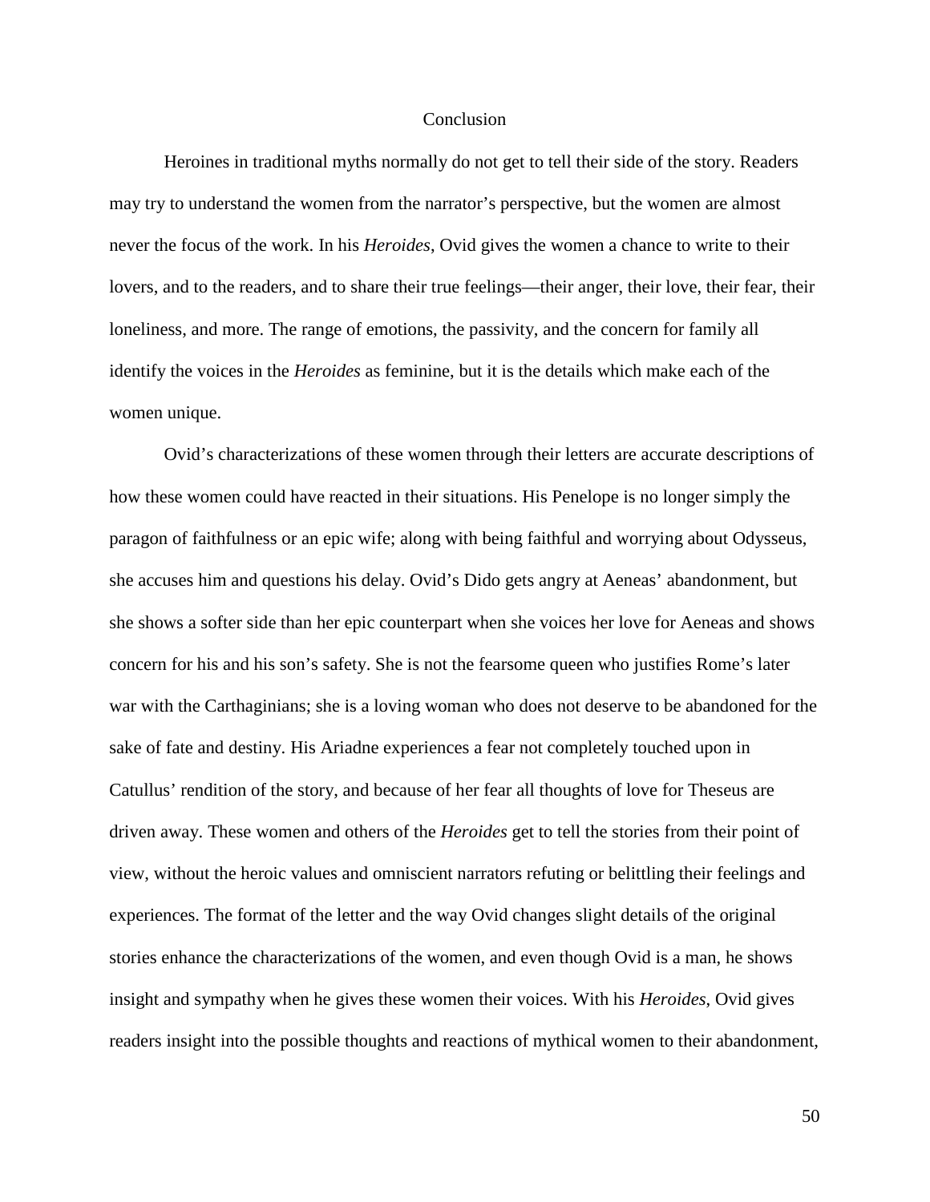# Conclusion

Heroines in traditional myths normally do not get to tell their side of the story. Readers may try to understand the women from the narrator's perspective, but the women are almost never the focus of the work. In his *Heroides*, Ovid gives the women a chance to write to their lovers, and to the readers, and to share their true feelings—their anger, their love, their fear, their loneliness, and more. The range of emotions, the passivity, and the concern for family all identify the voices in the *Heroides* as feminine, but it is the details which make each of the women unique.

Ovid's characterizations of these women through their letters are accurate descriptions of how these women could have reacted in their situations. His Penelope is no longer simply the paragon of faithfulness or an epic wife; along with being faithful and worrying about Odysseus, she accuses him and questions his delay. Ovid's Dido gets angry at Aeneas' abandonment, but she shows a softer side than her epic counterpart when she voices her love for Aeneas and shows concern for his and his son's safety. She is not the fearsome queen who justifies Rome's later war with the Carthaginians; she is a loving woman who does not deserve to be abandoned for the sake of fate and destiny. His Ariadne experiences a fear not completely touched upon in Catullus' rendition of the story, and because of her fear all thoughts of love for Theseus are driven away. These women and others of the *Heroides* get to tell the stories from their point of view, without the heroic values and omniscient narrators refuting or belittling their feelings and experiences. The format of the letter and the way Ovid changes slight details of the original stories enhance the characterizations of the women, and even though Ovid is a man, he shows insight and sympathy when he gives these women their voices. With his *Heroides*, Ovid gives readers insight into the possible thoughts and reactions of mythical women to their abandonment,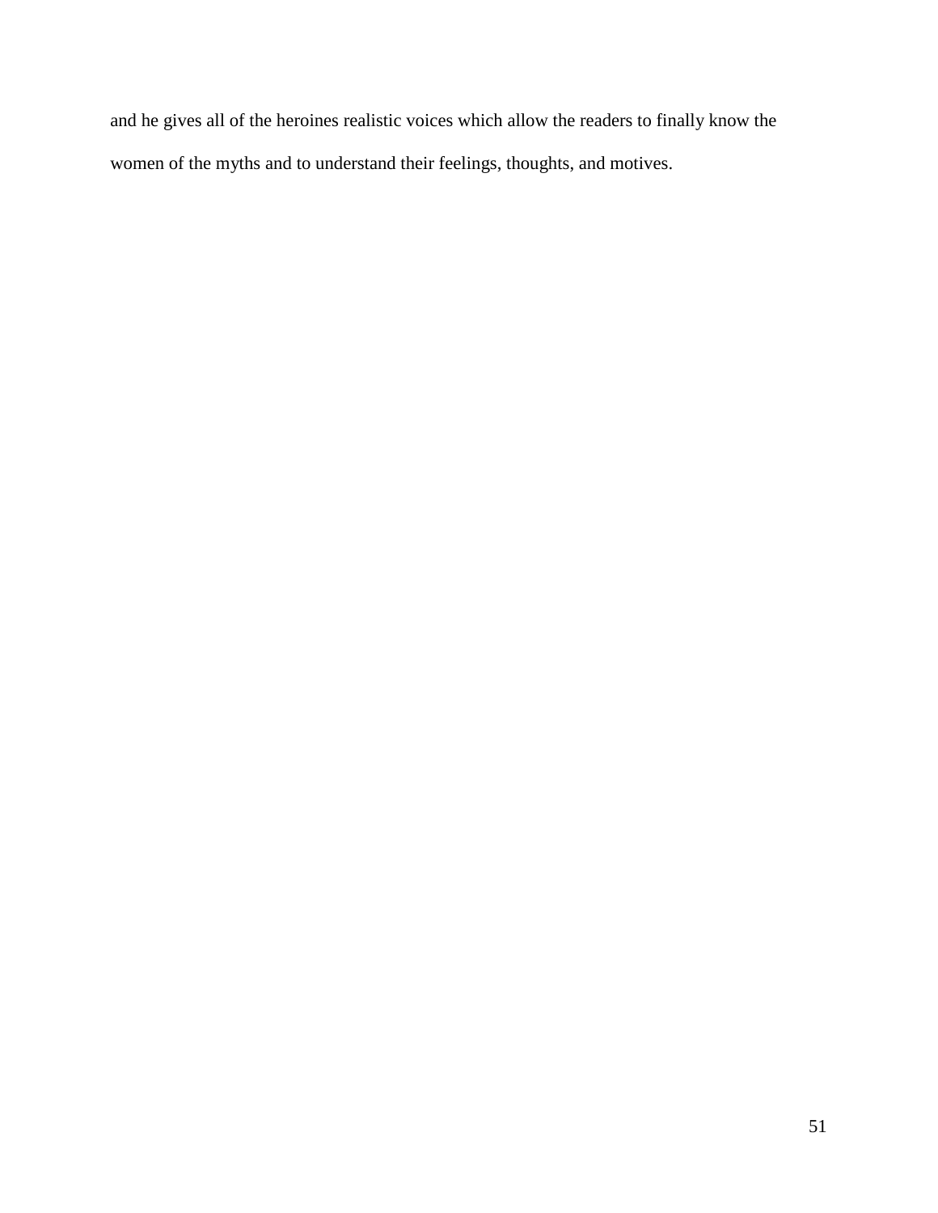and he gives all of the heroines realistic voices which allow the readers to finally know the women of the myths and to understand their feelings, thoughts, and motives.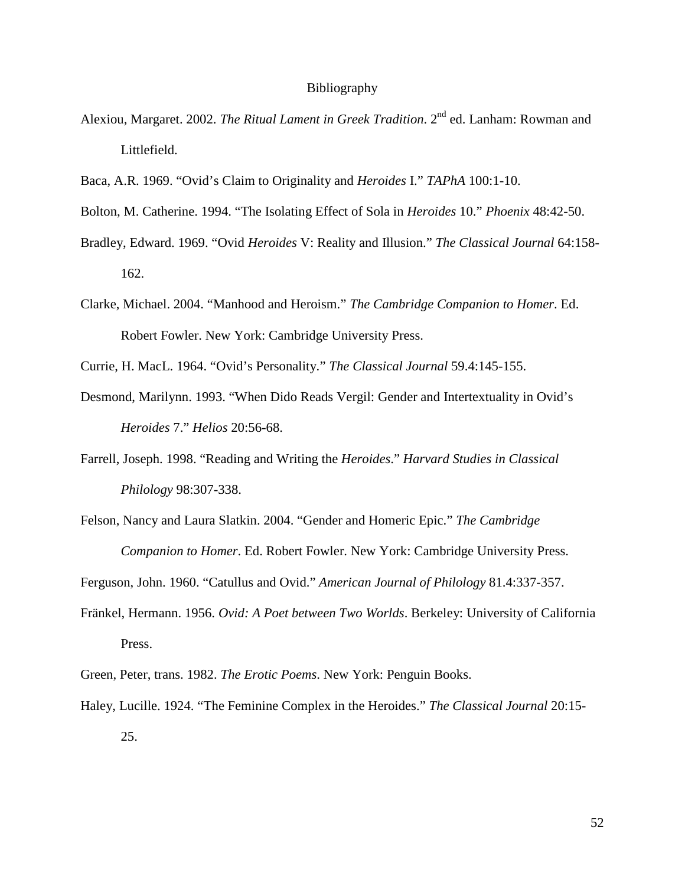# Bibliography

Alexiou, Margaret. 2002. *The Ritual Lament in Greek Tradition*. 2nd ed. Lanham: Rowman and Littlefield.

Baca, A.R. 1969. "Ovid's Claim to Originality and *Heroides* I." *TAPhA* 100:1-10.

Bolton, M. Catherine. 1994. "The Isolating Effect of Sola in *Heroides* 10." *Phoenix* 48:42-50.

Bradley, Edward. 1969. "Ovid *Heroides* V: Reality and Illusion." *The Classical Journal* 64:158-162.

Clarke, Michael. 2004. "Manhood and Heroism." *The Cambridge Companion to Homer*. Ed. Robert Fowler. New York: Cambridge University Press.

Currie, H. MacL. 1964. "Ovid's Personality." *The Classical Journal* 59.4:145-155.

Desmond, Marilynn. 1993. "When Dido Reads Vergil: Gender and Intertextuality in Ovid's *Heroides* 7." *Helios* 20:56-68.

Farrell, Joseph. 1998. "Reading and Writing the *Heroides*." *Harvard Studies in Classical Philology* 98:307-338.

Felson, Nancy and Laura Slatkin. 2004. "Gender and Homeric Epic." *The Cambridge Companion to Homer*. Ed. Robert Fowler. New York: Cambridge University Press.

Ferguson, John. 1960. "Catullus and Ovid." *American Journal of Philology* 81.4:337-357.

Fränkel, Hermann. 1956. *Ovid: A Poet between Two Worlds*. Berkeley: University of California Press.

Green, Peter, trans. 1982. *The Erotic Poems*. New York: Penguin Books.

Haley, Lucille. 1924. "The Feminine Complex in the Heroides." *The Classical Journal* 20:15-25.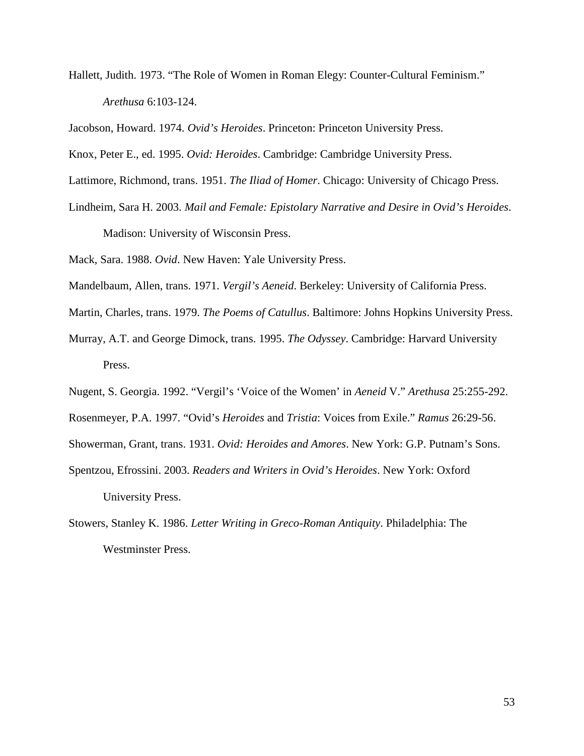Hallett, Judith. 1973. "The Role of Women in Roman Elegy: Counter-Cultural Feminism." *Arethusa* 6:103-124.

Jacobson, Howard. 1974. *Ovid's Heroides*. Princeton: Princeton University Press.

Knox, Peter E., ed. 1995. *Ovid: Heroides*. Cambridge: Cambridge University Press.

Lattimore, Richmond, trans. 1951. *The Iliad of Homer*. Chicago: University of Chicago Press.

Lindheim, Sara H. 2003. *Mail and Female: Epistolary Narrative and Desire in Ovid's Heroides*. Madison: University of Wisconsin Press.

Mack, Sara. 1988. *Ovid*. New Haven: Yale University Press.

Mandelbaum, Allen, trans. 1971. *Vergil's Aeneid*. Berkeley: University of California Press.

Martin, Charles, trans. 1979. *The Poems of Catullus*. Baltimore: Johns Hopkins University Press.

Murray, A.T. and George Dimock, trans. 1995. *The Odyssey*. Cambridge: Harvard University Press.

Nugent, S. Georgia. 1992. "Vergil's 'Voice of the Women' in *Aeneid* V." *Arethusa* 25:255-292.

Rosenmeyer, P.A. 1997. "Ovid's *Heroides* and *Tristia*: Voices from Exile." *Ramus* 26:29-56.

Showerman, Grant, trans. 1931. *Ovid: Heroides and Amores*. New York: G.P. Putnam's Sons.

Spentzou, Efrossini. 2003. *Readers and Writers in Ovid's Heroides*. New York: Oxford University Press.

Stowers, Stanley K. 1986. *Letter Writing in Greco-Roman Antiquity*. Philadelphia: The Westminster Press.